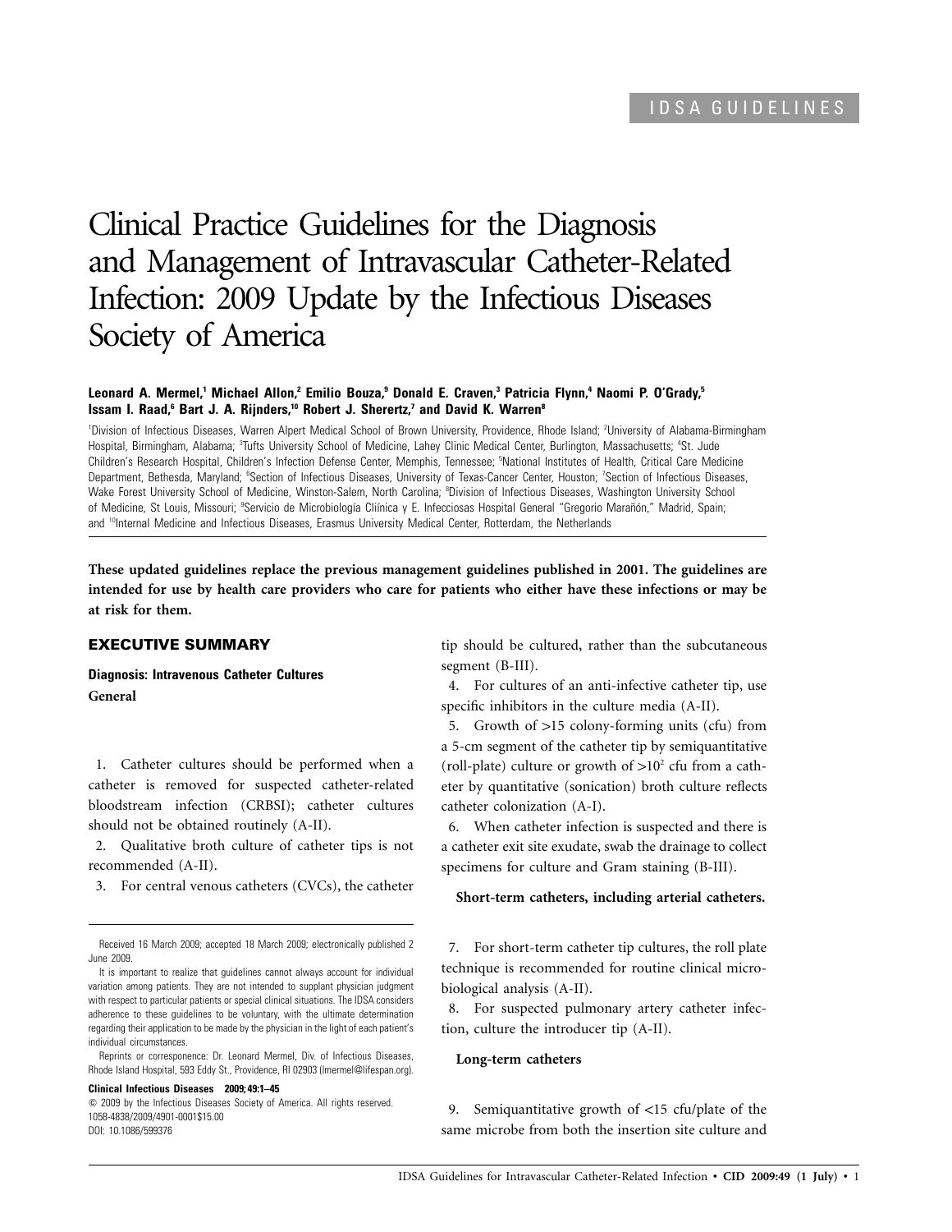IDSA GUIDELINES

# Clinical Practice Guidelines for the Diagnosis and Management of Intravascular Catheter-Related Infection: 2009 Update by the Infectious Diseases Society of America

**Leonard A. Mermel,[1] Michael Allon,[2] Emilio Bouza,[9] Donald E. Craven,[3] Patricia Flynn,[4] Naomi P. O'Grady,[5] Issam I. Raad,[6] Bart J. A. Rijnders,[10] Robert J. Sherertz,[7] and David K. Warren[8]**

[1]Division of Infectious Diseases, Warren Alpert Medical School of Brown University, Providence, Rhode Island; [2]University of Alabama-Birmingham Hospital, Birmingham, Alabama; [3]Tufts University School of Medicine, Lahey Clinic Medical Center, Burlington, Massachusetts; [4]St. Jude Children's Research Hospital, Children's Infection Defense Center, Memphis, Tennessee; [5]National Institutes of Health, Critical Care Medicine Department, Bethesda, Maryland; [6]Section of Infectious Diseases, University of Texas-Cancer Center, Houston; [7]Section of Infectious Diseases, Wake Forest University School of Medicine, Winston-Salem, North Carolina; [8]Division of Infectious Diseases, Washington University School of Medicine, St Louis, Missouri; [9]Servicio de Microbiología Cliínica y E. Infecciosas Hospital General "Gregorio Marañón," Madrid, Spain; and [10]Internal Medicine and Infectious Diseases, Erasmus University Medical Center, Rotterdam, the Netherlands

**These updated guidelines replace the previous management guidelines published in 2001. The guidelines are intended for use by health care providers who care for patients who either have these infections or may be at risk for them.**

## EXECUTIVE SUMMARY

### Diagnosis: Intravenous Catheter Cultures

#### General

1. Catheter cultures should be performed when a catheter is removed for suspected catheter-related bloodstream infection (CRBSI); catheter cultures should not be obtained routinely (A-II).
2. Qualitative broth culture of catheter tips is not recommended (A-II).
3. For central venous catheters (CVCs), the catheter tip should be cultured, rather than the subcutaneous segment (B-III).
4. For cultures of an anti-infective catheter tip, use specific inhibitors in the culture media (A-II).
5. Growth of >15 colony-forming units (cfu) from a 5-cm segment of the catheter tip by semiquantitative (roll-plate) culture or growth of $>10^2$ cfu from a catheter by quantitative (sonication) broth culture reflects catheter colonization (A-I).
6. When catheter infection is suspected and there is a catheter exit site exudate, swab the drainage to collect specimens for culture and Gram staining (B-III).

**Short-term catheters, including arterial catheters.**

7. For short-term catheter tip cultures, the roll plate technique is recommended for routine clinical microbiological analysis (A-II).
8. For suspected pulmonary artery catheter infection, culture the introducer tip (A-II).

**Long-term catheters**

9. Semiquantitative growth of <15 cfu/plate of the same microbe from both the insertion site culture and

Received 16 March 2009; accepted 18 March 2009; electronically published 2 June 2009.

It is important to realize that guidelines cannot always account for individual variation among patients. They are not intended to supplant physician judgment with respect to particular patients or special clinical situations. The IDSA considers adherence to these guidelines to be voluntary, with the ultimate determination regarding their application to be made by the physician in the light of each patient's individual circumstances.

Reprints or corresponence: Dr. Leonard Mermel, Div. of Infectious Diseases, Rhode Island Hospital, 593 Eddy St., Providence, RI 02903 (lmermel@lifespan.org).

**Clinical Infectious Diseases 2009; 49:1–45**

© 2009 by the Infectious Diseases Society of America. All rights reserved.
1058-4838/2009/4901-0001$15.00
DOI: 10.1086/599376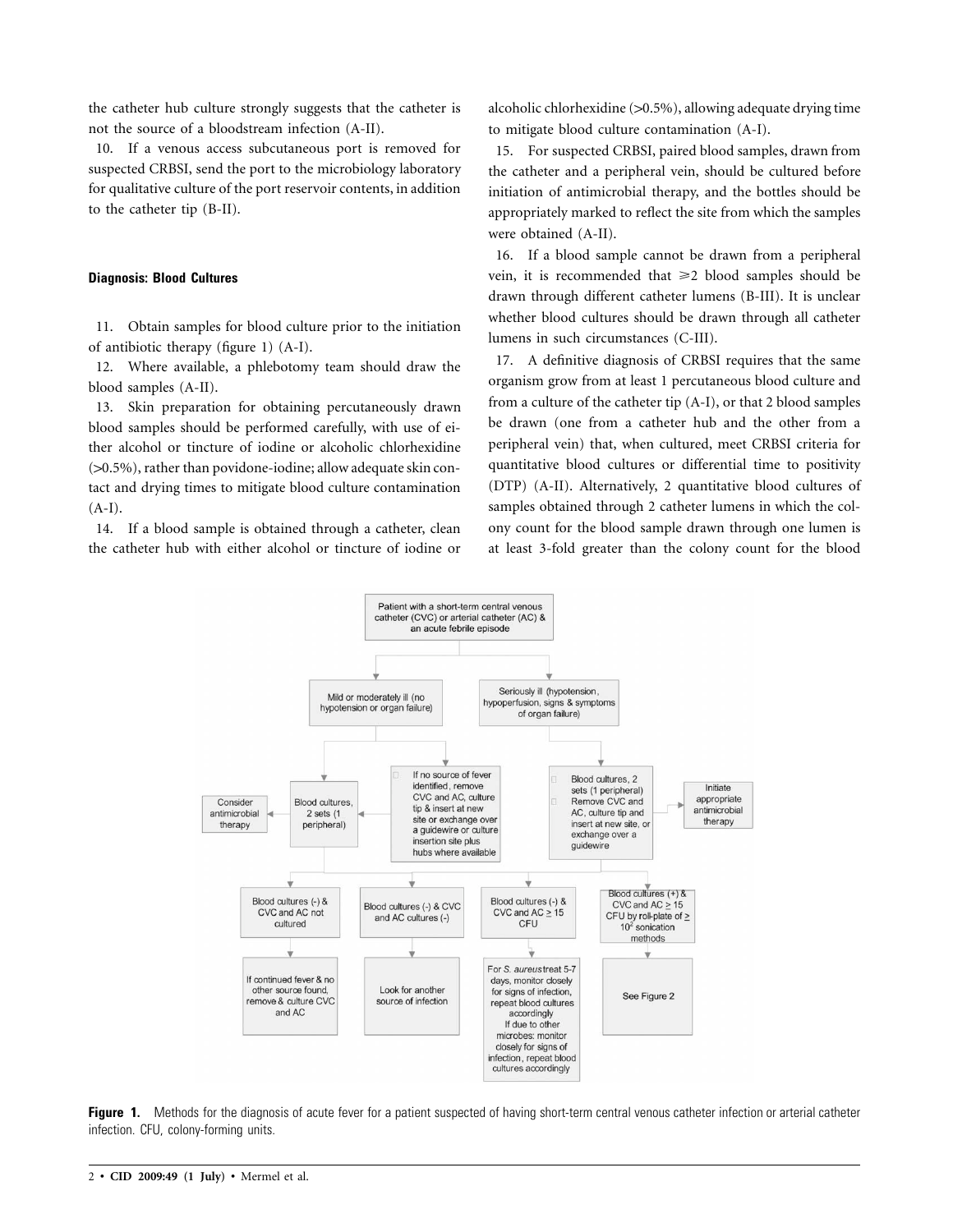the catheter hub culture strongly suggests that the catheter is not the source of a bloodstream infection (A-II).

10. If a venous access subcutaneous port is removed for suspected CRBSI, send the port to the microbiology laboratory for qualitative culture of the port reservoir contents, in addition to the catheter tip (B-II).

### Diagnosis: Blood Cultures

11. Obtain samples for blood culture prior to the initiation of antibiotic therapy (figure 1) (A-I).

12. Where available, a phlebotomy team should draw the blood samples (A-II).

13. Skin preparation for obtaining percutaneously drawn blood samples should be performed carefully, with use of either alcohol or tincture of iodine or alcoholic chlorhexidine (>0.5%), rather than povidone-iodine; allow adequate skin contact and drying times to mitigate blood culture contamination (A-I).

14. If a blood sample is obtained through a catheter, clean the catheter hub with either alcohol or tincture of iodine or alcoholic chlorhexidine (>0.5%), allowing adequate drying time to mitigate blood culture contamination (A-I).

15. For suspected CRBSI, paired blood samples, drawn from the catheter and a peripheral vein, should be cultured before initiation of antimicrobial therapy, and the bottles should be appropriately marked to reflect the site from which the samples were obtained (A-II).

16. If a blood sample cannot be drawn from a peripheral vein, it is recommended that $\geq$2 blood samples should be drawn through different catheter lumens (B-III). It is unclear whether blood cultures should be drawn through all catheter lumens in such circumstances (C-III).

17. A definitive diagnosis of CRBSI requires that the same organism grow from at least 1 percutaneous blood culture and from a culture of the catheter tip (A-I), or that 2 blood samples be drawn (one from a catheter hub and the other from a peripheral vein) that, when cultured, meet CRBSI criteria for quantitative blood cultures or differential time to positivity (DTP) (A-II). Alternatively, 2 quantitative blood cultures of samples obtained through 2 catheter lumens in which the colony count for the blood sample drawn through one lumen is at least 3-fold greater than the colony count for the blood

Patient with a short-term central venous catheter (CVC) or arterial catheter (AC) & an acute febrile episode

- Mild or moderately ill (no hypotension or organ failure)
  - Blood cultures, 2 sets (1 peripheral) → Consider antimicrobial therapy
  - If no source of fever identified, remove CVC and AC, culture tip & insert at new site or exchange over a guidewire or culture insertion site plus hubs where available
- Seriously ill (hypotension, hypoperfusion, signs & symptoms of organ failure)
  - Blood cultures, 2 sets (1 peripheral)
  - Remove CVC and AC, culture tip and insert at new site, or exchange over a guidewire → Initiate appropriate antimicrobial therapy

Outcomes:

- Blood cultures (-) & CVC and AC not cultured → If continued fever & no other source found, remove & culture CVC and AC
- Blood cultures (-) & CVC and AC cultures (-) → Look for another source of infection
- Blood cultures (-) & CVC and AC $\geq$ 15 CFU → For *S. aureus* treat 5-7 days, monitor closely for signs of infection, repeat blood cultures accordingly. If due to other microbes: monitor closely for signs of infection, repeat blood cultures accordingly
- Blood cultures (+) & CVC and AC $\geq$ 15 CFU by roll-plate of $\geq 10^2$ sonication methods → See Figure 2

**Figure 1.** Methods for the diagnosis of acute fever for a patient suspected of having short-term central venous catheter infection or arterial catheter infection. CFU, colony-forming units.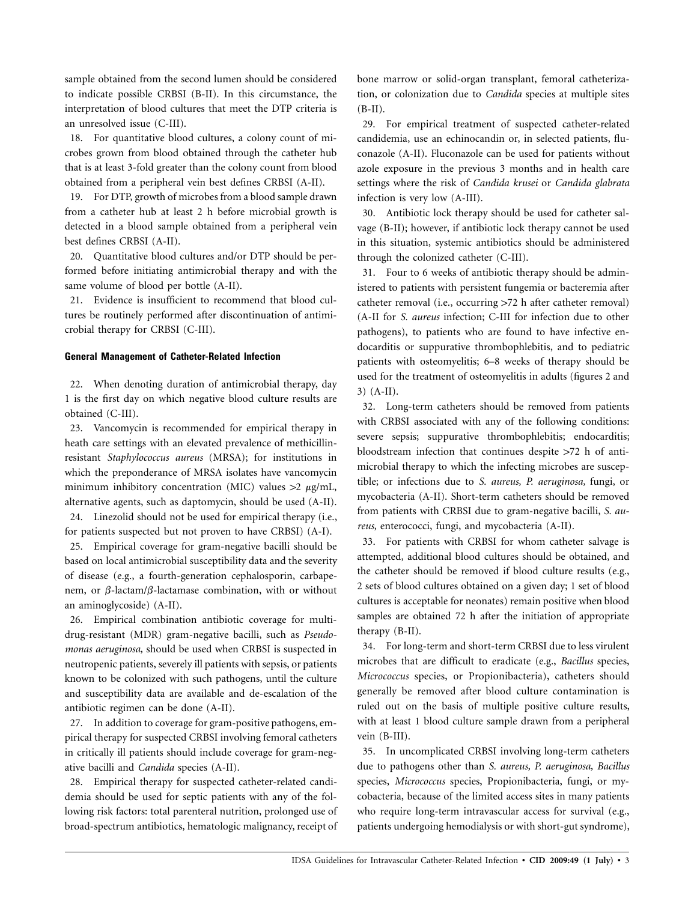sample obtained from the second lumen should be considered to indicate possible CRBSI (B-II). In this circumstance, the interpretation of blood cultures that meet the DTP criteria is an unresolved issue (C-III).

18. For quantitative blood cultures, a colony count of microbes grown from blood obtained through the catheter hub that is at least 3-fold greater than the colony count from blood obtained from a peripheral vein best defines CRBSI (A-II).

19. For DTP, growth of microbes from a blood sample drawn from a catheter hub at least 2 h before microbial growth is detected in a blood sample obtained from a peripheral vein best defines CRBSI (A-II).

20. Quantitative blood cultures and/or DTP should be performed before initiating antimicrobial therapy and with the same volume of blood per bottle (A-II).

21. Evidence is insufficient to recommend that blood cultures be routinely performed after discontinuation of antimicrobial therapy for CRBSI (C-III).

### General Management of Catheter-Related Infection

22. When denoting duration of antimicrobial therapy, day 1 is the first day on which negative blood culture results are obtained (C-III).

23. Vancomycin is recommended for empirical therapy in heath care settings with an elevated prevalence of methicillin-resistant *Staphylococcus aureus* (MRSA); for institutions in which the preponderance of MRSA isolates have vancomycin minimum inhibitory concentration (MIC) values >2 $\mu$g/mL, alternative agents, such as daptomycin, should be used (A-II).

24. Linezolid should not be used for empirical therapy (i.e., for patients suspected but not proven to have CRBSI) (A-I).

25. Empirical coverage for gram-negative bacilli should be based on local antimicrobial susceptibility data and the severity of disease (e.g., a fourth-generation cephalosporin, carbapenem, or $\beta$-lactam/$\beta$-lactamase combination, with or without an aminoglycoside) (A-II).

26. Empirical combination antibiotic coverage for multidrug-resistant (MDR) gram-negative bacilli, such as *Pseudomonas aeruginosa,* should be used when CRBSI is suspected in neutropenic patients, severely ill patients with sepsis, or patients known to be colonized with such pathogens, until the culture and susceptibility data are available and de-escalation of the antibiotic regimen can be done (A-II).

27. In addition to coverage for gram-positive pathogens, empirical therapy for suspected CRBSI involving femoral catheters in critically ill patients should include coverage for gram-negative bacilli and *Candida* species (A-II).

28. Empirical therapy for suspected catheter-related candidemia should be used for septic patients with any of the following risk factors: total parenteral nutrition, prolonged use of broad-spectrum antibiotics, hematologic malignancy, receipt of bone marrow or solid-organ transplant, femoral catheterization, or colonization due to *Candida* species at multiple sites (B-II).

29. For empirical treatment of suspected catheter-related candidemia, use an echinocandin or, in selected patients, fluconazole (A-II). Fluconazole can be used for patients without azole exposure in the previous 3 months and in health care settings where the risk of *Candida krusei* or *Candida glabrata* infection is very low (A-III).

30. Antibiotic lock therapy should be used for catheter salvage (B-II); however, if antibiotic lock therapy cannot be used in this situation, systemic antibiotics should be administered through the colonized catheter (C-III).

31. Four to 6 weeks of antibiotic therapy should be administered to patients with persistent fungemia or bacteremia after catheter removal (i.e., occurring >72 h after catheter removal) (A-II for *S. aureus* infection; C-III for infection due to other pathogens), to patients who are found to have infective endocarditis or suppurative thrombophlebitis, and to pediatric patients with osteomyelitis; 6–8 weeks of therapy should be used for the treatment of osteomyelitis in adults (figures 2 and 3) (A-II).

32. Long-term catheters should be removed from patients with CRBSI associated with any of the following conditions: severe sepsis; suppurative thrombophlebitis; endocarditis; bloodstream infection that continues despite >72 h of antimicrobial therapy to which the infecting microbes are susceptible; or infections due to *S. aureus, P. aeruginosa,* fungi, or mycobacteria (A-II). Short-term catheters should be removed from patients with CRBSI due to gram-negative bacilli, *S. aureus,* enterococci, fungi, and mycobacteria (A-II).

33. For patients with CRBSI for whom catheter salvage is attempted, additional blood cultures should be obtained, and the catheter should be removed if blood culture results (e.g., 2 sets of blood cultures obtained on a given day; 1 set of blood cultures is acceptable for neonates) remain positive when blood samples are obtained 72 h after the initiation of appropriate therapy (B-II).

34. For long-term and short-term CRBSI due to less virulent microbes that are difficult to eradicate (e.g., *Bacillus* species, *Micrococcus* species, or Propionibacteria), catheters should generally be removed after blood culture contamination is ruled out on the basis of multiple positive culture results, with at least 1 blood culture sample drawn from a peripheral vein (B-III).

35. In uncomplicated CRBSI involving long-term catheters due to pathogens other than *S. aureus, P. aeruginosa, Bacillus* species, *Micrococcus* species, Propionibacteria, fungi, or mycobacteria, because of the limited access sites in many patients who require long-term intravascular access for survival (e.g., patients undergoing hemodialysis or with short-gut syndrome),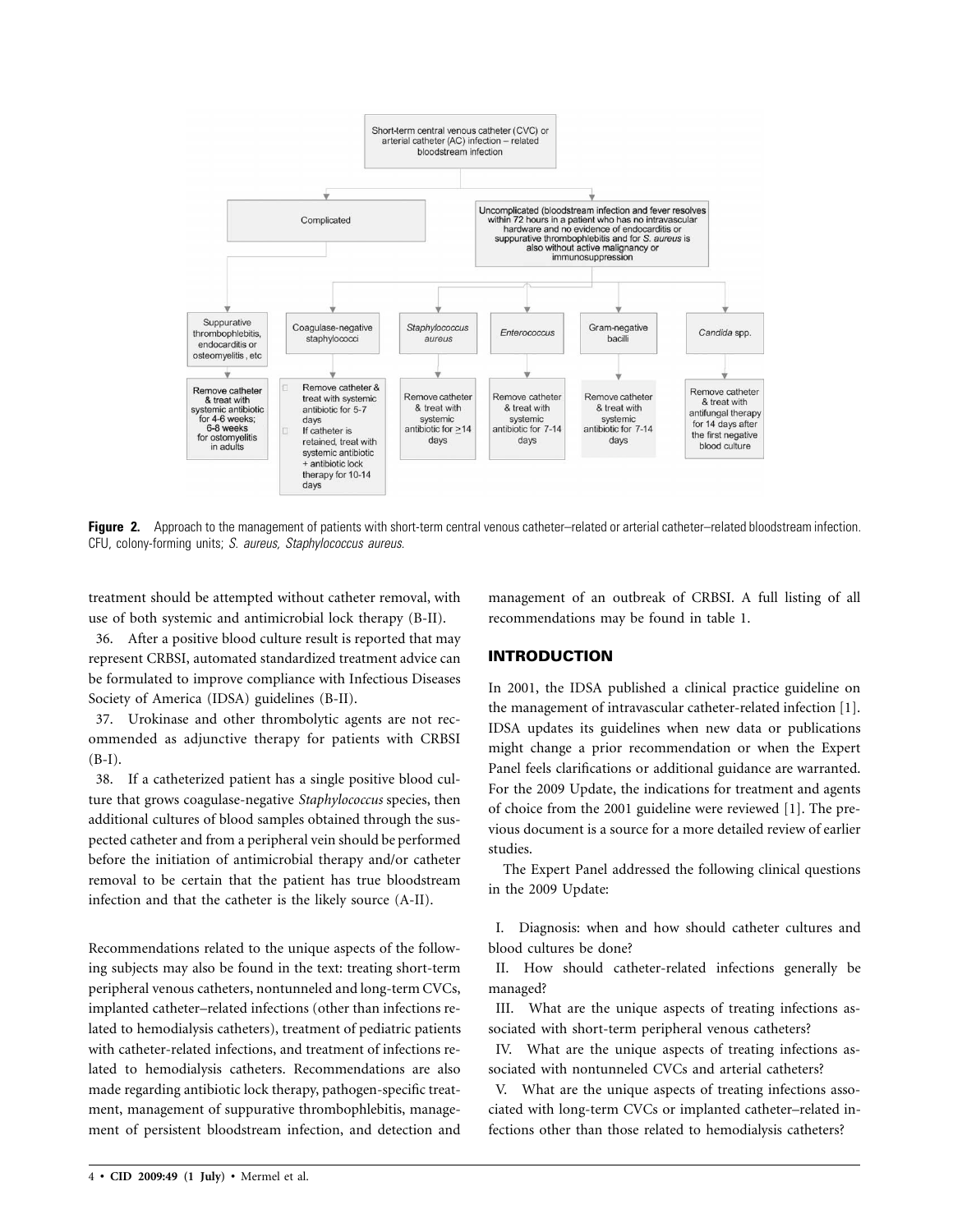Short-term central venous catheter (CVC) or arterial catheter (AC) infection – related bloodstream infection

- Complicated
  - Suppurative thrombophlebitis, endocarditis or osteomyelitis, etc → Remove catheter & treat with systemic antibiotic for 4-6 weeks; 6-8 weeks for ostomyelitis in adults
- Uncomplicated (bloodstream infection and fever resolves within 72 hours in a patient who has no intravascular hardware and no evidence of endocarditis or suppurative thrombophlebitis and for *S. aureus* is also without active malignancy or immunosuppression)
  - Coagulase-negative staphylococci → Remove catheter & treat with systemic antibiotic for 5-7 days; If catheter is retained, treat with systemic antibiotic + antibiotic lock therapy for 10-14 days
  - *Staphylococcus aureus* → Remove catheter & treat with systemic antibiotic for ≥14 days
  - *Enterococcus* → Remove catheter & treat with systemic antibiotic for 7-14 days
  - Gram-negative bacilli → Remove catheter & treat with systemic antibiotic for 7-14 days
  - *Candida* spp. → Remove catheter & treat with antifungal therapy for 14 days after the first negative blood culture

**Figure 2.** Approach to the management of patients with short-term central venous catheter–related or arterial catheter–related bloodstream infection. CFU, colony-forming units; *S. aureus, Staphylococcus aureus.*

treatment should be attempted without catheter removal, with use of both systemic and antimicrobial lock therapy (B-II).

36. After a positive blood culture result is reported that may represent CRBSI, automated standardized treatment advice can be formulated to improve compliance with Infectious Diseases Society of America (IDSA) guidelines (B-II).

37. Urokinase and other thrombolytic agents are not recommended as adjunctive therapy for patients with CRBSI (B-I).

38. If a catheterized patient has a single positive blood culture that grows coagulase-negative *Staphylococcus* species, then additional cultures of blood samples obtained through the suspected catheter and from a peripheral vein should be performed before the initiation of antimicrobial therapy and/or catheter removal to be certain that the patient has true bloodstream infection and that the catheter is the likely source (A-II).

Recommendations related to the unique aspects of the following subjects may also be found in the text: treating short-term peripheral venous catheters, nontunneled and long-term CVCs, implanted catheter–related infections (other than infections related to hemodialysis catheters), treatment of pediatric patients with catheter-related infections, and treatment of infections related to hemodialysis catheters. Recommendations are also made regarding antibiotic lock therapy, pathogen-specific treatment, management of suppurative thrombophlebitis, management of persistent bloodstream infection, and detection and management of an outbreak of CRBSI. A full listing of all recommendations may be found in table 1.

## INTRODUCTION

In 2001, the IDSA published a clinical practice guideline on the management of intravascular catheter-related infection [1]. IDSA updates its guidelines when new data or publications might change a prior recommendation or when the Expert Panel feels clarifications or additional guidance are warranted. For the 2009 Update, the indications for treatment and agents of choice from the 2001 guideline were reviewed [1]. The previous document is a source for a more detailed review of earlier studies.

The Expert Panel addressed the following clinical questions in the 2009 Update:

I. Diagnosis: when and how should catheter cultures and blood cultures be done?

II. How should catheter-related infections generally be managed?

III. What are the unique aspects of treating infections associated with short-term peripheral venous catheters?

IV. What are the unique aspects of treating infections associated with nontunneled CVCs and arterial catheters?

V. What are the unique aspects of treating infections associated with long-term CVCs or implanted catheter–related infections other than those related to hemodialysis catheters?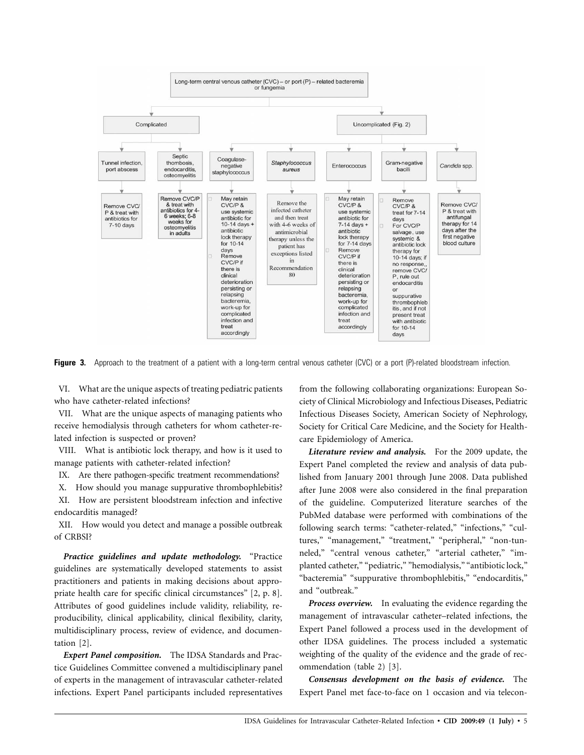Long-term central venous catheter (CVC) – or port (P) – related bacteremia or fungemia

- **Complicated**
  - Tunnel infection, port abscess
    - Remove CVC/P & treat with antibiotics for 7-10 days
  - Septic thombosis, endocarditis, osteomyelitis
    - Remove CVC/P & treat with antibiotics for 4-6 weeks; 6-8 weeks for osteomyelitis in adults
- **Uncomplicated (Fig. 2)**
  - Coagulase-negative staphylococcus
    - May retain CVC/P & use systemic antibiotic for 10-14 days + antibiotic lock therapy for 10-14 days
    - Remove CVC/P if there is clinical deterioration persisting or relapsing bacteremia, work-up for complicated infection and treat accordingly
  - *Staphylococcus aureus*
    - Remove the infected catheter and then treat with 4-6 weeks of antimicrobial therapy unless the patient has exceptions listed in Recommendation 80
  - Enterococcus
    - May retain CVC/P & use systemic antibiotic for 7-14 days + antibiotic lock therapy for 7-14 days
    - Remove CVC/P if there is clinical deterioration persisting or relapsing bacteremia, work-up for complicated infection and treat accordingly
  - Gram-negative bacilli
    - Remove CVC/P & treat for 7-14 days
    - For CVC/P salvage, use systemic & antibiotic lock therapy for 10-14 days; if no response,, remove CVC/P, rule out endocarditis or suppurative thrombophlebitis, and if not present treat with antibiotic for 10-14 days
  - *Candida* spp.
    - Remove CVC/P & treat with antifungal therapy for 14 days after the first negative blood culture

**Figure 3.** Approach to the treatment of a patient with a long-term central venous catheter (CVC) or a port (P)-related bloodstream infection.

VI. What are the unique aspects of treating pediatric patients who have catheter-related infections?

VII. What are the unique aspects of managing patients who receive hemodialysis through catheters for whom catheter-related infection is suspected or proven?

VIII. What is antibiotic lock therapy, and how is it used to manage patients with catheter-related infection?

IX. Are there pathogen-specific treatment recommendations?

X. How should you manage suppurative thrombophlebitis?

XI. How are persistent bloodstream infection and infective endocarditis managed?

XII. How would you detect and manage a possible outbreak of CRBSI?

***Practice guidelines and update methodology.*** "Practice guidelines are systematically developed statements to assist practitioners and patients in making decisions about appropriate health care for specific clinical circumstances" [2, p. 8]. Attributes of good guidelines include validity, reliability, reproducibility, clinical applicability, clinical flexibility, clarity, multidisciplinary process, review of evidence, and documentation [2].

***Expert Panel composition.*** The IDSA Standards and Practice Guidelines Committee convened a multidisciplinary panel of experts in the management of intravascular catheter-related infections. Expert Panel participants included representatives from the following collaborating organizations: European Society of Clinical Microbiology and Infectious Diseases, Pediatric Infectious Diseases Society, American Society of Nephrology, Society for Critical Care Medicine, and the Society for Healthcare Epidemiology of America.

***Literature review and analysis.*** For the 2009 update, the Expert Panel completed the review and analysis of data published from January 2001 through June 2008. Data published after June 2008 were also considered in the final preparation of the guideline. Computerized literature searches of the PubMed database were performed with combinations of the following search terms: "catheter-related," "infections," "cultures," "management," "treatment," "peripheral," "non-tunneled," "central venous catheter," "arterial catheter," "implanted catheter," "pediatric," "hemodialysis," "antibiotic lock," "bacteremia" "suppurative thrombophlebitis," "endocarditis," and "outbreak."

***Process overview.*** In evaluating the evidence regarding the management of intravascular catheter–related infections, the Expert Panel followed a process used in the development of other IDSA guidelines. The process included a systematic weighting of the quality of the evidence and the grade of recommendation (table 2) [3].

***Consensus development on the basis of evidence.*** The Expert Panel met face-to-face on 1 occasion and via telecon-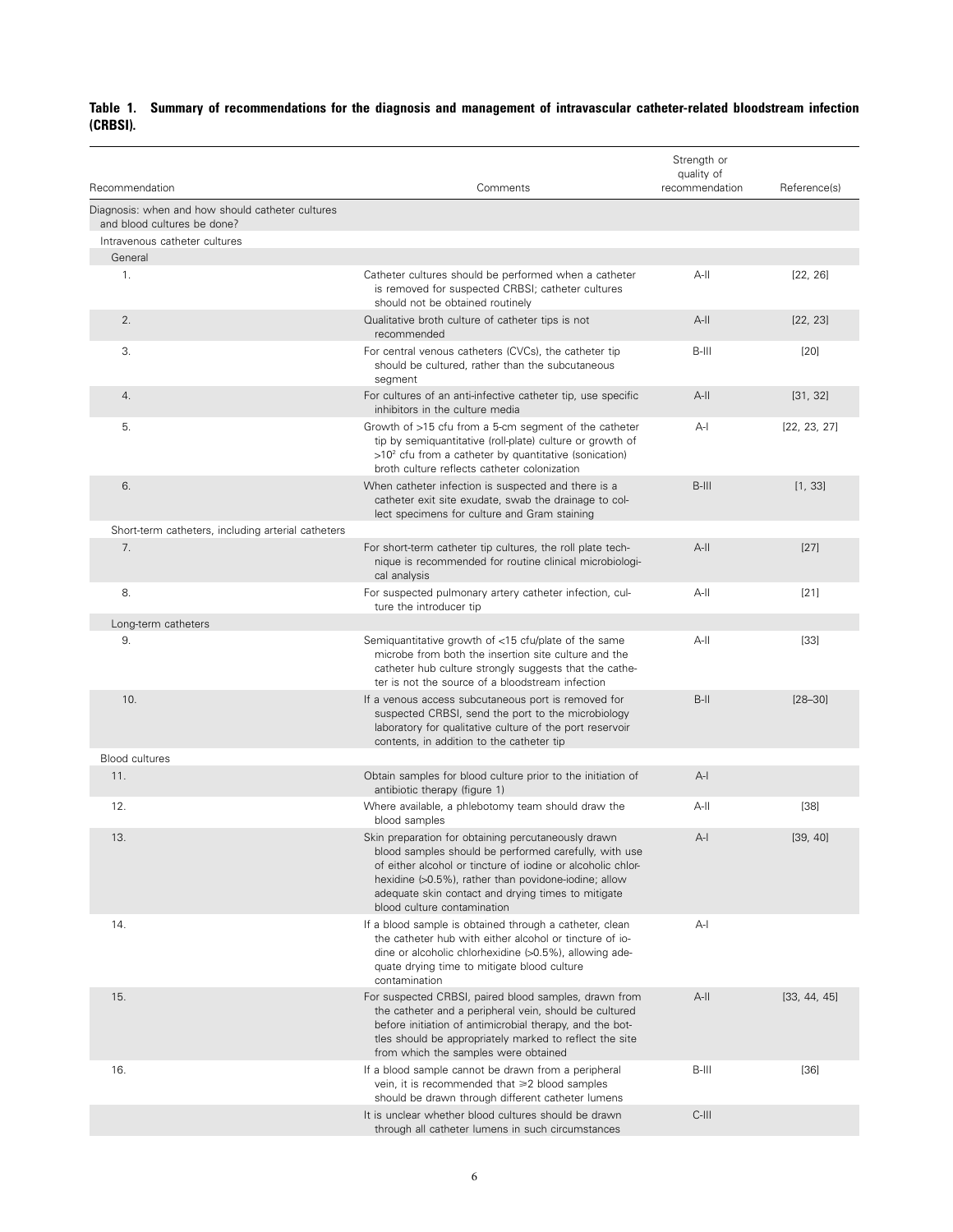**Table 1. Summary of recommendations for the diagnosis and management of intravascular catheter-related bloodstream infection (CRBSI).**

| Recommendation | Comments | Strength or quality of recommendation | Reference(s) |
|---|---|---|---|
| Diagnosis: when and how should catheter cultures and blood cultures be done? | | | |
| Intravenous catheter cultures | | | |
| General | | | |
| 1. | Catheter cultures should be performed when a catheter is removed for suspected CRBSI; catheter cultures should not be obtained routinely | A-II | [22, 26] |
| 2. | Qualitative broth culture of catheter tips is not recommended | A-II | [22, 23] |
| 3. | For central venous catheters (CVCs), the catheter tip should be cultured, rather than the subcutaneous segment | B-III | [20] |
| 4. | For cultures of an anti-infective catheter tip, use specific inhibitors in the culture media | A-II | [31, 32] |
| 5. | Growth of >15 cfu from a 5-cm segment of the catheter tip by semiquantitative (roll-plate) culture or growth of $>10^2$ cfu from a catheter by quantitative (sonication) broth culture reflects catheter colonization | A-I | [22, 23, 27] |
| 6. | When catheter infection is suspected and there is a catheter exit site exudate, swab the drainage to collect specimens for culture and Gram staining | B-III | [1, 33] |
| Short-term catheters, including arterial catheters | | | |
| 7. | For short-term catheter tip cultures, the roll plate technique is recommended for routine clinical microbiological analysis | A-II | [27] |
| 8. | For suspected pulmonary artery catheter infection, culture the introducer tip | A-II | [21] |
| Long-term catheters | | | |
| 9. | Semiquantitative growth of <15 cfu/plate of the same microbe from both the insertion site culture and the catheter hub culture strongly suggests that the catheter is not the source of a bloodstream infection | A-II | [33] |
| 10. | If a venous access subcutaneous port is removed for suspected CRBSI, send the port to the microbiology laboratory for qualitative culture of the port reservoir contents, in addition to the catheter tip | B-II | [28–30] |
| Blood cultures | | | |
| 11. | Obtain samples for blood culture prior to the initiation of antibiotic therapy (figure 1) | A-I | |
| 12. | Where available, a phlebotomy team should draw the blood samples | A-II | [38] |
| 13. | Skin preparation for obtaining percutaneously drawn blood samples should be performed carefully, with use of either alcohol or tincture of iodine or alcoholic chlorhexidine (>0.5%), rather than povidone-iodine; allow adequate skin contact and drying times to mitigate blood culture contamination | A-I | [39, 40] |
| 14. | If a blood sample is obtained through a catheter, clean the catheter hub with either alcohol or tincture of iodine or alcoholic chlorhexidine (>0.5%), allowing adequate drying time to mitigate blood culture contamination | A-I | |
| 15. | For suspected CRBSI, paired blood samples, drawn from the catheter and a peripheral vein, should be cultured before initiation of antimicrobial therapy, and the bottles should be appropriately marked to reflect the site from which the samples were obtained | A-II | [33, 44, 45] |
| 16. | If a blood sample cannot be drawn from a peripheral vein, it is recommended that ⩾2 blood samples should be drawn through different catheter lumens | B-III | [36] |
| | It is unclear whether blood cultures should be drawn through all catheter lumens in such circumstances | C-III | |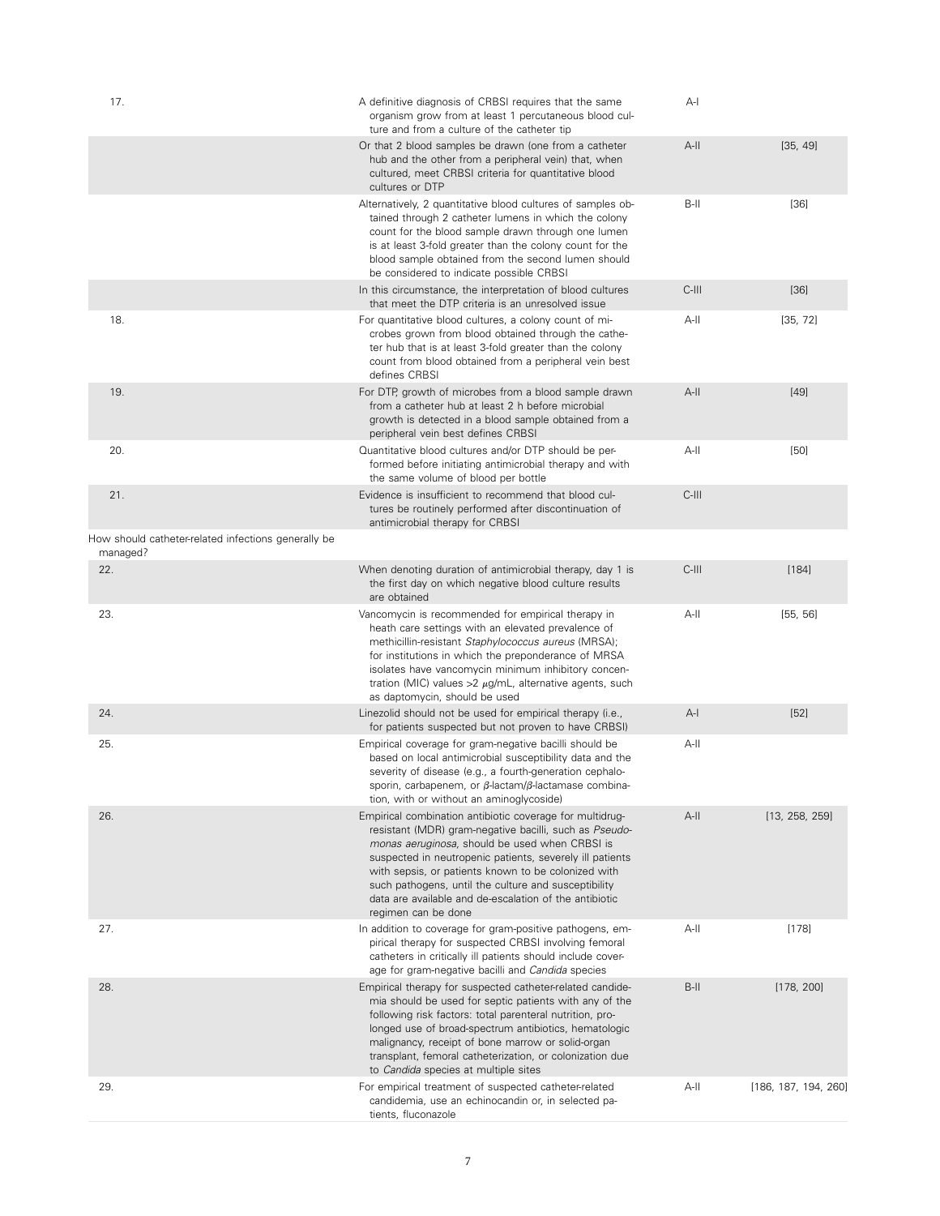| | | | |
|---|---|---|---|
| 17. | A definitive diagnosis of CRBSI requires that the same organism grow from at least 1 percutaneous blood culture and from a culture of the catheter tip | A-I | |
| | Or that 2 blood samples be drawn (one from a catheter hub and the other from a peripheral vein) that, when cultured, meet CRBSI criteria for quantitative blood cultures or DTP | A-II | [35, 49] |
| | Alternatively, 2 quantitative blood cultures of samples obtained through 2 catheter lumens in which the colony count for the blood sample drawn through one lumen is at least 3-fold greater than the colony count for the blood sample obtained from the second lumen should be considered to indicate possible CRBSI | B-II | [36] |
| | In this circumstance, the interpretation of blood cultures that meet the DTP criteria is an unresolved issue | C-III | [36] |
| 18. | For quantitative blood cultures, a colony count of microbes grown from blood obtained through the catheter hub that is at least 3-fold greater than the colony count from blood obtained from a peripheral vein best defines CRBSI | A-II | [35, 72] |
| 19. | For DTP, growth of microbes from a blood sample drawn from a catheter hub at least 2 h before microbial growth is detected in a blood sample obtained from a peripheral vein best defines CRBSI | A-II | [49] |
| 20. | Quantitative blood cultures and/or DTP should be performed before initiating antimicrobial therapy and with the same volume of blood per bottle | A-II | [50] |
| 21. | Evidence is insufficient to recommend that blood cultures be routinely performed after discontinuation of antimicrobial therapy for CRBSI | C-III | |
| How should catheter-related infections generally be managed? | | | |
| 22. | When denoting duration of antimicrobial therapy, day 1 is the first day on which negative blood culture results are obtained | C-III | [184] |
| 23. | Vancomycin is recommended for empirical therapy in heath care settings with an elevated prevalence of methicillin-resistant *Staphylococcus aureus* (MRSA); for institutions in which the preponderance of MRSA isolates have vancomycin minimum inhibitory concentration (MIC) values >2 μg/mL, alternative agents, such as daptomycin, should be used | A-II | [55, 56] |
| 24. | Linezolid should not be used for empirical therapy (i.e., for patients suspected but not proven to have CRBSI) | A-I | [52] |
| 25. | Empirical coverage for gram-negative bacilli should be based on local antimicrobial susceptibility data and the severity of disease (e.g., a fourth-generation cephalosporin, carbapenem, or β-lactam/β-lactamase combination, with or without an aminoglycoside) | A-II | |
| 26. | Empirical combination antibiotic coverage for multidrug-resistant (MDR) gram-negative bacilli, such as *Pseudomonas aeruginosa*, should be used when CRBSI is suspected in neutropenic patients, severely ill patients with sepsis, or patients known to be colonized with such pathogens, until the culture and susceptibility data are available and de-escalation of the antibiotic regimen can be done | A-II | [13, 258, 259] |
| 27. | In addition to coverage for gram-positive pathogens, empirical therapy for suspected CRBSI involving femoral catheters in critically ill patients should include coverage for gram-negative bacilli and *Candida* species | A-II | [178] |
| 28. | Empirical therapy for suspected catheter-related candidemia should be used for septic patients with any of the following risk factors: total parenteral nutrition, prolonged use of broad-spectrum antibiotics, hematologic malignancy, receipt of bone marrow or solid-organ transplant, femoral catheterization, or colonization due to *Candida* species at multiple sites | B-II | [178, 200] |
| 29. | For empirical treatment of suspected catheter-related candidemia, use an echinocandin or, in selected patients, fluconazole | A-II | [186, 187, 194, 260] |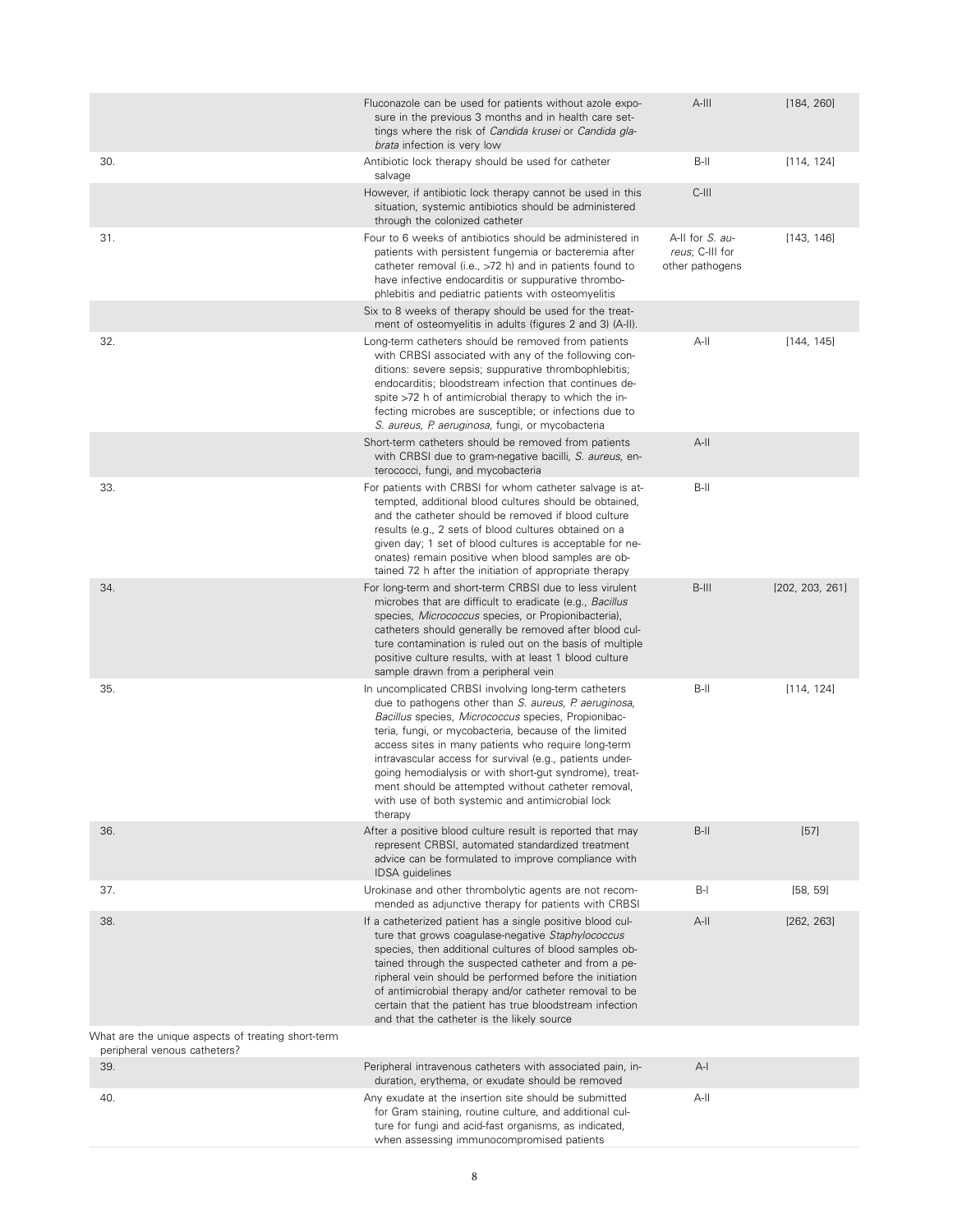| | | | |
|---|---|---|---|
| | Fluconazole can be used for patients without azole exposure in the previous 3 months and in health care settings where the risk of *Candida krusei* or *Candida glabrata* infection is very low | A-III | [184, 260] |
| 30. | Antibiotic lock therapy should be used for catheter salvage | B-II | [114, 124] |
| | However, if antibiotic lock therapy cannot be used in this situation, systemic antibiotics should be administered through the colonized catheter | C-III | |
| 31. | Four to 6 weeks of antibiotics should be administered in patients with persistent fungemia or bacteremia after catheter removal (i.e., >72 h) and in patients found to have infective endocarditis or suppurative thrombophlebitis and pediatric patients with osteomyelitis | A-II for *S. aureus*; C-III for other pathogens | [143, 146] |
| | Six to 8 weeks of therapy should be used for the treatment of osteomyelitis in adults (figures 2 and 3) (A-II). | | |
| 32. | Long-term catheters should be removed from patients with CRBSI associated with any of the following conditions: severe sepsis; suppurative thrombophlebitis; endocarditis; bloodstream infection that continues despite >72 h of antimicrobial therapy to which the infecting microbes are susceptible; or infections due to *S. aureus, P. aeruginosa*, fungi, or mycobacteria | A-II | [144, 145] |
| | Short-term catheters should be removed from patients with CRBSI due to gram-negative bacilli, *S. aureus*, enterococci, fungi, and mycobacteria | A-II | |
| 33. | For patients with CRBSI for whom catheter salvage is attempted, additional blood cultures should be obtained, and the catheter should be removed if blood culture results (e.g., 2 sets of blood cultures obtained on a given day; 1 set of blood cultures is acceptable for neonates) remain positive when blood samples are obtained 72 h after the initiation of appropriate therapy | B-II | |
| 34. | For long-term and short-term CRBSI due to less virulent microbes that are difficult to eradicate (e.g., *Bacillus* species, *Micrococcus* species, or Propionibacteria), catheters should generally be removed after blood culture contamination is ruled out on the basis of multiple positive culture results, with at least 1 blood culture sample drawn from a peripheral vein | B-III | [202, 203, 261] |
| 35. | In uncomplicated CRBSI involving long-term catheters due to pathogens other than *S. aureus, P. aeruginosa, Bacillus* species, *Micrococcus* species, Propionibacteria, fungi, or mycobacteria, because of the limited access sites in many patients who require long-term intravascular access for survival (e.g., patients undergoing hemodialysis or with short-gut syndrome), treatment should be attempted without catheter removal, with use of both systemic and antimicrobial lock therapy | B-II | [114, 124] |
| 36. | After a positive blood culture result is reported that may represent CRBSI, automated standardized treatment advice can be formulated to improve compliance with IDSA guidelines | B-II | [57] |
| 37. | Urokinase and other thrombolytic agents are not recommended as adjunctive therapy for patients with CRBSI | B-I | [58, 59] |
| 38. | If a catheterized patient has a single positive blood culture that grows coagulase-negative *Staphylococcus* species, then additional cultures of blood samples obtained through the suspected catheter and from a peripheral vein should be performed before the initiation of antimicrobial therapy and/or catheter removal to be certain that the patient has true bloodstream infection and that the catheter is the likely source | A-II | [262, 263] |
| What are the unique aspects of treating short-term peripheral venous catheters? | | | |
| 39. | Peripheral intravenous catheters with associated pain, induration, erythema, or exudate should be removed | A-I | |
| 40. | Any exudate at the insertion site should be submitted for Gram staining, routine culture, and additional culture for fungi and acid-fast organisms, as indicated, when assessing immunocompromised patients | A-II | |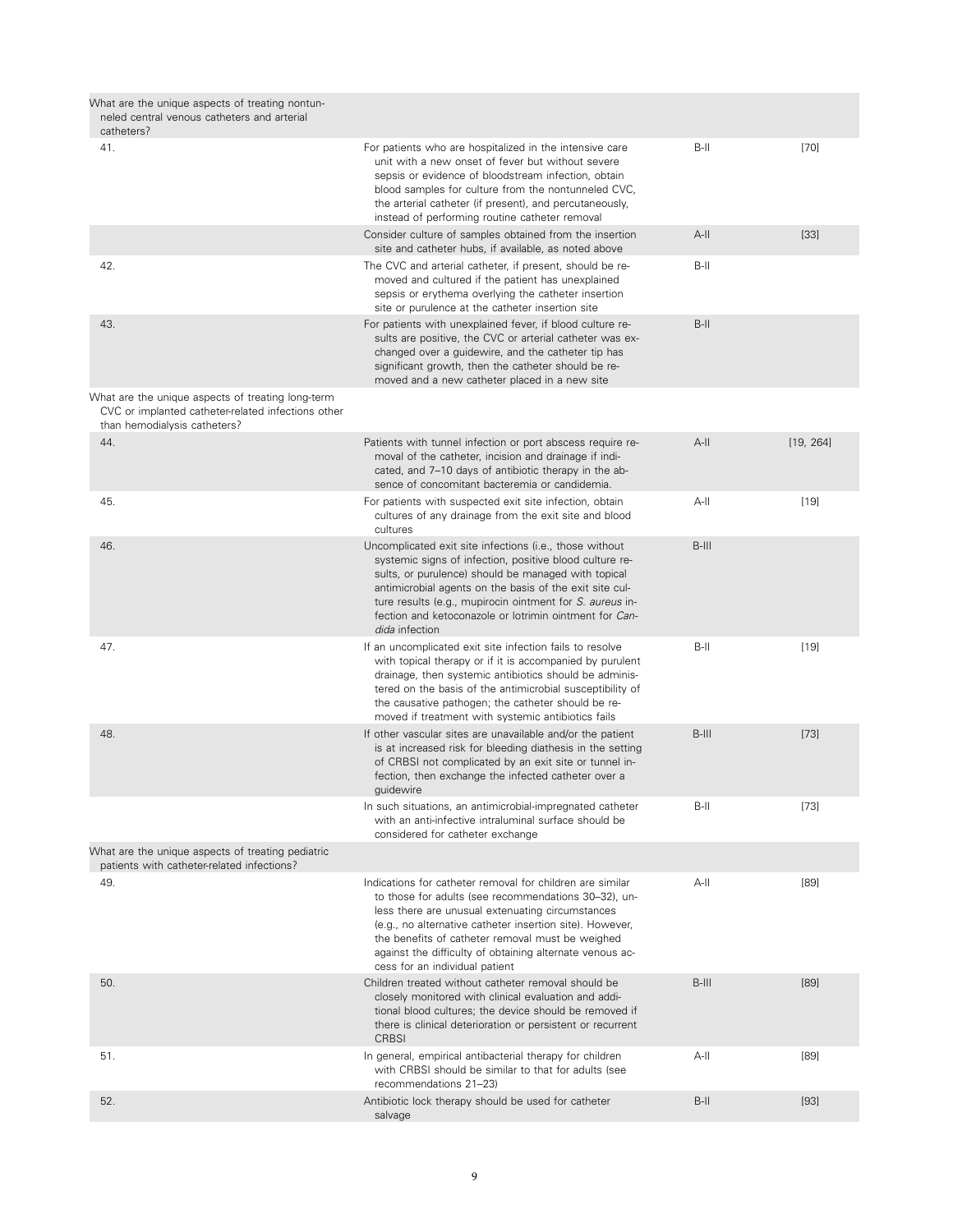| | | | |
|---|---|---|---|
| What are the unique aspects of treating nontunneled central venous catheters and arterial catheters? | | | |
| 41. | For patients who are hospitalized in the intensive care unit with a new onset of fever but without severe sepsis or evidence of bloodstream infection, obtain blood samples for culture from the nontunneled CVC, the arterial catheter (if present), and percutaneously, instead of performing routine catheter removal | B-II | [70] |
| | Consider culture of samples obtained from the insertion site and catheter hubs, if available, as noted above | A-II | [33] |
| 42. | The CVC and arterial catheter, if present, should be removed and cultured if the patient has unexplained sepsis or erythema overlying the catheter insertion site or purulence at the catheter insertion site | B-II | |
| 43. | For patients with unexplained fever, if blood culture results are positive, the CVC or arterial catheter was exchanged over a guidewire, and the catheter tip has significant growth, then the catheter should be removed and a new catheter placed in a new site | B-II | |
| What are the unique aspects of treating long-term CVC or implanted catheter-related infections other than hemodialysis catheters? | | | |
| 44. | Patients with tunnel infection or port abscess require removal of the catheter, incision and drainage if indicated, and 7–10 days of antibiotic therapy in the absence of concomitant bacteremia or candidemia. | A-II | [19, 264] |
| 45. | For patients with suspected exit site infection, obtain cultures of any drainage from the exit site and blood cultures | A-II | [19] |
| 46. | Uncomplicated exit site infections (i.e., those without systemic signs of infection, positive blood culture results, or purulence) should be managed with topical antimicrobial agents on the basis of the exit site culture results (e.g., mupirocin ointment for *S. aureus* infection and ketoconazole or lotrimin ointment for *Candida* infection | B-III | |
| 47. | If an uncomplicated exit site infection fails to resolve with topical therapy or if it is accompanied by purulent drainage, then systemic antibiotics should be administered on the basis of the antimicrobial susceptibility of the causative pathogen; the catheter should be removed if treatment with systemic antibiotics fails | B-II | [19] |
| 48. | If other vascular sites are unavailable and/or the patient is at increased risk for bleeding diathesis in the setting of CRBSI not complicated by an exit site or tunnel infection, then exchange the infected catheter over a guidewire | B-III | [73] |
| | In such situations, an antimicrobial-impregnated catheter with an anti-infective intraluminal surface should be considered for catheter exchange | B-II | [73] |
| What are the unique aspects of treating pediatric patients with catheter-related infections? | | | |
| 49. | Indications for catheter removal for children are similar to those for adults (see recommendations 30–32), unless there are unusual extenuating circumstances (e.g., no alternative catheter insertion site). However, the benefits of catheter removal must be weighed against the difficulty of obtaining alternate venous access for an individual patient | A-II | [89] |
| 50. | Children treated without catheter removal should be closely monitored with clinical evaluation and additional blood cultures; the device should be removed if there is clinical deterioration or persistent or recurrent CRBSI | B-III | [89] |
| 51. | In general, empirical antibacterial therapy for children with CRBSI should be similar to that for adults (see recommendations 21–23) | A-II | [89] |
| 52. | Antibiotic lock therapy should be used for catheter salvage | B-II | [93] |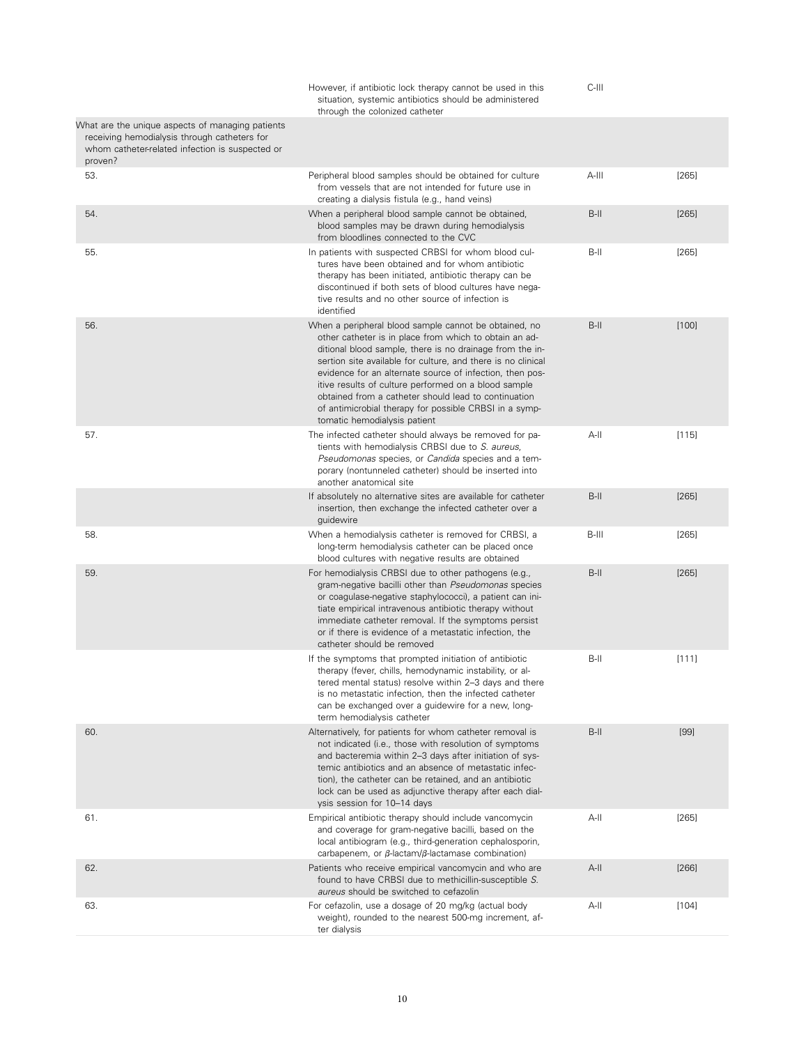| | | | |
|---|---|---|---|
| | However, if antibiotic lock therapy cannot be used in this situation, systemic antibiotics should be administered through the colonized catheter | C-III | |
| What are the unique aspects of managing patients receiving hemodialysis through catheters for whom catheter-related infection is suspected or proven? | | | |
| 53. | Peripheral blood samples should be obtained for culture from vessels that are not intended for future use in creating a dialysis fistula (e.g., hand veins) | A-III | [265] |
| 54. | When a peripheral blood sample cannot be obtained, blood samples may be drawn during hemodialysis from bloodlines connected to the CVC | B-II | [265] |
| 55. | In patients with suspected CRBSI for whom blood cultures have been obtained and for whom antibiotic therapy has been initiated, antibiotic therapy can be discontinued if both sets of blood cultures have negative results and no other source of infection is identified | B-II | [265] |
| 56. | When a peripheral blood sample cannot be obtained, no other catheter is in place from which to obtain an additional blood sample, there is no drainage from the insertion site available for culture, and there is no clinical evidence for an alternate source of infection, then positive results of culture performed on a blood sample obtained from a catheter should lead to continuation of antimicrobial therapy for possible CRBSI in a symptomatic hemodialysis patient | B-II | [100] |
| 57. | The infected catheter should always be removed for patients with hemodialysis CRBSI due to *S. aureus*, *Pseudomonas* species, or *Candida* species and a temporary (nontunneled catheter) should be inserted into another anatomical site | A-II | [115] |
| | If absolutely no alternative sites are available for catheter insertion, then exchange the infected catheter over a guidewire | B-II | [265] |
| 58. | When a hemodialysis catheter is removed for CRBSI, a long-term hemodialysis catheter can be placed once blood cultures with negative results are obtained | B-III | [265] |
| 59. | For hemodialysis CRBSI due to other pathogens (e.g., gram-negative bacilli other than *Pseudomonas* species or coagulase-negative staphylococci), a patient can initiate empirical intravenous antibiotic therapy without immediate catheter removal. If the symptoms persist or if there is evidence of a metastatic infection, the catheter should be removed | B-II | [265] |
| | If the symptoms that prompted initiation of antibiotic therapy (fever, chills, hemodynamic instability, or altered mental status) resolve within 2–3 days and there is no metastatic infection, then the infected catheter can be exchanged over a guidewire for a new, long-term hemodialysis catheter | B-II | [111] |
| 60. | Alternatively, for patients for whom catheter removal is not indicated (i.e., those with resolution of symptoms and bacteremia within 2–3 days after initiation of systemic antibiotics and an absence of metastatic infection), the catheter can be retained, and an antibiotic lock can be used as adjunctive therapy after each dialysis session for 10–14 days | B-II | [99] |
| 61. | Empirical antibiotic therapy should include vancomycin and coverage for gram-negative bacilli, based on the local antibiogram (e.g., third-generation cephalosporin, carbapenem, or $\beta$-lactam/$\beta$-lactamase combination) | A-II | [265] |
| 62. | Patients who receive empirical vancomycin and who are found to have CRBSI due to methicillin-susceptible *S. aureus* should be switched to cefazolin | A-II | [266] |
| 63. | For cefazolin, use a dosage of 20 mg/kg (actual body weight), rounded to the nearest 500-mg increment, after dialysis | A-II | [104] |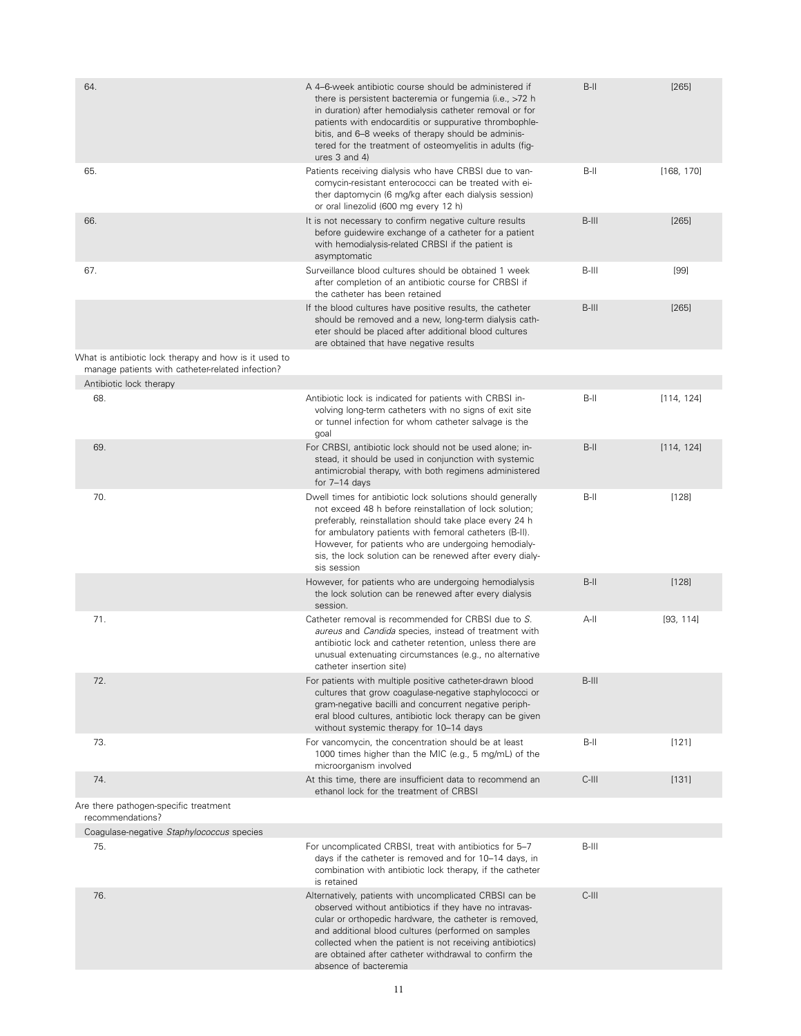| | | | |
|---|---|---|---|
| 64. | A 4–6-week antibiotic course should be administered if there is persistent bacteremia or fungemia (i.e., >72 h in duration) after hemodialysis catheter removal or for patients with endocarditis or suppurative thrombophlebitis, and 6–8 weeks of therapy should be administered for the treatment of osteomyelitis in adults (figures 3 and 4) | B-II | [265] |
| 65. | Patients receiving dialysis who have CRBSI due to vancomycin-resistant enterococci can be treated with either daptomycin (6 mg/kg after each dialysis session) or oral linezolid (600 mg every 12 h) | B-II | [168, 170] |
| 66. | It is not necessary to confirm negative culture results before guidewire exchange of a catheter for a patient with hemodialysis-related CRBSI if the patient is asymptomatic | B-III | [265] |
| 67. | Surveillance blood cultures should be obtained 1 week after completion of an antibiotic course for CRBSI if the catheter has been retained | B-III | [99] |
| | If the blood cultures have positive results, the catheter should be removed and a new, long-term dialysis catheter should be placed after additional blood cultures are obtained that have negative results | B-III | [265] |
| What is antibiotic lock therapy and how is it used to manage patients with catheter-related infection? | | | |
| Antibiotic lock therapy | | | |
| 68. | Antibiotic lock is indicated for patients with CRBSI involving long-term catheters with no signs of exit site or tunnel infection for whom catheter salvage is the goal | B-II | [114, 124] |
| 69. | For CRBSI, antibiotic lock should not be used alone; instead, it should be used in conjunction with systemic antimicrobial therapy, with both regimens administered for 7–14 days | B-II | [114, 124] |
| 70. | Dwell times for antibiotic lock solutions should generally not exceed 48 h before reinstallation of lock solution; preferably, reinstallation should take place every 24 h for ambulatory patients with femoral catheters (B-II). However, for patients who are undergoing hemodialysis, the lock solution can be renewed after every dialysis session | B-II | [128] |
| | However, for patients who are undergoing hemodialysis the lock solution can be renewed after every dialysis session. | B-II | [128] |
| 71. | Catheter removal is recommended for CRBSI due to *S. aureus* and *Candida* species, instead of treatment with antibiotic lock and catheter retention, unless there are unusual extenuating circumstances (e.g., no alternative catheter insertion site) | A-II | [93, 114] |
| 72. | For patients with multiple positive catheter-drawn blood cultures that grow coagulase-negative staphylococci or gram-negative bacilli and concurrent negative peripheral blood cultures, antibiotic lock therapy can be given without systemic therapy for 10–14 days | B-III | |
| 73. | For vancomycin, the concentration should be at least 1000 times higher than the MIC (e.g., 5 mg/mL) of the microorganism involved | B-II | [121] |
| 74. | At this time, there are insufficient data to recommend an ethanol lock for the treatment of CRBSI | C-III | [131] |
| Are there pathogen-specific treatment recommendations? | | | |
| Coagulase-negative *Staphylococcus* species | | | |
| 75. | For uncomplicated CRBSI, treat with antibiotics for 5–7 days if the catheter is removed and for 10–14 days, in combination with antibiotic lock therapy, if the catheter is retained | B-III | |
| 76. | Alternatively, patients with uncomplicated CRBSI can be observed without antibiotics if they have no intravascular or orthopedic hardware, the catheter is removed, and additional blood cultures (performed on samples collected when the patient is not receiving antibiotics) are obtained after catheter withdrawal to confirm the absence of bacteremia | C-III | |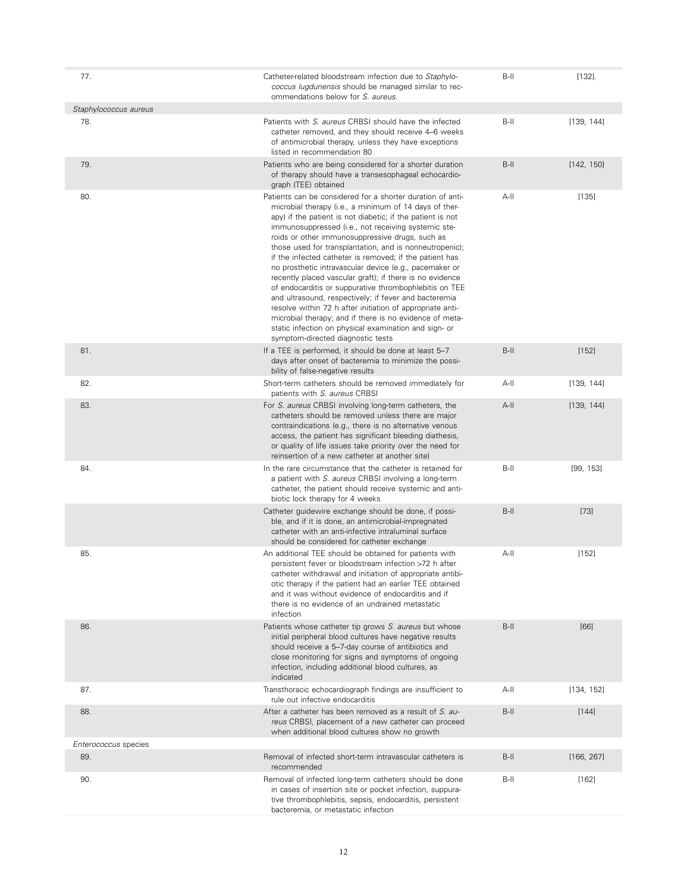| | | | |
|---|---|---|---|
| 77. | Catheter-related bloodstream infection due to *Staphylococcus lugdunensis* should be managed similar to recommendations below for *S. aureus*. | B-II | [132]. |
| *Staphylococcus aureus* | | | |
| 78. | Patients with *S. aureus* CRBSI should have the infected catheter removed, and they should receive 4–6 weeks of antimicrobial therapy, unless they have exceptions listed in recommendation 80 | B-II | [139, 144] |
| 79. | Patients who are being considered for a shorter duration of therapy should have a transesophageal echocardiograph (TEE) obtained | B-II | [142, 150] |
| 80. | Patients can be considered for a shorter duration of antimicrobial therapy (i.e., a minimum of 14 days of therapy) if the patient is not diabetic; if the patient is not immunosuppressed (i.e., not receiving systemic steroids or other immunosuppressive drugs, such as those used for transplantation, and is nonneutropenic); if the infected catheter is removed; if the patient has no prosthetic intravascular device (e.g., pacemaker or recently placed vascular graft); if there is no evidence of endocarditis or suppurative thrombophlebitis on TEE and ultrasound, respectively; if fever and bacteremia resolve within 72 h after initiation of appropriate antimicrobial therapy; and if there is no evidence of metastatic infection on physical examination and sign- or symptom-directed diagnostic tests | A-II | [135] |
| 81. | If a TEE is performed, it should be done at least 5–7 days after onset of bacteremia to minimize the possibility of false-negative results | B-II | [152] |
| 82. | Short-term catheters should be removed immediately for patients with *S. aureus* CRBSI | A-II | [139, 144] |
| 83. | For *S. aureus* CRBSI involving long-term catheters, the catheters should be removed unless there are major contraindications (e.g., there is no alternative venous access, the patient has significant bleeding diathesis, or quality of life issues take priority over the need for reinsertion of a new catheter at another site) | A-II | [139, 144] |
| 84. | In the rare circumstance that the catheter is retained for a patient with *S. aureus* CRBSI involving a long-term catheter, the patient should receive systemic and antibiotic lock therapy for 4 weeks | B-II | [99, 153] |
| | Catheter guidewire exchange should be done, if possible, and if it is done, an antimicrobial-impregnated catheter with an anti-infective intraluminal surface should be considered for catheter exchange | B-II | [73] |
| 85. | An additional TEE should be obtained for patients with persistent fever or bloodstream infection >72 h after catheter withdrawal and initiation of appropriate antibiotic therapy if the patient had an earlier TEE obtained and it was without evidence of endocarditis and if there is no evidence of an undrained metastatic infection | A-II | [152] |
| 86. | Patients whose catheter tip grows *S. aureus* but whose initial peripheral blood cultures have negative results should receive a 5–7-day course of antibiotics and close monitoring for signs and symptoms of ongoing infection, including additional blood cultures, as indicated | B-II | [66] |
| 87. | Transthoracic echocardiograph findings are insufficient to rule out infective endocarditis | A-II | [134, 152] |
| 88. | After a catheter has been removed as a result of *S. aureus* CRBSI, placement of a new catheter can proceed when additional blood cultures show no growth | B-II | [144] |
| *Enterococcus* species | | | |
| 89. | Removal of infected short-term intravascular catheters is recommended | B-II | [166, 267] |
| 90. | Removal of infected long-term catheters should be done in cases of insertion site or pocket infection, suppurative thrombophlebitis, sepsis, endocarditis, persistent bacteremia, or metastatic infection | B-II | [162] |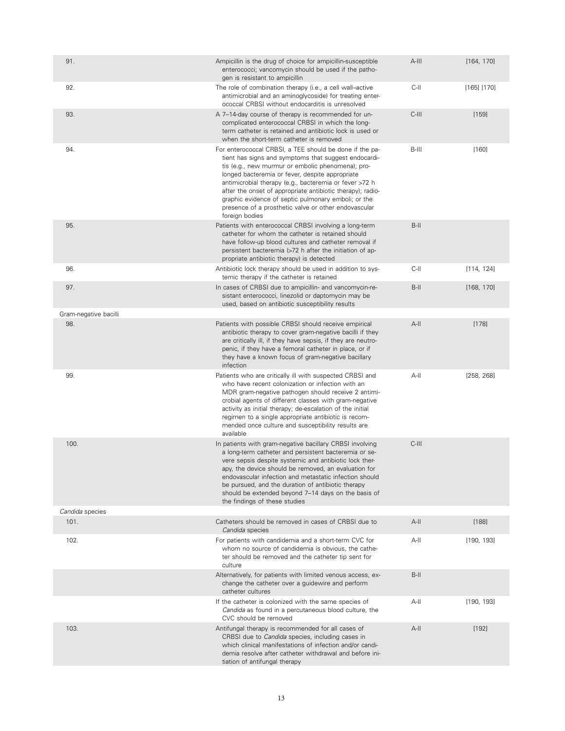| | | | |
|---|---|---|---|
| 91. | Ampicillin is the drug of choice for ampicillin-susceptible enterococci; vancomycin should be used if the pathogen is resistant to ampicillin | A-III | [164, 170] |
| 92. | The role of combination therapy (i.e., a cell wall–active antimicrobial and an aminoglycoside) for treating enterococcal CRBSI without endocarditis is unresolved | C-II | [165] [170] |
| 93. | A 7–14-day course of therapy is recommended for uncomplicated enterococcal CRBSI in which the long-term catheter is retained and antibiotic lock is used or when the short-term catheter is removed | C-III | [159] |
| 94. | For enterococcal CRBSI, a TEE should be done if the patient has signs and symptoms that suggest endocarditis (e.g., new murmur or embolic phenomena); prolonged bacteremia or fever, despite appropriate antimicrobial therapy (e.g., bacteremia or fever >72 h after the onset of appropriate antibiotic therapy); radiographic evidence of septic pulmonary emboli; or the presence of a prosthetic valve or other endovascular foreign bodies | B-III | [160] |
| 95. | Patients with enterococcal CRBSI involving a long-term catheter for whom the catheter is retained should have follow-up blood cultures and catheter removal if persistent bacteremia (>72 h after the initiation of appropriate antibiotic therapy) is detected | B-II | |
| 96. | Antibiotic lock therapy should be used in addition to systemic therapy if the catheter is retained | C-II | [114, 124] |
| 97. | In cases of CRBSI due to ampicillin- and vancomycin-resistant enterococci, linezolid or daptomycin may be used, based on antibiotic susceptibility results | B-II | [168, 170] |
| Gram-negative bacilli | | | |
| 98. | Patients with possible CRBSI should receive empirical antibiotic therapy to cover gram-negative bacilli if they are critically ill, if they have sepsis, if they are neutropenic, if they have a femoral catheter in place, or if they have a known focus of gram-negative bacillary infection | A-II | [178] |
| 99. | Patients who are critically ill with suspected CRBSI and who have recent colonization or infection with an MDR gram-negative pathogen should receive 2 antimicrobial agents of different classes with gram-negative activity as initial therapy; de-escalation of the initial regimen to a single appropriate antibiotic is recommended once culture and susceptibility results are available | A-II | [258, 268] |
| 100. | In patients with gram-negative bacillary CRBSI involving a long-term catheter and persistent bacteremia or severe sepsis despite systemic and antibiotic lock therapy, the device should be removed, an evaluation for endovascular infection and metastatic infection should be pursued, and the duration of antibiotic therapy should be extended beyond 7–14 days on the basis of the findings of these studies | C-III | |
| *Candida* species | | | |
| 101. | Catheters should be removed in cases of CRBSI due to *Candida* species | A-II | [188] |
| 102. | For patients with candidemia and a short-term CVC for whom no source of candidemia is obvious, the catheter should be removed and the catheter tip sent for culture | A-II | [190, 193] |
| | Alternatively, for patients with limited venous access, exchange the catheter over a guidewire and perform catheter cultures | B-II | |
| | If the catheter is colonized with the same species of *Candida* as found in a percutaneous blood culture, the CVC should be removed | A-II | [190, 193] |
| 103. | Antifungal therapy is recommended for all cases of CRBSI due to *Candida* species, including cases in which clinical manifestations of infection and/or candidemia resolve after catheter withdrawal and before initiation of antifungal therapy | A-II | [192] |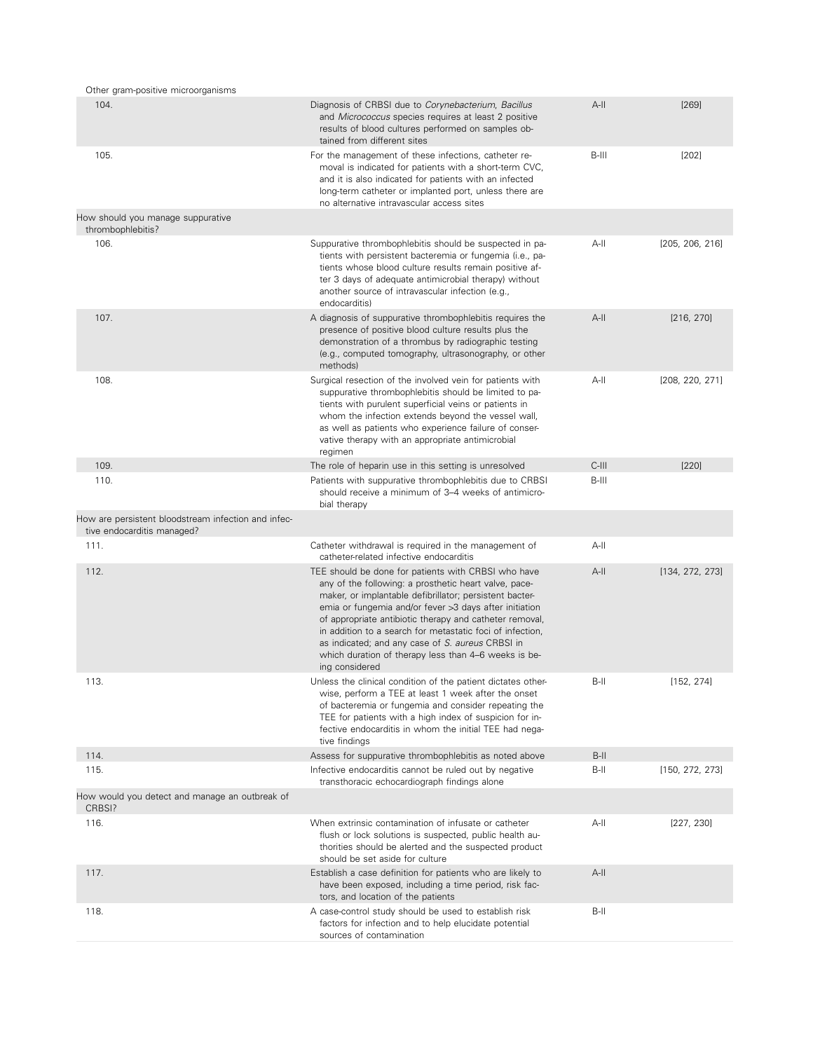| | | | |
|---|---|---|---|
| Other gram-positive microorganisms | | | |
| 104. | Diagnosis of CRBSI due to *Corynebacterium*, *Bacillus* and *Micrococcus* species requires at least 2 positive results of blood cultures performed on samples obtained from different sites | A-II | [269] |
| 105. | For the management of these infections, catheter removal is indicated for patients with a short-term CVC, and it is also indicated for patients with an infected long-term catheter or implanted port, unless there are no alternative intravascular access sites | B-III | [202] |
| How should you manage suppurative thrombophlebitis? | | | |
| 106. | Suppurative thrombophlebitis should be suspected in patients with persistent bacteremia or fungemia (i.e., patients whose blood culture results remain positive after 3 days of adequate antimicrobial therapy) without another source of intravascular infection (e.g., endocarditis) | A-II | [205, 206, 216] |
| 107. | A diagnosis of suppurative thrombophlebitis requires the presence of positive blood culture results plus the demonstration of a thrombus by radiographic testing (e.g., computed tomography, ultrasonography, or other methods) | A-II | [216, 270] |
| 108. | Surgical resection of the involved vein for patients with suppurative thrombophlebitis should be limited to patients with purulent superficial veins or patients in whom the infection extends beyond the vessel wall, as well as patients who experience failure of conservative therapy with an appropriate antimicrobial regimen | A-II | [208, 220, 271] |
| 109. | The role of heparin use in this setting is unresolved | C-III | [220] |
| 110. | Patients with suppurative thrombophlebitis due to CRBSI should receive a minimum of 3–4 weeks of antimicrobial therapy | B-III | |
| How are persistent bloodstream infection and infective endocarditis managed? | | | |
| 111. | Catheter withdrawal is required in the management of catheter-related infective endocarditis | A-II | |
| 112. | TEE should be done for patients with CRBSI who have any of the following: a prosthetic heart valve, pacemaker, or implantable defibrillator; persistent bacteremia or fungemia and/or fever >3 days after initiation of appropriate antibiotic therapy and catheter removal, in addition to a search for metastatic foci of infection, as indicated; and any case of *S. aureus* CRBSI in which duration of therapy less than 4–6 weeks is being considered | A-II | [134, 272, 273] |
| 113. | Unless the clinical condition of the patient dictates otherwise, perform a TEE at least 1 week after the onset of bacteremia or fungemia and consider repeating the TEE for patients with a high index of suspicion for infective endocarditis in whom the initial TEE had negative findings | B-II | [152, 274] |
| 114. | Assess for suppurative thrombophlebitis as noted above | B-II | |
| 115. | Infective endocarditis cannot be ruled out by negative transthoracic echocardiograph findings alone | B-II | [150, 272, 273] |
| How would you detect and manage an outbreak of CRBSI? | | | |
| 116. | When extrinsic contamination of infusate or catheter flush or lock solutions is suspected, public health authorities should be alerted and the suspected product should be set aside for culture | A-II | [227, 230] |
| 117. | Establish a case definition for patients who are likely to have been exposed, including a time period, risk factors, and location of the patients | A-II | |
| 118. | A case-control study should be used to establish risk factors for infection and to help elucidate potential sources of contamination | B-II | |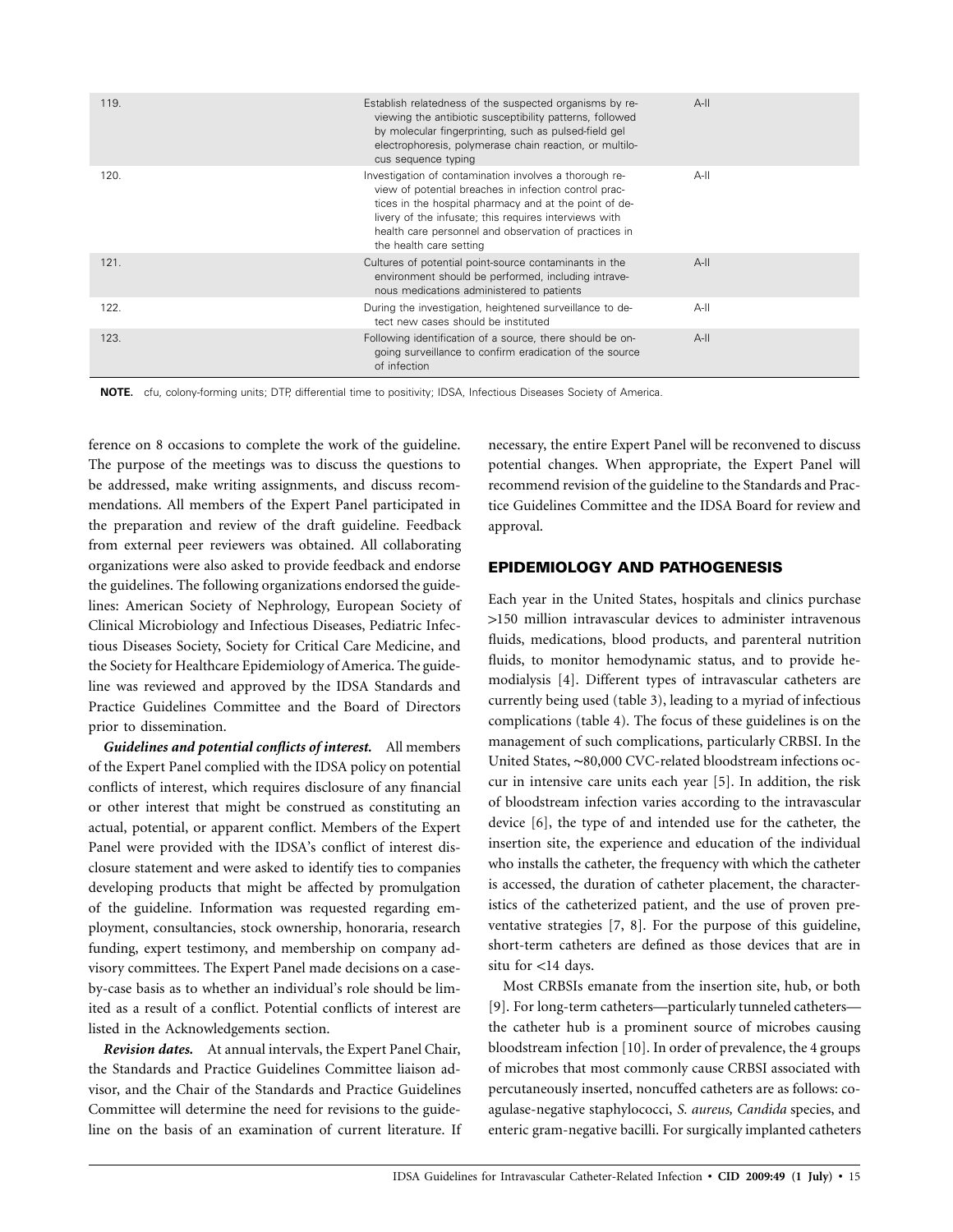| | | |
|---|---|---|
| 119. | Establish relatedness of the suspected organisms by reviewing the antibiotic susceptibility patterns, followed by molecular fingerprinting, such as pulsed-field gel electrophoresis, polymerase chain reaction, or multilocus sequence typing | A-II |
| 120. | Investigation of contamination involves a thorough review of potential breaches in infection control practices in the hospital pharmacy and at the point of delivery of the infusate; this requires interviews with health care personnel and observation of practices in the health care setting | A-II |
| 121. | Cultures of potential point-source contaminants in the environment should be performed, including intravenous medications administered to patients | A-II |
| 122. | During the investigation, heightened surveillance to detect new cases should be instituted | A-II |
| 123. | Following identification of a source, there should be ongoing surveillance to confirm eradication of the source of infection | A-II |

**NOTE.** cfu, colony-forming units; DTP, differential time to positivity; IDSA, Infectious Diseases Society of America.

ference on 8 occasions to complete the work of the guideline. The purpose of the meetings was to discuss the questions to be addressed, make writing assignments, and discuss recommendations. All members of the Expert Panel participated in the preparation and review of the draft guideline. Feedback from external peer reviewers was obtained. All collaborating organizations were also asked to provide feedback and endorse the guidelines. The following organizations endorsed the guidelines: American Society of Nephrology, European Society of Clinical Microbiology and Infectious Diseases, Pediatric Infectious Diseases Society, Society for Critical Care Medicine, and the Society for Healthcare Epidemiology of America. The guideline was reviewed and approved by the IDSA Standards and Practice Guidelines Committee and the Board of Directors prior to dissemination.

***Guidelines and potential conflicts of interest.*** All members of the Expert Panel complied with the IDSA policy on potential conflicts of interest, which requires disclosure of any financial or other interest that might be construed as constituting an actual, potential, or apparent conflict. Members of the Expert Panel were provided with the IDSA's conflict of interest disclosure statement and were asked to identify ties to companies developing products that might be affected by promulgation of the guideline. Information was requested regarding employment, consultancies, stock ownership, honoraria, research funding, expert testimony, and membership on company advisory committees. The Expert Panel made decisions on a case-by-case basis as to whether an individual's role should be limited as a result of a conflict. Potential conflicts of interest are listed in the Acknowledgements section.

***Revision dates.*** At annual intervals, the Expert Panel Chair, the Standards and Practice Guidelines Committee liaison advisor, and the Chair of the Standards and Practice Guidelines Committee will determine the need for revisions to the guideline on the basis of an examination of current literature. If necessary, the entire Expert Panel will be reconvened to discuss potential changes. When appropriate, the Expert Panel will recommend revision of the guideline to the Standards and Practice Guidelines Committee and the IDSA Board for review and approval.

## EPIDEMIOLOGY AND PATHOGENESIS

Each year in the United States, hospitals and clinics purchase >150 million intravascular devices to administer intravenous fluids, medications, blood products, and parenteral nutrition fluids, to monitor hemodynamic status, and to provide hemodialysis [4]. Different types of intravascular catheters are currently being used (table 3), leading to a myriad of infectious complications (table 4). The focus of these guidelines is on the management of such complications, particularly CRBSI. In the United States, ~80,000 CVC-related bloodstream infections occur in intensive care units each year [5]. In addition, the risk of bloodstream infection varies according to the intravascular device [6], the type of and intended use for the catheter, the insertion site, the experience and education of the individual who installs the catheter, the frequency with which the catheter is accessed, the duration of catheter placement, the characteristics of the catheterized patient, and the use of proven preventative strategies [7, 8]. For the purpose of this guideline, short-term catheters are defined as those devices that are in situ for <14 days.

Most CRBSIs emanate from the insertion site, hub, or both [9]. For long-term catheters—particularly tunneled catheters—the catheter hub is a prominent source of microbes causing bloodstream infection [10]. In order of prevalence, the 4 groups of microbes that most commonly cause CRBSI associated with percutaneously inserted, noncuffed catheters are as follows: coagulase-negative staphylococci, *S. aureus, Candida* species, and enteric gram-negative bacilli. For surgically implanted catheters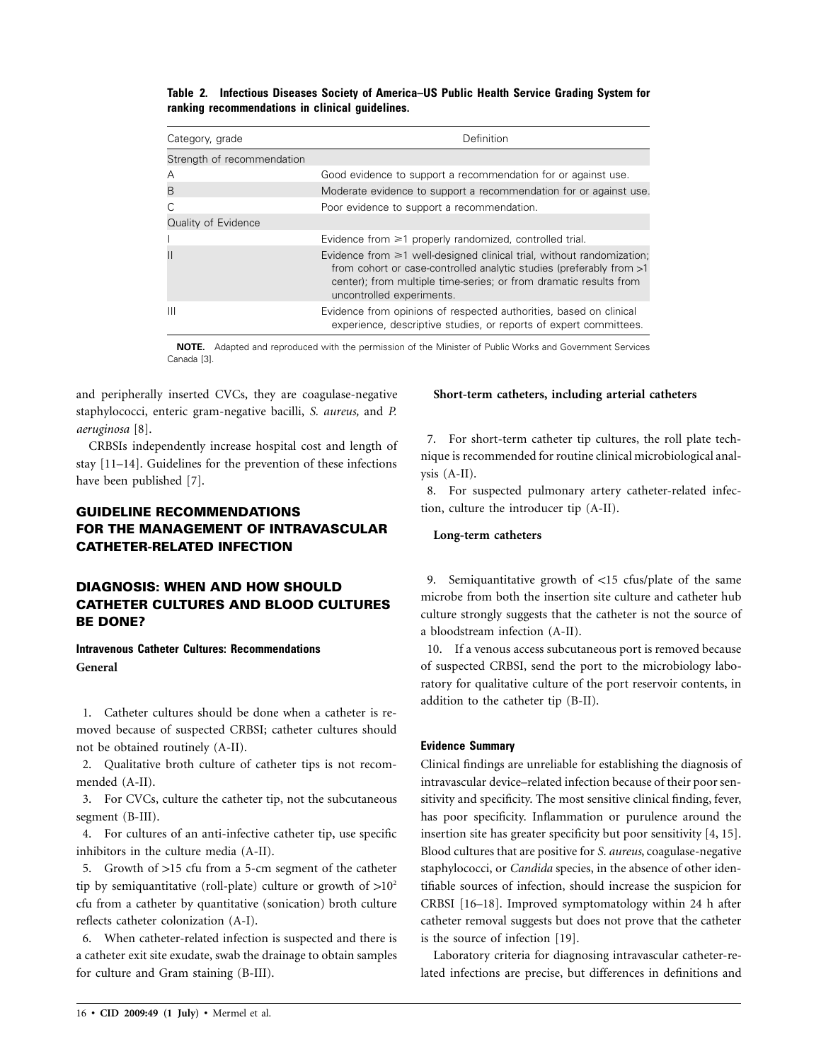**Table 2. Infectious Diseases Society of America–US Public Health Service Grading System for ranking recommendations in clinical guidelines.**

| Category, grade | Definition |
|---|---|
| Strength of recommendation | |
| A | Good evidence to support a recommendation for or against use. |
| B | Moderate evidence to support a recommendation for or against use. |
| C | Poor evidence to support a recommendation. |
| Quality of Evidence | |
| I | Evidence from ≥1 properly randomized, controlled trial. |
| II | Evidence from ≥1 well-designed clinical trial, without randomization; from cohort or case-controlled analytic studies (preferably from >1 center); from multiple time-series; or from dramatic results from uncontrolled experiments. |
| III | Evidence from opinions of respected authorities, based on clinical experience, descriptive studies, or reports of expert committees. |

**NOTE.** Adapted and reproduced with the permission of the Minister of Public Works and Government Services Canada [3].

and peripherally inserted CVCs, they are coagulase-negative staphylococci, enteric gram-negative bacilli, *S. aureus,* and *P. aeruginosa* [8].

CRBSIs independently increase hospital cost and length of stay [11–14]. Guidelines for the prevention of these infections have been published [7].

## GUIDELINE RECOMMENDATIONS FOR THE MANAGEMENT OF INTRAVASCULAR CATHETER-RELATED INFECTION

## DIAGNOSIS: WHEN AND HOW SHOULD CATHETER CULTURES AND BLOOD CULTURES BE DONE?

### Intravenous Catheter Cultures: Recommendations

**General**

1. Catheter cultures should be done when a catheter is removed because of suspected CRBSI; catheter cultures should not be obtained routinely (A-II).
2. Qualitative broth culture of catheter tips is not recommended (A-II).
3. For CVCs, culture the catheter tip, not the subcutaneous segment (B-III).
4. For cultures of an anti-infective catheter tip, use specific inhibitors in the culture media (A-II).
5. Growth of >15 cfu from a 5-cm segment of the catheter tip by semiquantitative (roll-plate) culture or growth of $>10^2$ cfu from a catheter by quantitative (sonication) broth culture reflects catheter colonization (A-I).
6. When catheter-related infection is suspected and there is a catheter exit site exudate, swab the drainage to obtain samples for culture and Gram staining (B-III).

**Short-term catheters, including arterial catheters**

7. For short-term catheter tip cultures, the roll plate technique is recommended for routine clinical microbiological analysis (A-II).
8. For suspected pulmonary artery catheter-related infection, culture the introducer tip (A-II).

**Long-term catheters**

9. Semiquantitative growth of <15 cfus/plate of the same microbe from both the insertion site culture and catheter hub culture strongly suggests that the catheter is not the source of a bloodstream infection (A-II).
10. If a venous access subcutaneous port is removed because of suspected CRBSI, send the port to the microbiology laboratory for qualitative culture of the port reservoir contents, in addition to the catheter tip (B-II).

### Evidence Summary

Clinical findings are unreliable for establishing the diagnosis of intravascular device–related infection because of their poor sensitivity and specificity. The most sensitive clinical finding, fever, has poor specificity. Inflammation or purulence around the insertion site has greater specificity but poor sensitivity [4, 15]. Blood cultures that are positive for *S. aureus*, coagulase-negative staphylococci, or *Candida* species, in the absence of other identifiable sources of infection, should increase the suspicion for CRBSI [16–18]. Improved symptomatology within 24 h after catheter removal suggests but does not prove that the catheter is the source of infection [19].

Laboratory criteria for diagnosing intravascular catheter-related infections are precise, but differences in definitions and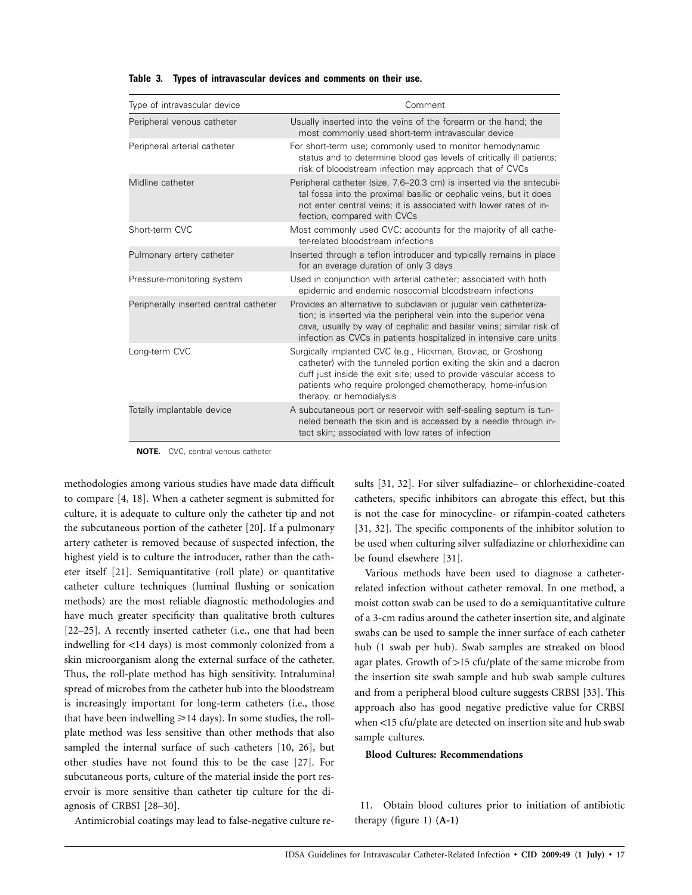**Table 3. Types of intravascular devices and comments on their use.**

| Type of intravascular device | Comment |
|---|---|
| Peripheral venous catheter | Usually inserted into the veins of the forearm or the hand; the most commonly used short-term intravascular device |
| Peripheral arterial catheter | For short-term use; commonly used to monitor hemodynamic status and to determine blood gas levels of critically ill patients; risk of bloodstream infection may approach that of CVCs |
| Midline catheter | Peripheral catheter (size, 7.6–20.3 cm) is inserted via the antecubital fossa into the proximal basilic or cephalic veins, but it does not enter central veins; it is associated with lower rates of infection, compared with CVCs |
| Short-term CVC | Most commonly used CVC; accounts for the majority of all catheter-related bloodstream infections |
| Pulmonary artery catheter | Inserted through a teflon introducer and typically remains in place for an average duration of only 3 days |
| Pressure-monitoring system | Used in conjunction with arterial catheter; associated with both epidemic and endemic nosocomial bloodstream infections |
| Peripherally inserted central catheter | Provides an alternative to subclavian or jugular vein catheterization; is inserted via the peripheral vein into the superior vena cava, usually by way of cephalic and basilar veins; similar risk of infection as CVCs in patients hospitalized in intensive care units |
| Long-term CVC | Surgically implanted CVC (e.g., Hickman, Broviac, or Groshong catheter) with the tunneled portion exiting the skin and a dacron cuff just inside the exit site; used to provide vascular access to patients who require prolonged chemotherapy, home-infusion therapy, or hemodialysis |
| Totally implantable device | A subcutaneous port or reservoir with self-sealing septum is tunneled beneath the skin and is accessed by a needle through intact skin; associated with low rates of infection |

**NOTE.** CVC, central venous catheter

methodologies among various studies have made data difficult to compare [4, 18]. When a catheter segment is submitted for culture, it is adequate to culture only the catheter tip and not the subcutaneous portion of the catheter [20]. If a pulmonary artery catheter is removed because of suspected infection, the highest yield is to culture the introducer, rather than the catheter itself [21]. Semiquantitative (roll plate) or quantitative catheter culture techniques (luminal flushing or sonication methods) are the most reliable diagnostic methodologies and have much greater specificity than qualitative broth cultures [22–25]. A recently inserted catheter (i.e., one that had been indwelling for <14 days) is most commonly colonized from a skin microorganism along the external surface of the catheter. Thus, the roll-plate method has high sensitivity. Intraluminal spread of microbes from the catheter hub into the bloodstream is increasingly important for long-term catheters (i.e., those that have been indwelling ⩾14 days). In some studies, the roll-plate method was less sensitive than other methods that also sampled the internal surface of such catheters [10, 26], but other studies have not found this to be the case [27]. For subcutaneous ports, culture of the material inside the port reservoir is more sensitive than catheter tip culture for the diagnosis of CRBSI [28–30].

Antimicrobial coatings may lead to false-negative culture results [31, 32]. For silver sulfadiazine– or chlorhexidine-coated catheters, specific inhibitors can abrogate this effect, but this is not the case for minocycline- or rifampin-coated catheters [31, 32]. The specific components of the inhibitor solution to be used when culturing silver sulfadiazine or chlorhexidine can be found elsewhere [31].

Various methods have been used to diagnose a catheter-related infection without catheter removal. In one method, a moist cotton swab can be used to do a semiquantitative culture of a 3-cm radius around the catheter insertion site, and alginate swabs can be used to sample the inner surface of each catheter hub (1 swab per hub). Swab samples are streaked on blood agar plates. Growth of >15 cfu/plate of the same microbe from the insertion site swab sample and hub swab sample cultures and from a peripheral blood culture suggests CRBSI [33]. This approach also has good negative predictive value for CRBSI when <15 cfu/plate are detected on insertion site and hub swab sample cultures.

**Blood Cultures: Recommendations**

11. Obtain blood cultures prior to initiation of antibiotic therapy (figure 1) **(A-1)**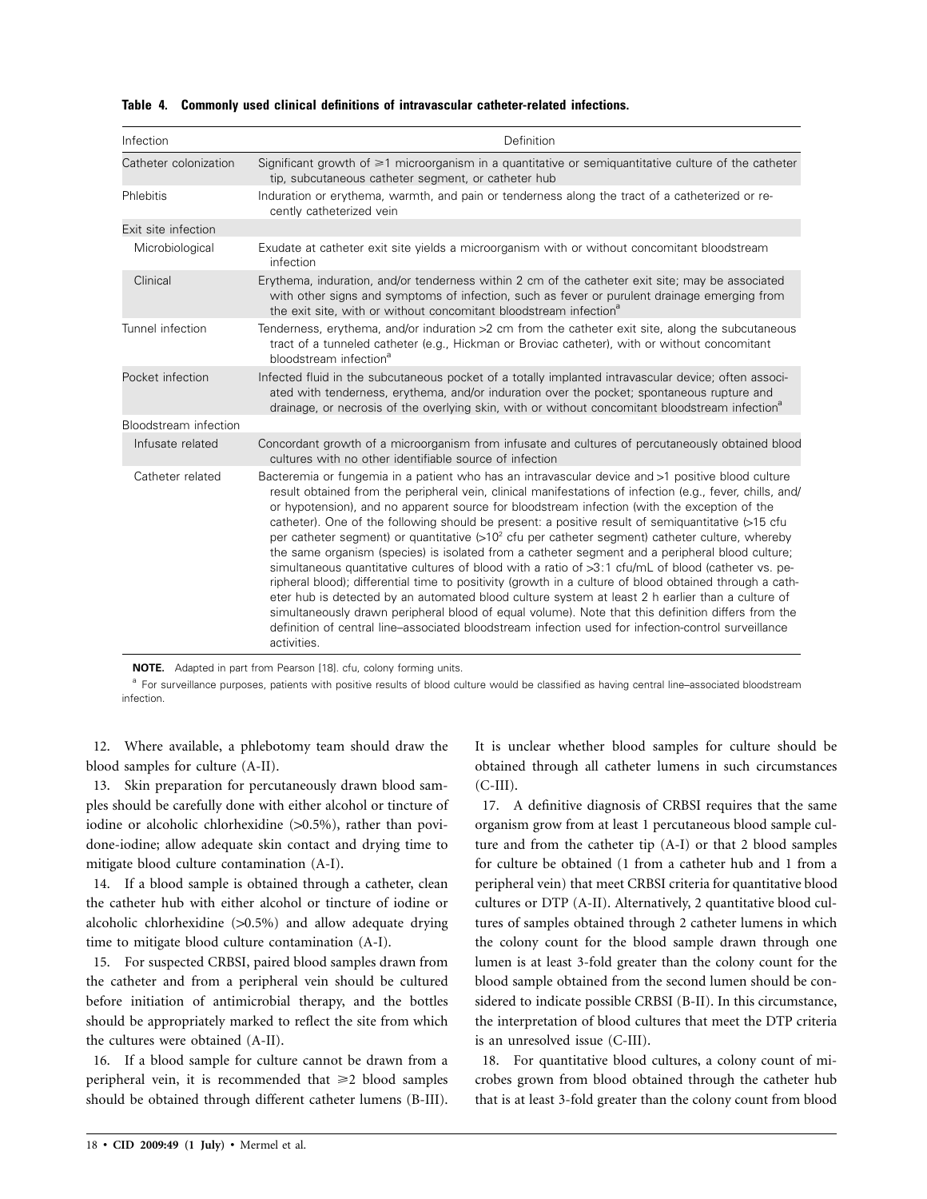**Table 4. Commonly used clinical definitions of intravascular catheter-related infections.**

| Infection | Definition |
|---|---|
| Catheter colonization | Significant growth of ≥1 microorganism in a quantitative or semiquantitative culture of the catheter tip, subcutaneous catheter segment, or catheter hub |
| Phlebitis | Induration or erythema, warmth, and pain or tenderness along the tract of a catheterized or recently catheterized vein |
| Exit site infection | |
| Microbiological | Exudate at catheter exit site yields a microorganism with or without concomitant bloodstream infection |
| Clinical | Erythema, induration, and/or tenderness within 2 cm of the catheter exit site; may be associated with other signs and symptoms of infection, such as fever or purulent drainage emerging from the exit site, with or without concomitant bloodstream infection[a] |
| Tunnel infection | Tenderness, erythema, and/or induration >2 cm from the catheter exit site, along the subcutaneous tract of a tunneled catheter (e.g., Hickman or Broviac catheter), with or without concomitant bloodstream infection[a] |
| Pocket infection | Infected fluid in the subcutaneous pocket of a totally implanted intravascular device; often associated with tenderness, erythema, and/or induration over the pocket; spontaneous rupture and drainage, or necrosis of the overlying skin, with or without concomitant bloodstream infection[a] |
| Bloodstream infection | |
| Infusate related | Concordant growth of a microorganism from infusate and cultures of percutaneously obtained blood cultures with no other identifiable source of infection |
| Catheter related | Bacteremia or fungemia in a patient who has an intravascular device and >1 positive blood culture result obtained from the peripheral vein, clinical manifestations of infection (e.g., fever, chills, and/or hypotension), and no apparent source for bloodstream infection (with the exception of the catheter). One of the following should be present: a positive result of semiquantitative (>15 cfu per catheter segment) or quantitative (>$10^2$ cfu per catheter segment) catheter culture, whereby the same organism (species) is isolated from a catheter segment and a peripheral blood culture; simultaneous quantitative cultures of blood with a ratio of >3:1 cfu/mL of blood (catheter vs. peripheral blood); differential time to positivity (growth in a culture of blood obtained through a catheter hub is detected by an automated blood culture system at least 2 h earlier than a culture of simultaneously drawn peripheral blood of equal volume). Note that this definition differs from the definition of central line–associated bloodstream infection used for infection-control surveillance activities. |

**NOTE.** Adapted in part from Pearson [18]. cfu, colony forming units.

[a] For surveillance purposes, patients with positive results of blood culture would be classified as having central line–associated bloodstream infection.

12. Where available, a phlebotomy team should draw the blood samples for culture (A-II).

13. Skin preparation for percutaneously drawn blood samples should be carefully done with either alcohol or tincture of iodine or alcoholic chlorhexidine (>0.5%), rather than povidone-iodine; allow adequate skin contact and drying time to mitigate blood culture contamination (A-I).

14. If a blood sample is obtained through a catheter, clean the catheter hub with either alcohol or tincture of iodine or alcoholic chlorhexidine (>0.5%) and allow adequate drying time to mitigate blood culture contamination (A-I).

15. For suspected CRBSI, paired blood samples drawn from the catheter and from a peripheral vein should be cultured before initiation of antimicrobial therapy, and the bottles should be appropriately marked to reflect the site from which the cultures were obtained (A-II).

16. If a blood sample for culture cannot be drawn from a peripheral vein, it is recommended that ≥2 blood samples should be obtained through different catheter lumens (B-III). It is unclear whether blood samples for culture should be obtained through all catheter lumens in such circumstances (C-III).

17. A definitive diagnosis of CRBSI requires that the same organism grow from at least 1 percutaneous blood sample culture and from the catheter tip (A-I) or that 2 blood samples for culture be obtained (1 from a catheter hub and 1 from a peripheral vein) that meet CRBSI criteria for quantitative blood cultures or DTP (A-II). Alternatively, 2 quantitative blood cultures of samples obtained through 2 catheter lumens in which the colony count for the blood sample drawn through one lumen is at least 3-fold greater than the colony count for the blood sample obtained from the second lumen should be considered to indicate possible CRBSI (B-II). In this circumstance, the interpretation of blood cultures that meet the DTP criteria is an unresolved issue (C-III).

18. For quantitative blood cultures, a colony count of microbes grown from blood obtained through the catheter hub that is at least 3-fold greater than the colony count from blood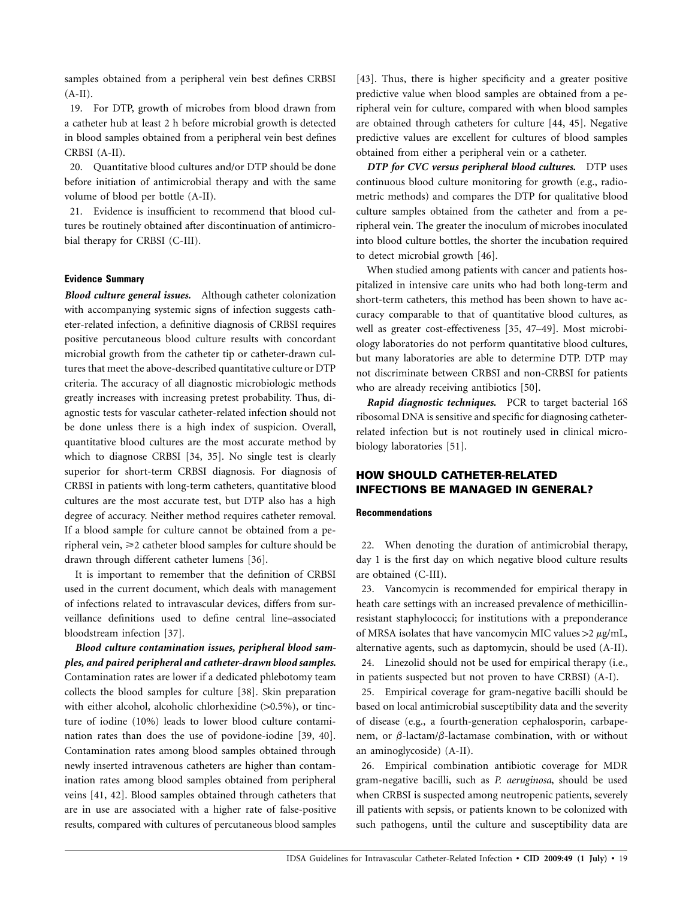samples obtained from a peripheral vein best defines CRBSI (A-II).

19. For DTP, growth of microbes from blood drawn from a catheter hub at least 2 h before microbial growth is detected in blood samples obtained from a peripheral vein best defines CRBSI (A-II).

20. Quantitative blood cultures and/or DTP should be done before initiation of antimicrobial therapy and with the same volume of blood per bottle (A-II).

21. Evidence is insufficient to recommend that blood cultures be routinely obtained after discontinuation of antimicrobial therapy for CRBSI (C-III).

#### Evidence Summary

***Blood culture general issues.*** Although catheter colonization with accompanying systemic signs of infection suggests catheter-related infection, a definitive diagnosis of CRBSI requires positive percutaneous blood culture results with concordant microbial growth from the catheter tip or catheter-drawn cultures that meet the above-described quantitative culture or DTP criteria. The accuracy of all diagnostic microbiologic methods greatly increases with increasing pretest probability. Thus, diagnostic tests for vascular catheter-related infection should not be done unless there is a high index of suspicion. Overall, quantitative blood cultures are the most accurate method by which to diagnose CRBSI [34, 35]. No single test is clearly superior for short-term CRBSI diagnosis. For diagnosis of CRBSI in patients with long-term catheters, quantitative blood cultures are the most accurate test, but DTP also has a high degree of accuracy. Neither method requires catheter removal. If a blood sample for culture cannot be obtained from a peripheral vein, ⩾2 catheter blood samples for culture should be drawn through different catheter lumens [36].

It is important to remember that the definition of CRBSI used in the current document, which deals with management of infections related to intravascular devices, differs from surveillance definitions used to define central line–associated bloodstream infection [37].

***Blood culture contamination issues, peripheral blood samples, and paired peripheral and catheter-drawn blood samples.*** Contamination rates are lower if a dedicated phlebotomy team collects the blood samples for culture [38]. Skin preparation with either alcohol, alcoholic chlorhexidine (>0.5%), or tincture of iodine (10%) leads to lower blood culture contamination rates than does the use of povidone-iodine [39, 40]. Contamination rates among blood samples obtained through newly inserted intravenous catheters are higher than contamination rates among blood samples obtained from peripheral veins [41, 42]. Blood samples obtained through catheters that are in use are associated with a higher rate of false-positive results, compared with cultures of percutaneous blood samples [43]. Thus, there is higher specificity and a greater positive predictive value when blood samples are obtained from a peripheral vein for culture, compared with when blood samples are obtained through catheters for culture [44, 45]. Negative predictive values are excellent for cultures of blood samples obtained from either a peripheral vein or a catheter.

***DTP for CVC versus peripheral blood cultures.*** DTP uses continuous blood culture monitoring for growth (e.g., radiometric methods) and compares the DTP for qualitative blood culture samples obtained from the catheter and from a peripheral vein. The greater the inoculum of microbes inoculated into blood culture bottles, the shorter the incubation required to detect microbial growth [46].

When studied among patients with cancer and patients hospitalized in intensive care units who had both long-term and short-term catheters, this method has been shown to have accuracy comparable to that of quantitative blood cultures, as well as greater cost-effectiveness [35, 47–49]. Most microbiology laboratories do not perform quantitative blood cultures, but many laboratories are able to determine DTP. DTP may not discriminate between CRBSI and non-CRBSI for patients who are already receiving antibiotics [50].

***Rapid diagnostic techniques.*** PCR to target bacterial 16S ribosomal DNA is sensitive and specific for diagnosing catheter-related infection but is not routinely used in clinical microbiology laboratories [51].

## HOW SHOULD CATHETER-RELATED INFECTIONS BE MANAGED IN GENERAL?

#### Recommendations

22. When denoting the duration of antimicrobial therapy, day 1 is the first day on which negative blood culture results are obtained (C-III).

23. Vancomycin is recommended for empirical therapy in heath care settings with an increased prevalence of methicillin-resistant staphylococci; for institutions with a preponderance of MRSA isolates that have vancomycin MIC values >2 μg/mL, alternative agents, such as daptomycin, should be used (A-II).

24. Linezolid should not be used for empirical therapy (i.e., in patients suspected but not proven to have CRBSI) (A-I).

25. Empirical coverage for gram-negative bacilli should be based on local antimicrobial susceptibility data and the severity of disease (e.g., a fourth-generation cephalosporin, carbapenem, or β-lactam/β-lactamase combination, with or without an aminoglycoside) (A-II).

26. Empirical combination antibiotic coverage for MDR gram-negative bacilli, such as *P. aeruginosa*, should be used when CRBSI is suspected among neutropenic patients, severely ill patients with sepsis, or patients known to be colonized with such pathogens, until the culture and susceptibility data are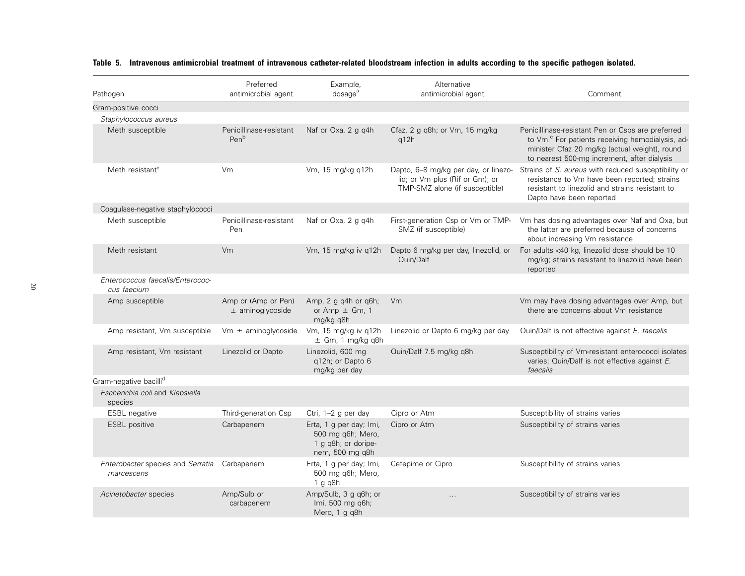**Table 5. Intravenous antimicrobial treatment of intravenous catheter-related bloodstream infection in adults according to the specific pathogen isolated.**

| Pathogen | Preferred antimicrobial agent | Example, dosage[a] | Alternative antimicrobial agent | Comment |
|---|---|---|---|---|
| Gram-positive cocci | | | | |
| *Staphylococcus aureus* | | | | |
| Meth susceptible | Penicillinase-resistant Pen[b] | Naf or Oxa, 2 g q4h | Cfaz, 2 g q8h; or Vm, 15 mg/kg q12h | Penicillinase-resistant Pen or Csps are preferred to Vm.[c] For patients receiving hemodialysis, administer Cfaz 20 mg/kg (actual weight), round to nearest 500-mg increment, after dialysis |
| Meth resistant[e] | Vm | Vm, 15 mg/kg q12h | Dapto, 6–8 mg/kg per day, or linezolid; or Vm plus (Rif or Gm); or TMP-SMZ alone (if susceptible) | Strains of *S. aureus* with reduced susceptibility or resistance to Vm have been reported; strains resistant to linezolid and strains resistant to Dapto have been reported |
| Coagulase-negative staphylococci | | | | |
| Meth susceptible | Penicillinase-resistant Pen | Naf or Oxa, 2 g q4h | First-generation Csp or Vm or TMP-SMZ (if susceptible) | Vm has dosing advantages over Naf and Oxa, but the latter are preferred because of concerns about increasing Vm resistance |
| Meth resistant | Vm | Vm, 15 mg/kg iv q12h | Dapto 6 mg/kg per day, linezolid, or Quin/Dalf | For adults <40 kg, linezolid dose should be 10 mg/kg; strains resistant to linezolid have been reported |
| *Enterococcus faecalis/Enterococcus faecium* | | | | |
| Amp susceptible | Amp or (Amp or Pen) ± aminoglycoside | Amp, 2 g q4h or q6h; or Amp ± Gm, 1 mg/kg q8h | Vm | Vm may have dosing advantages over Amp, but there are concerns about Vm resistance |
| Amp resistant, Vm susceptible | Vm ± aminoglycoside | Vm, 15 mg/kg iv q12h ± Gm, 1 mg/kg q8h | Linezolid or Dapto 6 mg/kg per day | Quin/Dalf is not effective against *E. faecalis* |
| Amp resistant, Vm resistant | Linezolid or Dapto | Linezolid, 600 mg q12h; or Dapto 6 mg/kg per day | Quin/Dalf 7.5 mg/kg q8h | Susceptibility of Vm-resistant enterococci isolates varies; Quin/Dalf is not effective against *E. faecalis* |
| Gram-negative bacilli[d] | | | | |
| *Escherichia coli* and *Klebsiella* species | | | | |
| ESBL negative | Third-generation Csp | Ctri, 1–2 g per day | Cipro or Atm | Susceptibility of strains varies |
| ESBL positive | Carbapenem | Erta, 1 g per day; Imi, 500 mg q6h; Mero, 1 g q8h; or doripenem, 500 mg q8h | Cipro or Atm | Susceptibility of strains varies |
| *Enterobacter* species and *Serratia marcescens* | Carbapenem | Erta, 1 g per day; Imi, 500 mg q6h; Mero, 1 g q8h | Cefepime or Cipro | Susceptibility of strains varies |
| *Acinetobacter* species | Amp/Sulb or carbapenem | Amp/Sulb, 3 g q6h; or Imi, 500 mg q6h; Mero, 1 g q8h | … | Susceptibility of strains varies |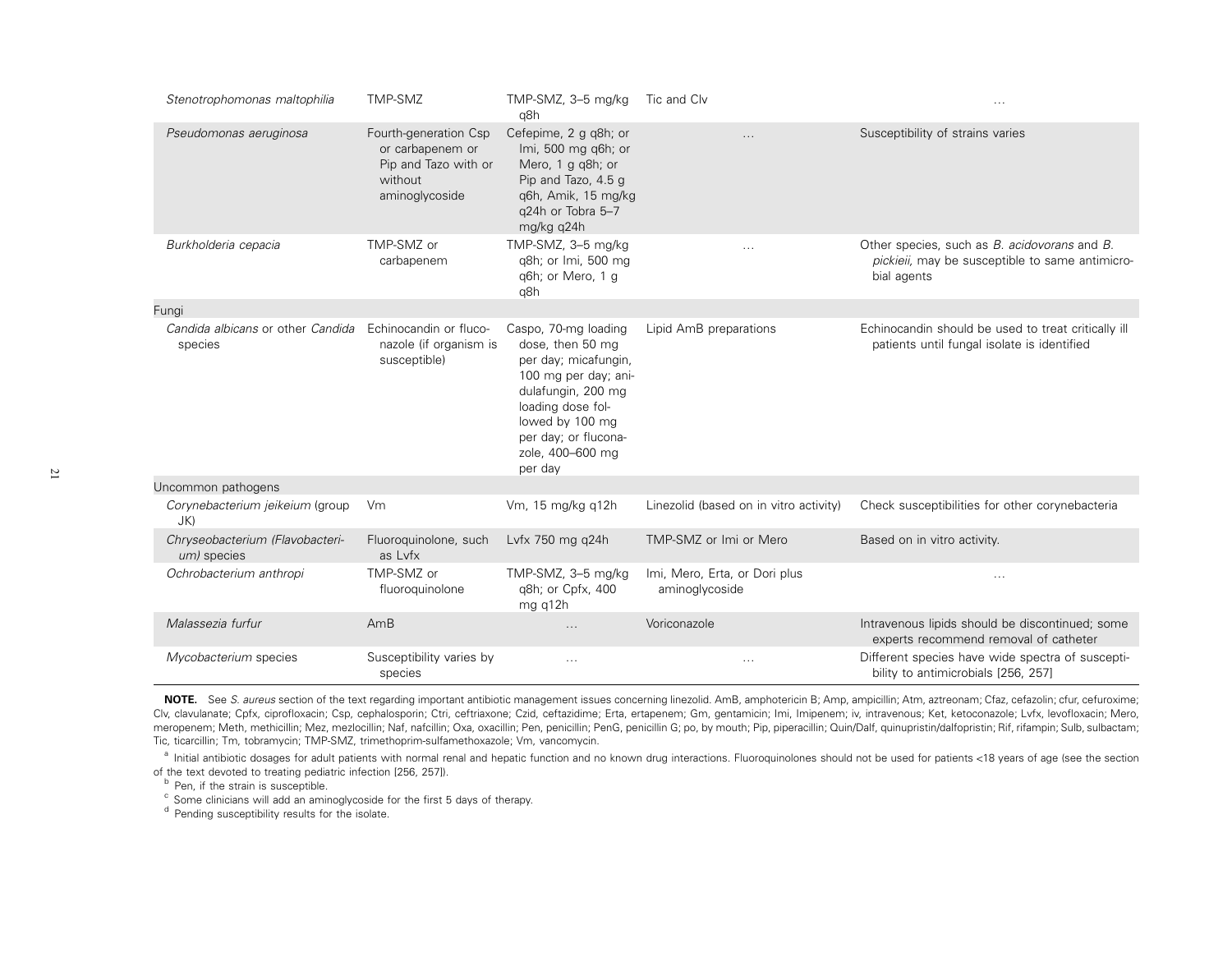| | | | | |
|---|---|---|---|---|
| *Stenotrophomonas maltophilia* | TMP-SMZ | TMP-SMZ, 3–5 mg/kg q8h | Tic and Clv | . . . |
| *Pseudomonas aeruginosa* | Fourth-generation Csp or carbapenem or Pip and Tazo with or without aminoglycoside | Cefepime, 2 g q8h; or Imi, 500 mg q6h; or Mero, 1 g q8h; or Pip and Tazo, 4.5 g q6h, Amik, 15 mg/kg q24h or Tobra 5–7 mg/kg q24h | . . . | Susceptibility of strains varies |
| *Burkholderia cepacia* | TMP-SMZ or carbapenem | TMP-SMZ, 3–5 mg/kg q8h; or Imi, 500 mg q6h; or Mero, 1 g q8h | . . . | Other species, such as *B. acidovorans* and *B. pickieii,* may be susceptible to same antimicrobial agents |
| Fungi | | | | |
| *Candida albicans* or other *Candida* species | Echinocandin or fluconazole (if organism is susceptible) | Caspo, 70-mg loading dose, then 50 mg per day; micafungin, 100 mg per day; anidulafungin, 200 mg loading dose followed by 100 mg per day; or fluconazole, 400–600 mg per day | Lipid AmB preparations | Echinocandin should be used to treat critically ill patients until fungal isolate is identified |
| Uncommon pathogens | | | | |
| *Corynebacterium jeikeium* (group JK) | Vm | Vm, 15 mg/kg q12h | Linezolid (based on in vitro activity) | Check susceptibilities for other corynebacteria |
| *Chryseobacterium (Flavobacterium)* species | Fluoroquinolone, such as Lvfx | Lvfx 750 mg q24h | TMP-SMZ or Imi or Mero | Based on in vitro activity. |
| *Ochrobacterium anthropi* | TMP-SMZ or fluoroquinolone | TMP-SMZ, 3–5 mg/kg q8h; or Cpfx, 400 mg q12h | Imi, Mero, Erta, or Dori plus aminoglycoside | . . . |
| *Malassezia furfur* | AmB | . . . | Voriconazole | Intravenous lipids should be discontinued; some experts recommend removal of catheter |
| *Mycobacterium* species | Susceptibility varies by species | . . . | . . . | Different species have wide spectra of susceptibility to antimicrobials [256, 257] |

**NOTE.** See *S. aureus* section of the text regarding important antibiotic management issues concerning linezolid. AmB, amphotericin B; Amp, ampicillin; Atm, aztreonam; Cfaz, cefazolin; cfur, cefuroxime; Clv, clavulanate; Cpfx, ciprofloxacin; Csp, cephalosporin; Ctri, ceftriaxone; Czid, ceftazidime; Erta, ertapenem; Gm, gentamicin; Imi, Imipenem; iv, intravenous; Ket, ketoconazole; Lvfx, levofloxacin; Mero, meropenem; Meth, methicillin; Mez, mezlocillin; Naf, nafcillin; Oxa, oxacillin; Pen, penicillin; PenG, penicillin G; po, by mouth; Pip, piperacillin; Quin/Dalf, quinupristin/dalfopristin; Rif, rifampin; Sulb, sulbactam; Tic, ticarcillin; Tm, tobramycin; TMP-SMZ, trimethoprim-sulfamethoxazole; Vm, vancomycin.

[a] Initial antibiotic dosages for adult patients with normal renal and hepatic function and no known drug interactions. Fluoroquinolones should not be used for patients <18 years of age (see the section of the text devoted to treating pediatric infection [256, 257]).

[b] Pen, if the strain is susceptible.

[c] Some clinicians will add an aminoglycoside for the first 5 days of therapy.

[d] Pending susceptibility results for the isolate.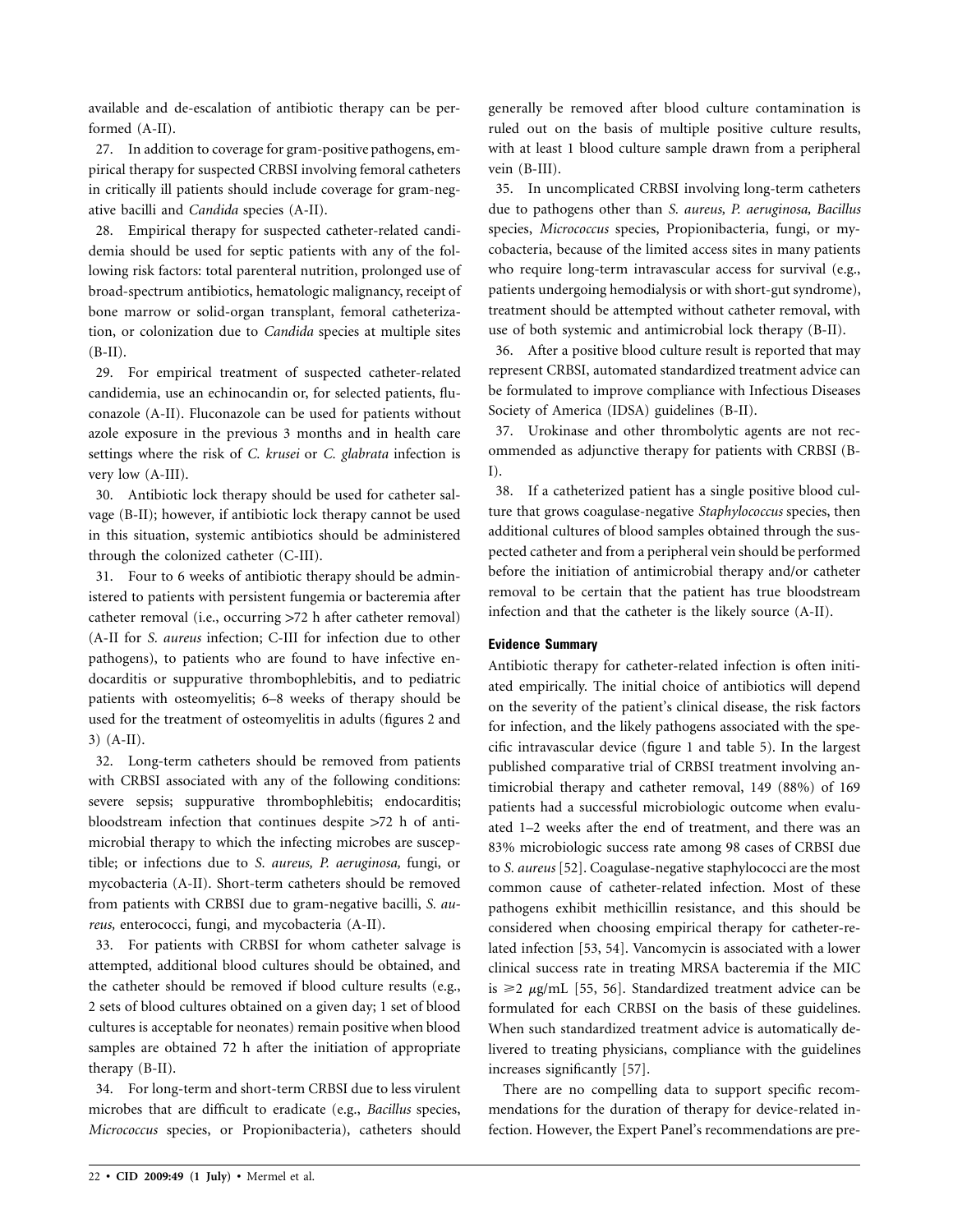available and de-escalation of antibiotic therapy can be performed (A-II).

27. In addition to coverage for gram-positive pathogens, empirical therapy for suspected CRBSI involving femoral catheters in critically ill patients should include coverage for gram-negative bacilli and *Candida* species (A-II).

28. Empirical therapy for suspected catheter-related candidemia should be used for septic patients with any of the following risk factors: total parenteral nutrition, prolonged use of broad-spectrum antibiotics, hematologic malignancy, receipt of bone marrow or solid-organ transplant, femoral catheterization, or colonization due to *Candida* species at multiple sites (B-II).

29. For empirical treatment of suspected catheter-related candidemia, use an echinocandin or, for selected patients, fluconazole (A-II). Fluconazole can be used for patients without azole exposure in the previous 3 months and in health care settings where the risk of *C. krusei* or *C. glabrata* infection is very low (A-III).

30. Antibiotic lock therapy should be used for catheter salvage (B-II); however, if antibiotic lock therapy cannot be used in this situation, systemic antibiotics should be administered through the colonized catheter (C-III).

31. Four to 6 weeks of antibiotic therapy should be administered to patients with persistent fungemia or bacteremia after catheter removal (i.e., occurring >72 h after catheter removal) (A-II for *S. aureus* infection; C-III for infection due to other pathogens), to patients who are found to have infective endocarditis or suppurative thrombophlebitis, and to pediatric patients with osteomyelitis; 6–8 weeks of therapy should be used for the treatment of osteomyelitis in adults (figures 2 and 3) (A-II).

32. Long-term catheters should be removed from patients with CRBSI associated with any of the following conditions: severe sepsis; suppurative thrombophlebitis; endocarditis; bloodstream infection that continues despite >72 h of antimicrobial therapy to which the infecting microbes are susceptible; or infections due to *S. aureus, P. aeruginosa,* fungi, or mycobacteria (A-II). Short-term catheters should be removed from patients with CRBSI due to gram-negative bacilli, *S. aureus,* enterococci, fungi, and mycobacteria (A-II).

33. For patients with CRBSI for whom catheter salvage is attempted, additional blood cultures should be obtained, and the catheter should be removed if blood culture results (e.g., 2 sets of blood cultures obtained on a given day; 1 set of blood cultures is acceptable for neonates) remain positive when blood samples are obtained 72 h after the initiation of appropriate therapy (B-II).

34. For long-term and short-term CRBSI due to less virulent microbes that are difficult to eradicate (e.g., *Bacillus* species, *Micrococcus* species, or Propionibacteria), catheters should generally be removed after blood culture contamination is ruled out on the basis of multiple positive culture results, with at least 1 blood culture sample drawn from a peripheral vein (B-III).

35. In uncomplicated CRBSI involving long-term catheters due to pathogens other than *S. aureus, P. aeruginosa, Bacillus* species, *Micrococcus* species, Propionibacteria, fungi, or mycobacteria, because of the limited access sites in many patients who require long-term intravascular access for survival (e.g., patients undergoing hemodialysis or with short-gut syndrome), treatment should be attempted without catheter removal, with use of both systemic and antimicrobial lock therapy (B-II).

36. After a positive blood culture result is reported that may represent CRBSI, automated standardized treatment advice can be formulated to improve compliance with Infectious Diseases Society of America (IDSA) guidelines (B-II).

37. Urokinase and other thrombolytic agents are not recommended as adjunctive therapy for patients with CRBSI (B-I).

38. If a catheterized patient has a single positive blood culture that grows coagulase-negative *Staphylococcus* species, then additional cultures of blood samples obtained through the suspected catheter and from a peripheral vein should be performed before the initiation of antimicrobial therapy and/or catheter removal to be certain that the patient has true bloodstream infection and that the catheter is the likely source (A-II).

#### Evidence Summary

Antibiotic therapy for catheter-related infection is often initiated empirically. The initial choice of antibiotics will depend on the severity of the patient's clinical disease, the risk factors for infection, and the likely pathogens associated with the specific intravascular device (figure 1 and table 5). In the largest published comparative trial of CRBSI treatment involving antimicrobial therapy and catheter removal, 149 (88%) of 169 patients had a successful microbiologic outcome when evaluated 1–2 weeks after the end of treatment, and there was an 83% microbiologic success rate among 98 cases of CRBSI due to *S. aureus* [52]. Coagulase-negative staphylococci are the most common cause of catheter-related infection. Most of these pathogens exhibit methicillin resistance, and this should be considered when choosing empirical therapy for catheter-related infection [53, 54]. Vancomycin is associated with a lower clinical success rate in treating MRSA bacteremia if the MIC is $\geqslant 2$ $\mu$g/mL [55, 56]. Standardized treatment advice can be formulated for each CRBSI on the basis of these guidelines. When such standardized treatment advice is automatically delivered to treating physicians, compliance with the guidelines increases significantly [57].

There are no compelling data to support specific recommendations for the duration of therapy for device-related infection. However, the Expert Panel's recommendations are pre-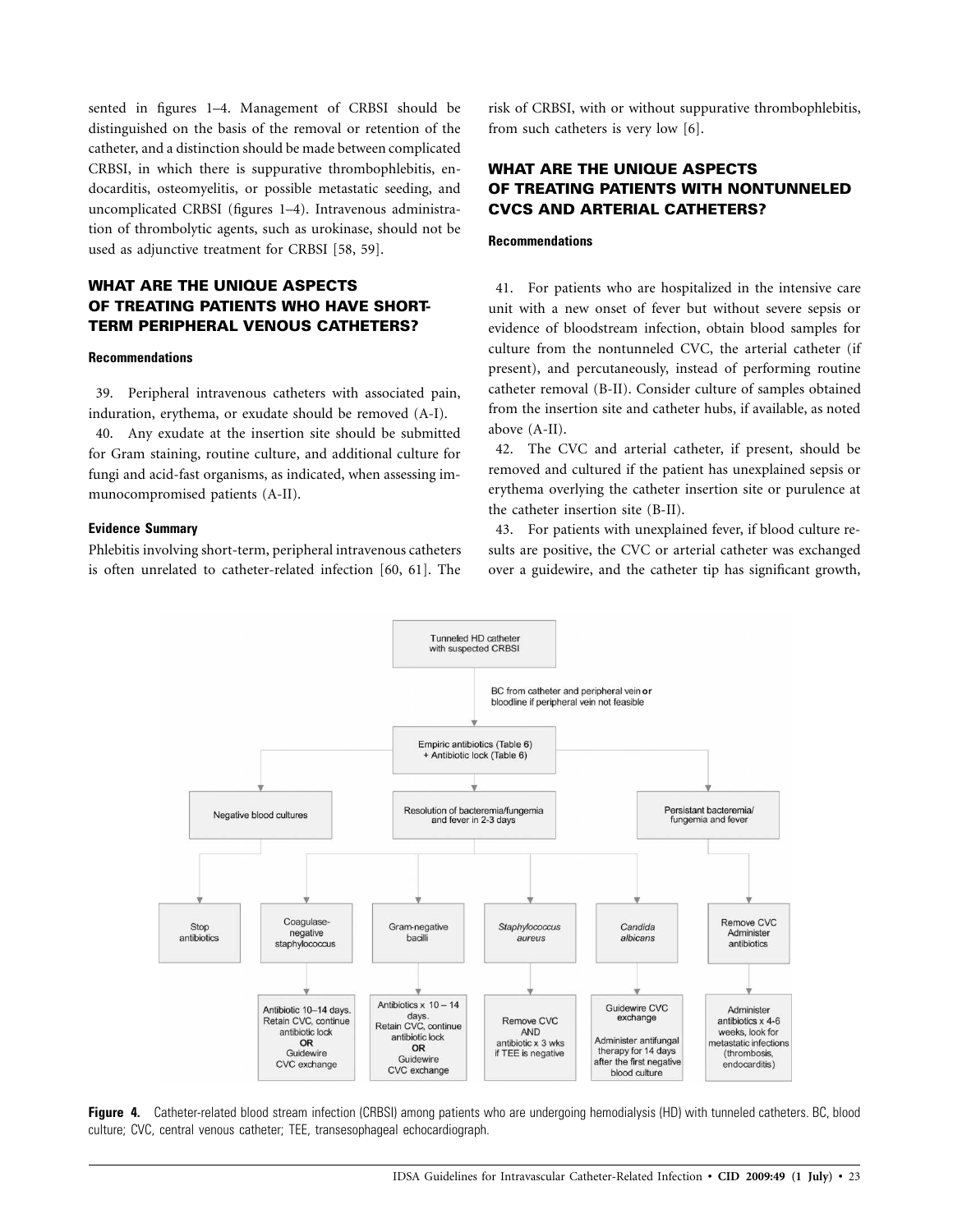sented in figures 1–4. Management of CRBSI should be distinguished on the basis of the removal or retention of the catheter, and a distinction should be made between complicated CRBSI, in which there is suppurative thrombophlebitis, endocarditis, osteomyelitis, or possible metastatic seeding, and uncomplicated CRBSI (figures 1–4). Intravenous administration of thrombolytic agents, such as urokinase, should not be used as adjunctive treatment for CRBSI [58, 59].

## WHAT ARE THE UNIQUE ASPECTS OF TREATING PATIENTS WHO HAVE SHORT-TERM PERIPHERAL VENOUS CATHETERS?

### Recommendations

39. Peripheral intravenous catheters with associated pain, induration, erythema, or exudate should be removed (A-I).

40. Any exudate at the insertion site should be submitted for Gram staining, routine culture, and additional culture for fungi and acid-fast organisms, as indicated, when assessing immunocompromised patients (A-II).

### Evidence Summary

Phlebitis involving short-term, peripheral intravenous catheters is often unrelated to catheter-related infection [60, 61]. The risk of CRBSI, with or without suppurative thrombophlebitis, from such catheters is very low [6].

## WHAT ARE THE UNIQUE ASPECTS OF TREATING PATIENTS WITH NONTUNNELED CVCS AND ARTERIAL CATHETERS?

### Recommendations

41. For patients who are hospitalized in the intensive care unit with a new onset of fever but without severe sepsis or evidence of bloodstream infection, obtain blood samples for culture from the nontunneled CVC, the arterial catheter (if present), and percutaneously, instead of performing routine catheter removal (B-II). Consider culture of samples obtained from the insertion site and catheter hubs, if available, as noted above (A-II).

42. The CVC and arterial catheter, if present, should be removed and cultured if the patient has unexplained sepsis or erythema overlying the catheter insertion site or purulence at the catheter insertion site (B-II).

43. For patients with unexplained fever, if blood culture results are positive, the CVC or arterial catheter was exchanged over a guidewire, and the catheter tip has significant growth,

Tunneled HD catheter with suspected CRBSI
→ BC from catheter and peripheral vein **or** bloodline if peripheral vein not feasible
→ Empiric antibiotics (Table 6) + Antibiotic lock (Table 6)

- Negative blood cultures → Stop antibiotics
- Resolution of bacteremia/fungemia and fever in 2-3 days →
  - Coagulase-negative staphylococcus → Antibiotic 10–14 days. Retain CVC, continue antibiotic lock OR Guidewire CVC exchange
  - Gram-negative bacilli → Antibiotics x 10 – 14 days. Retain CVC, continue antibiotic lock OR Guidewire CVC exchange
  - *Staphylococcus aureus* → Remove CVC AND antibiotic x 3 wks if TEE is negative
  - *Candida albicans* → Guidewire CVC exchange; Administer antifungal therapy for 14 days after the first negative blood culture
- Persistant bacteremia/fungemia and fever → Remove CVC Administer antibiotics → Administer antibiotics x 4-6 weeks, look for metastatic infections (thrombosis, endocarditis)

**Figure 4.** Catheter-related blood stream infection (CRBSI) among patients who are undergoing hemodialysis (HD) with tunneled catheters. BC, blood culture; CVC, central venous catheter; TEE, transesophageal echocardiograph.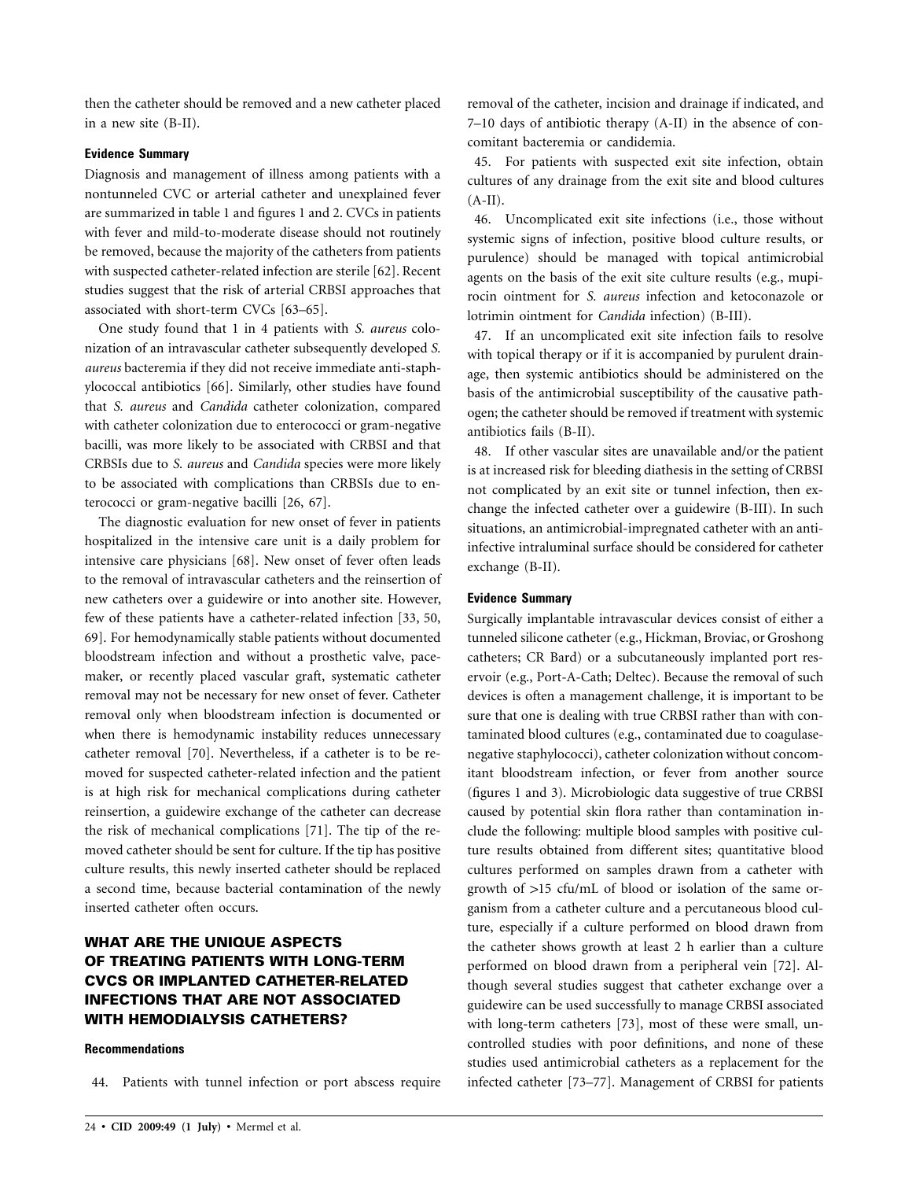then the catheter should be removed and a new catheter placed in a new site (B-II).

#### Evidence Summary

Diagnosis and management of illness among patients with a nontunneled CVC or arterial catheter and unexplained fever are summarized in table 1 and figures 1 and 2. CVCs in patients with fever and mild-to-moderate disease should not routinely be removed, because the majority of the catheters from patients with suspected catheter-related infection are sterile [62]. Recent studies suggest that the risk of arterial CRBSI approaches that associated with short-term CVCs [63–65].

One study found that 1 in 4 patients with *S. aureus* colonization of an intravascular catheter subsequently developed *S. aureus* bacteremia if they did not receive immediate anti-staphylococcal antibiotics [66]. Similarly, other studies have found that *S. aureus* and *Candida* catheter colonization, compared with catheter colonization due to enterococci or gram-negative bacilli, was more likely to be associated with CRBSI and that CRBSIs due to *S. aureus* and *Candida* species were more likely to be associated with complications than CRBSIs due to enterococci or gram-negative bacilli [26, 67].

The diagnostic evaluation for new onset of fever in patients hospitalized in the intensive care unit is a daily problem for intensive care physicians [68]. New onset of fever often leads to the removal of intravascular catheters and the reinsertion of new catheters over a guidewire or into another site. However, few of these patients have a catheter-related infection [33, 50, 69]. For hemodynamically stable patients without documented bloodstream infection and without a prosthetic valve, pacemaker, or recently placed vascular graft, systematic catheter removal may not be necessary for new onset of fever. Catheter removal only when bloodstream infection is documented or when there is hemodynamic instability reduces unnecessary catheter removal [70]. Nevertheless, if a catheter is to be removed for suspected catheter-related infection and the patient is at high risk for mechanical complications during catheter reinsertion, a guidewire exchange of the catheter can decrease the risk of mechanical complications [71]. The tip of the removed catheter should be sent for culture. If the tip has positive culture results, this newly inserted catheter should be replaced a second time, because bacterial contamination of the newly inserted catheter often occurs.

## WHAT ARE THE UNIQUE ASPECTS OF TREATING PATIENTS WITH LONG-TERM CVCS OR IMPLANTED CATHETER-RELATED INFECTIONS THAT ARE NOT ASSOCIATED WITH HEMODIALYSIS CATHETERS?

#### Recommendations

44. Patients with tunnel infection or port abscess require removal of the catheter, incision and drainage if indicated, and 7–10 days of antibiotic therapy (A-II) in the absence of concomitant bacteremia or candidemia.

45. For patients with suspected exit site infection, obtain cultures of any drainage from the exit site and blood cultures (A-II).

46. Uncomplicated exit site infections (i.e., those without systemic signs of infection, positive blood culture results, or purulence) should be managed with topical antimicrobial agents on the basis of the exit site culture results (e.g., mupirocin ointment for *S. aureus* infection and ketoconazole or lotrimin ointment for *Candida* infection) (B-III).

47. If an uncomplicated exit site infection fails to resolve with topical therapy or if it is accompanied by purulent drainage, then systemic antibiotics should be administered on the basis of the antimicrobial susceptibility of the causative pathogen; the catheter should be removed if treatment with systemic antibiotics fails (B-II).

48. If other vascular sites are unavailable and/or the patient is at increased risk for bleeding diathesis in the setting of CRBSI not complicated by an exit site or tunnel infection, then exchange the infected catheter over a guidewire (B-III). In such situations, an antimicrobial-impregnated catheter with an anti-infective intraluminal surface should be considered for catheter exchange (B-II).

#### Evidence Summary

Surgically implantable intravascular devices consist of either a tunneled silicone catheter (e.g., Hickman, Broviac, or Groshong catheters; CR Bard) or a subcutaneously implanted port reservoir (e.g., Port-A-Cath; Deltec). Because the removal of such devices is often a management challenge, it is important to be sure that one is dealing with true CRBSI rather than with contaminated blood cultures (e.g., contaminated due to coagulase-negative staphylococci), catheter colonization without concomitant bloodstream infection, or fever from another source (figures 1 and 3). Microbiologic data suggestive of true CRBSI caused by potential skin flora rather than contamination include the following: multiple blood samples with positive culture results obtained from different sites; quantitative blood cultures performed on samples drawn from a catheter with growth of >15 cfu/mL of blood or isolation of the same organism from a catheter culture and a percutaneous blood culture, especially if a culture performed on blood drawn from the catheter shows growth at least 2 h earlier than a culture performed on blood drawn from a peripheral vein [72]. Although several studies suggest that catheter exchange over a guidewire can be used successfully to manage CRBSI associated with long-term catheters [73], most of these were small, uncontrolled studies with poor definitions, and none of these studies used antimicrobial catheters as a replacement for the infected catheter [73–77]. Management of CRBSI for patients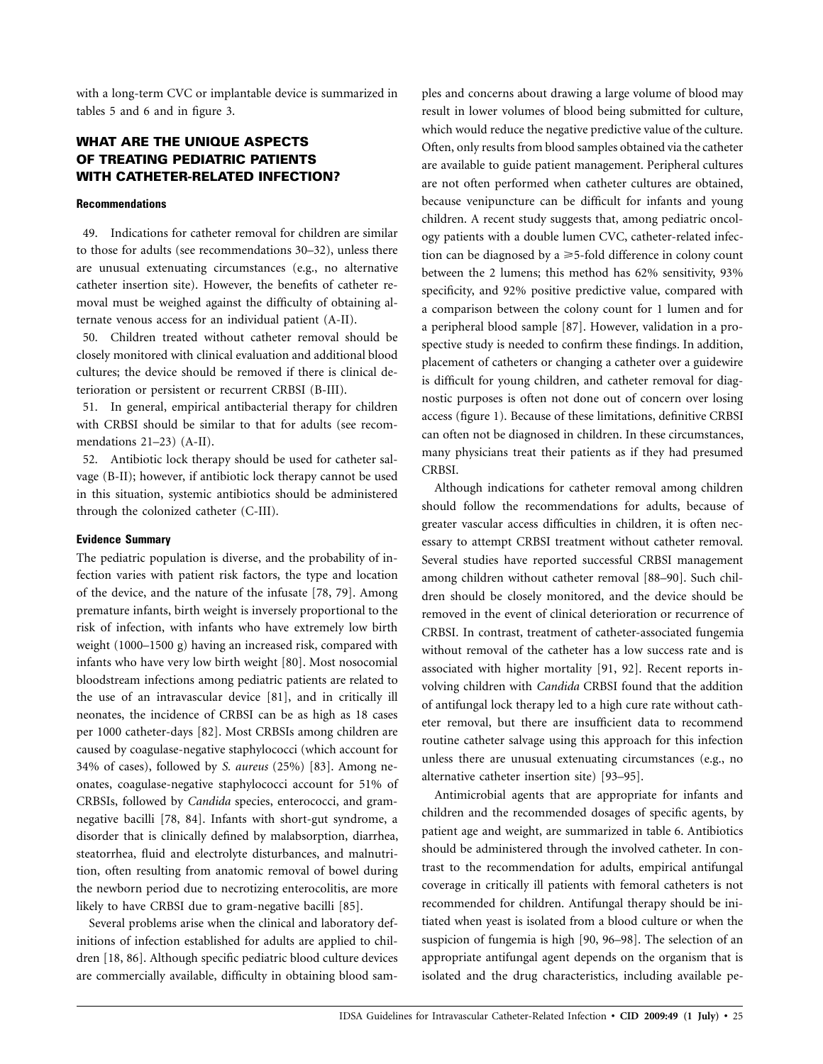with a long-term CVC or implantable device is summarized in tables 5 and 6 and in figure 3.

## WHAT ARE THE UNIQUE ASPECTS OF TREATING PEDIATRIC PATIENTS WITH CATHETER-RELATED INFECTION?

### Recommendations

49. Indications for catheter removal for children are similar to those for adults (see recommendations 30–32), unless there are unusual extenuating circumstances (e.g., no alternative catheter insertion site). However, the benefits of catheter removal must be weighed against the difficulty of obtaining alternate venous access for an individual patient (A-II).

50. Children treated without catheter removal should be closely monitored with clinical evaluation and additional blood cultures; the device should be removed if there is clinical deterioration or persistent or recurrent CRBSI (B-III).

51. In general, empirical antibacterial therapy for children with CRBSI should be similar to that for adults (see recommendations 21–23) (A-II).

52. Antibiotic lock therapy should be used for catheter salvage (B-II); however, if antibiotic lock therapy cannot be used in this situation, systemic antibiotics should be administered through the colonized catheter (C-III).

### Evidence Summary

The pediatric population is diverse, and the probability of infection varies with patient risk factors, the type and location of the device, and the nature of the infusate [78, 79]. Among premature infants, birth weight is inversely proportional to the risk of infection, with infants who have extremely low birth weight (1000–1500 g) having an increased risk, compared with infants who have very low birth weight [80]. Most nosocomial bloodstream infections among pediatric patients are related to the use of an intravascular device [81], and in critically ill neonates, the incidence of CRBSI can be as high as 18 cases per 1000 catheter-days [82]. Most CRBSIs among children are caused by coagulase-negative staphylococci (which account for 34% of cases), followed by *S. aureus* (25%) [83]. Among neonates, coagulase-negative staphylococci account for 51% of CRBSIs, followed by *Candida* species, enterococci, and gram-negative bacilli [78, 84]. Infants with short-gut syndrome, a disorder that is clinically defined by malabsorption, diarrhea, steatorrhea, fluid and electrolyte disturbances, and malnutrition, often resulting from anatomic removal of bowel during the newborn period due to necrotizing enterocolitis, are more likely to have CRBSI due to gram-negative bacilli [85].

Several problems arise when the clinical and laboratory definitions of infection established for adults are applied to children [18, 86]. Although specific pediatric blood culture devices are commercially available, difficulty in obtaining blood samples and concerns about drawing a large volume of blood may result in lower volumes of blood being submitted for culture, which would reduce the negative predictive value of the culture. Often, only results from blood samples obtained via the catheter are available to guide patient management. Peripheral cultures are not often performed when catheter cultures are obtained, because venipuncture can be difficult for infants and young children. A recent study suggests that, among pediatric oncology patients with a double lumen CVC, catheter-related infection can be diagnosed by a ≥5-fold difference in colony count between the 2 lumens; this method has 62% sensitivity, 93% specificity, and 92% positive predictive value, compared with a comparison between the colony count for 1 lumen and for a peripheral blood sample [87]. However, validation in a prospective study is needed to confirm these findings. In addition, placement of catheters or changing a catheter over a guidewire is difficult for young children, and catheter removal for diagnostic purposes is often not done out of concern over losing access (figure 1). Because of these limitations, definitive CRBSI can often not be diagnosed in children. In these circumstances, many physicians treat their patients as if they had presumed CRBSI.

Although indications for catheter removal among children should follow the recommendations for adults, because of greater vascular access difficulties in children, it is often necessary to attempt CRBSI treatment without catheter removal. Several studies have reported successful CRBSI management among children without catheter removal [88–90]. Such children should be closely monitored, and the device should be removed in the event of clinical deterioration or recurrence of CRBSI. In contrast, treatment of catheter-associated fungemia without removal of the catheter has a low success rate and is associated with higher mortality [91, 92]. Recent reports involving children with *Candida* CRBSI found that the addition of antifungal lock therapy led to a high cure rate without catheter removal, but there are insufficient data to recommend routine catheter salvage using this approach for this infection unless there are unusual extenuating circumstances (e.g., no alternative catheter insertion site) [93–95].

Antimicrobial agents that are appropriate for infants and children and the recommended dosages of specific agents, by patient age and weight, are summarized in table 6. Antibiotics should be administered through the involved catheter. In contrast to the recommendation for adults, empirical antifungal coverage in critically ill patients with femoral catheters is not recommended for children. Antifungal therapy should be initiated when yeast is isolated from a blood culture or when the suspicion of fungemia is high [90, 96–98]. The selection of an appropriate antifungal agent depends on the organism that is isolated and the drug characteristics, including available pe-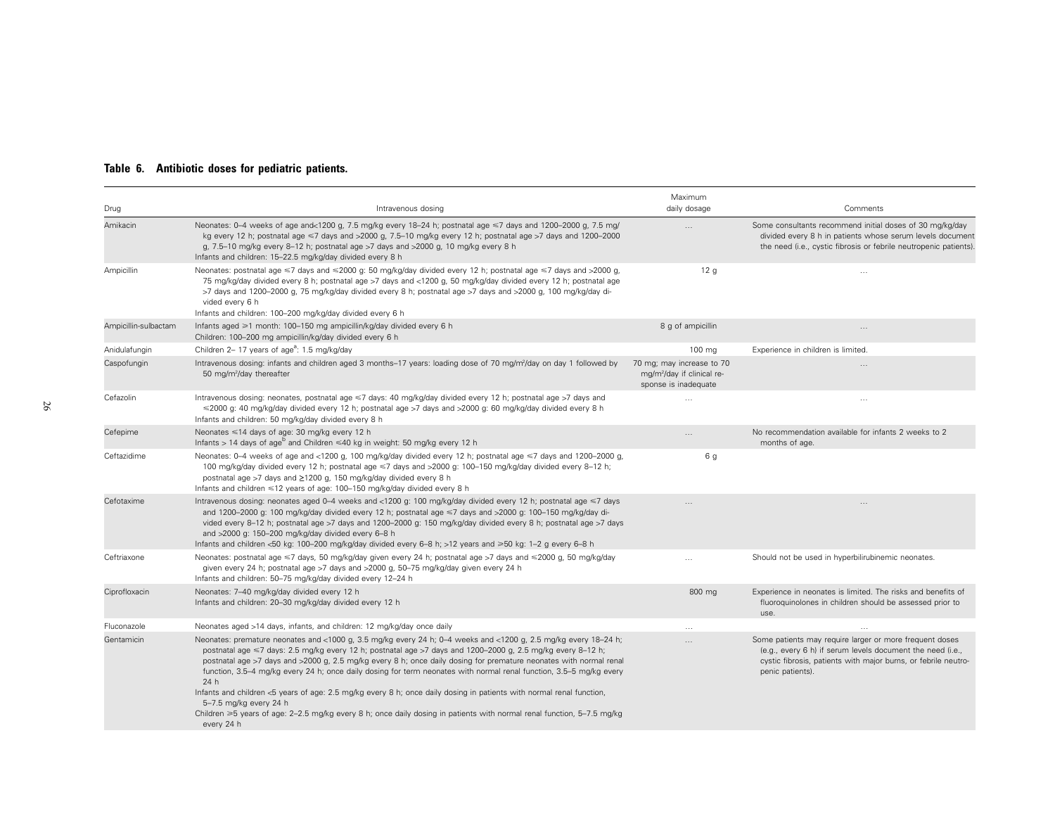**Table 6. Antibiotic doses for pediatric patients.**

| Drug | Intravenous dosing | Maximum daily dosage | Comments |
|---|---|---|---|
| Amikacin | Neonates: 0–4 weeks of age and<1200 g, 7.5 mg/kg every 18–24 h; postnatal age ≤7 days and 1200–2000 g, 7.5 mg/kg every 12 h; postnatal age ≤7 days and >2000 g, 7.5–10 mg/kg every 12 h; postnatal age >7 days and 1200–2000 g, 7.5–10 mg/kg every 8–12 h; postnatal age >7 days and >2000 g, 10 mg/kg every 8 h<br>Infants and children: 15–22.5 mg/kg/day divided every 8 h | ... | Some consultants recommend initial doses of 30 mg/kg/day divided every 8 h in patients whose serum levels document the need (i.e., cystic fibrosis or febrile neutropenic patients). |
| Ampicillin | Neonates: postnatal age ≤7 days and ≤2000 g: 50 mg/kg/day divided every 12 h; postnatal age ≤7 days and >2000 g, 75 mg/kg/day divided every 8 h; postnatal age >7 days and <1200 g, 50 mg/kg/day divided every 12 h; postnatal age >7 days and 1200–2000 g, 75 mg/kg/day divided every 8 h; postnatal age >7 days and >2000 g, 100 mg/kg/day divided every 6 h<br>Infants and children: 100–200 mg/kg/day divided every 6 h | 12 g | ... |
| Ampicillin-sulbactam | Infants aged ≥1 month: 100–150 mg ampicillin/kg/day divided every 6 h<br>Children: 100–200 mg ampicillin/kg/day divided every 6 h | 8 g of ampicillin | ... |
| Anidulafungin | Children 2– 17 years of age[a]: 1.5 mg/kg/day | 100 mg | Experience in children is limited. |
| Caspofungin | Intravenous dosing: infants and children aged 3 months–17 years: loading dose of 70 mg/m²/day on day 1 followed by 50 mg/m²/day thereafter | 70 mg; may increase to 70 mg/m²/day if clinical response is inadequate | ... |
| Cefazolin | Intravenous dosing: neonates, postnatal age ≤7 days: 40 mg/kg/day divided every 12 h; postnatal age >7 days and ≤2000 g: 40 mg/kg/day divided every 12 h; postnatal age >7 days and >2000 g: 60 mg/kg/day divided every 8 h<br>Infants and children: 50 mg/kg/day divided every 8 h | ... | ... |
| Cefepime | Neonates ≤14 days of age: 30 mg/kg every 12 h<br>Infants > 14 days of age[b] and Children ≤40 kg in weight: 50 mg/kg every 12 h | ... | No recommendation available for infants 2 weeks to 2 months of age. |
| Ceftazidime | Neonates: 0–4 weeks of age and <1200 g, 100 mg/kg/day divided every 12 h; postnatal age ≤7 days and 1200–2000 g, 100 mg/kg/day divided every 12 h; postnatal age ≤7 days and >2000 g: 100–150 mg/kg/day divided every 8–12 h; postnatal age >7 days and ≥1200 g, 150 mg/kg/day divided every 8 h<br>Infants and children ≤12 years of age: 100–150 mg/kg/day divided every 8 h | 6 g | |
| Cefotaxime | Intravenous dosing: neonates aged 0–4 weeks and <1200 g: 100 mg/kg/day divided every 12 h; postnatal age ≤7 days and 1200–2000 g: 100 mg/kg/day divided every 12 h; postnatal age ≤7 days and >2000 g: 100–150 mg/kg/day divided every 8–12 h; postnatal age >7 days and 1200–2000 g: 150 mg/kg/day divided every 8 h; postnatal age >7 days and >2000 g: 150–200 mg/kg/day divided every 6–8 h<br>Infants and children <50 kg: 100–200 mg/kg/day divided every 6–8 h; >12 years and ≥50 kg: 1–2 g every 6–8 h | ... | ... |
| Ceftriaxone | Neonates: postnatal age ≤7 days, 50 mg/kg/day given every 24 h; postnatal age >7 days and ≤2000 g, 50 mg/kg/day given every 24 h; postnatal age >7 days and >2000 g, 50–75 mg/kg/day given every 24 h<br>Infants and children: 50–75 mg/kg/day divided every 12–24 h | ... | Should not be used in hyperbilirubinemic neonates. |
| Ciprofloxacin | Neonates: 7–40 mg/kg/day divided every 12 h<br>Infants and children: 20–30 mg/kg/day divided every 12 h | 800 mg | Experience in neonates is limited. The risks and benefits of fluoroquinolones in children should be assessed prior to use. |
| Fluconazole | Neonates aged >14 days, infants, and children: 12 mg/kg/day once daily | ... | ... |
| Gentamicin | Neonates: premature neonates and <1000 g, 3.5 mg/kg every 24 h; 0–4 weeks and <1200 g, 2.5 mg/kg every 18–24 h; postnatal age ≤7 days: 2.5 mg/kg every 12 h; postnatal age >7 days and 1200–2000 g, 2.5 mg/kg every 8–12 h; postnatal age >7 days and >2000 g, 2.5 mg/kg every 8 h; once daily dosing for premature neonates with normal renal function, 3.5–4 mg/kg every 24 h; once daily dosing for term neonates with normal renal function, 3.5–5 mg/kg every 24 h<br>Infants and children <5 years of age: 2.5 mg/kg every 8 h; once daily dosing in patients with normal renal function, 5–7.5 mg/kg every 24 h<br>Children ≥5 years of age: 2–2.5 mg/kg every 8 h; once daily dosing in patients with normal renal function, 5–7.5 mg/kg every 24 h | ... | Some patients may require larger or more frequent doses (e.g., every 6 h) if serum levels document the need (i.e., cystic fibrosis, patients with major burns, or febrile neutropenic patients). |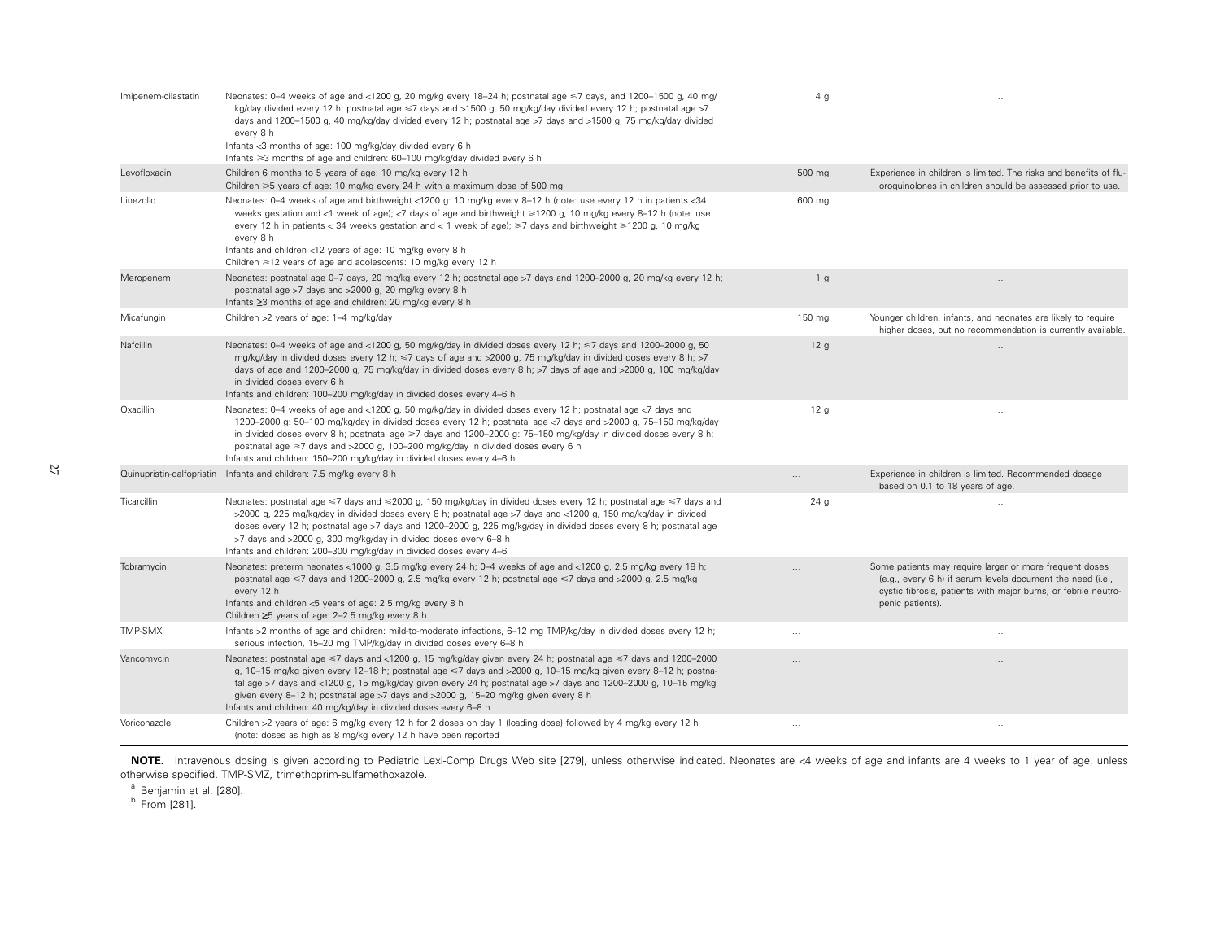| | | | |
|---|---|---|---|
| Imipenem-cilastatin | Neonates: 0–4 weeks of age and <1200 g, 20 mg/kg every 18–24 h; postnatal age ≤7 days, and 1200–1500 g, 40 mg/kg/day divided every 12 h; postnatal age ≤7 days and >1500 g, 50 mg/kg/day divided every 12 h; postnatal age >7 days and 1200–1500 g, 40 mg/kg/day divided every 12 h; postnatal age >7 days and >1500 g, 75 mg/kg/day divided every 8 h<br>Infants <3 months of age: 100 mg/kg/day divided every 6 h<br>Infants ≥3 months of age and children: 60–100 mg/kg/day divided every 6 h | 4 g | ... |
| Levofloxacin | Children 6 months to 5 years of age: 10 mg/kg every 12 h<br>Children ≥5 years of age: 10 mg/kg every 24 h with a maximum dose of 500 mg | 500 mg | Experience in children is limited. The risks and benefits of fluoroquinolones in children should be assessed prior to use. |
| Linezolid | Neonates: 0–4 weeks of age and birthweight <1200 g: 10 mg/kg every 8–12 h (note: use every 12 h in patients <34 weeks gestation and <1 week of age); <7 days of age and birthweight ≥1200 g, 10 mg/kg every 8–12 h (note: use every 12 h in patients < 34 weeks gestation and < 1 week of age); ≥7 days and birthweight ≥1200 g, 10 mg/kg every 8 h<br>Infants and children <12 years of age: 10 mg/kg every 8 h<br>Children ≥12 years of age and adolescents: 10 mg/kg every 12 h | 600 mg | ... |
| Meropenem | Neonates: postnatal age 0–7 days, 20 mg/kg every 12 h; postnatal age >7 days and 1200–2000 g, 20 mg/kg every 12 h; postnatal age >7 days and >2000 g, 20 mg/kg every 8 h<br>Infants ≥3 months of age and children: 20 mg/kg every 8 h | 1 g | ... |
| Micafungin | Children >2 years of age: 1–4 mg/kg/day | 150 mg | Younger children, infants, and neonates are likely to require higher doses, but no recommendation is currently available. |
| Nafcillin | Neonates: 0–4 weeks of age and <1200 g, 50 mg/kg/day in divided doses every 12 h; ≤7 days and 1200–2000 g, 50 mg/kg/day in divided doses every 12 h; ≤7 days of age and >2000 g, 75 mg/kg/day in divided doses every 8 h; >7 days of age and 1200–2000 g, 75 mg/kg/day in divided doses every 8 h; >7 days of age and >2000 g, 100 mg/kg/day in divided doses every 6 h<br>Infants and children: 100–200 mg/kg/day in divided doses every 4–6 h | 12 g | ... |
| Oxacillin | Neonates: 0–4 weeks of age and <1200 g, 50 mg/kg/day in divided doses every 12 h; postnatal age <7 days and 1200–2000 g: 50–100 mg/kg/day in divided doses every 12 h; postnatal age <7 days and >2000 g, 75–150 mg/kg/day in divided doses every 8 h; postnatal age ≥7 days and 1200–2000 g: 75–150 mg/kg/day in divided doses every 8 h; postnatal age ≥7 days and >2000 g, 100–200 mg/kg/day in divided doses every 6 h<br>Infants and children: 150–200 mg/kg/day in divided doses every 4–6 h | 12 g | ... |
| Quinupristin-dalfopristin | Infants and children: 7.5 mg/kg every 8 h | ... | Experience in children is limited. Recommended dosage based on 0.1 to 18 years of age. |
| Ticarcillin | Neonates: postnatal age ≤7 days and ≤2000 g, 150 mg/kg/day in divided doses every 12 h; postnatal age ≤7 days and >2000 g, 225 mg/kg/day in divided doses every 8 h; postnatal age >7 days and <1200 g, 150 mg/kg/day in divided doses every 12 h; postnatal age >7 days and 1200–2000 g, 225 mg/kg/day in divided doses every 8 h; postnatal age >7 days and >2000 g, 300 mg/kg/day in divided doses every 6–8 h<br>Infants and children: 200–300 mg/kg/day in divided doses every 4–6 | 24 g | ... |
| Tobramycin | Neonates: preterm neonates <1000 g, 3.5 mg/kg every 24 h; 0–4 weeks of age and <1200 g, 2.5 mg/kg every 18 h; postnatal age ≤7 days and 1200–2000 g, 2.5 mg/kg every 12 h; postnatal age ≤7 days and >2000 g, 2.5 mg/kg every 12 h<br>Infants and children <5 years of age: 2.5 mg/kg every 8 h<br>Children ≥5 years of age: 2–2.5 mg/kg every 8 h | ... | Some patients may require larger or more frequent doses (e.g., every 6 h) if serum levels document the need (i.e., cystic fibrosis, patients with major burns, or febrile neutropenic patients). |
| TMP-SMX | Infants >2 months of age and children: mild-to-moderate infections, 6–12 mg TMP/kg/day in divided doses every 12 h; serious infection, 15–20 mg TMP/kg/day in divided doses every 6–8 h | ... | ... |
| Vancomycin | Neonates: postnatal age ≤7 days and <1200 g, 15 mg/kg/day given every 24 h; postnatal age ≤7 days and 1200–2000 g, 10–15 mg/kg given every 12–18 h; postnatal age ≤7 days and >2000 g, 10–15 mg/kg given every 8–12 h; postnatal age >7 days and <1200 g, 15 mg/kg/day given every 24 h; postnatal age >7 days and 1200–2000 g, 10–15 mg/kg given every 8–12 h; postnatal age >7 days and >2000 g, 15–20 mg/kg given every 8 h<br>Infants and children: 40 mg/kg/day in divided doses every 6–8 h | ... | ... |
| Voriconazole | Children >2 years of age: 6 mg/kg every 12 h for 2 doses on day 1 (loading dose) followed by 4 mg/kg every 12 h (note: doses as high as 8 mg/kg every 12 h have been reported | ... | ... |

**NOTE.** Intravenous dosing is given according to Pediatric Lexi-Comp Drugs Web site [279], unless otherwise indicated. Neonates are <4 weeks of age and infants are 4 weeks to 1 year of age, unless otherwise specified. TMP-SMZ, trimethoprim-sulfamethoxazole.

[a] Benjamin et al. [280].

[b] From [281].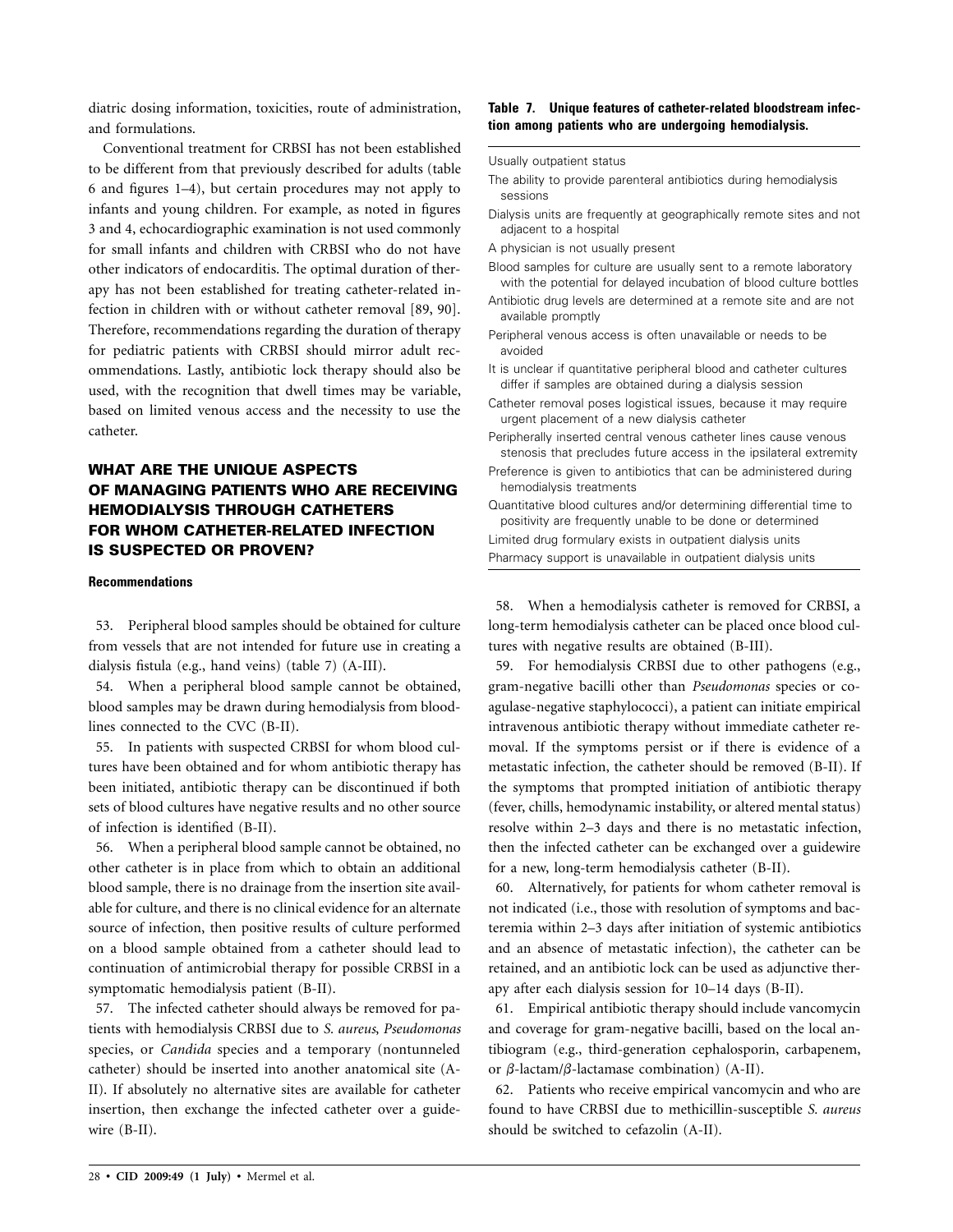diatric dosing information, toxicities, route of administration, and formulations.

Conventional treatment for CRBSI has not been established to be different from that previously described for adults (table 6 and figures 1–4), but certain procedures may not apply to infants and young children. For example, as noted in figures 3 and 4, echocardiographic examination is not used commonly for small infants and children with CRBSI who do not have other indicators of endocarditis. The optimal duration of therapy has not been established for treating catheter-related infection in children with or without catheter removal [89, 90]. Therefore, recommendations regarding the duration of therapy for pediatric patients with CRBSI should mirror adult recommendations. Lastly, antibiotic lock therapy should also be used, with the recognition that dwell times may be variable, based on limited venous access and the necessity to use the catheter.

## WHAT ARE THE UNIQUE ASPECTS OF MANAGING PATIENTS WHO ARE RECEIVING HEMODIALYSIS THROUGH CATHETERS FOR WHOM CATHETER-RELATED INFECTION IS SUSPECTED OR PROVEN?

### Recommendations

53. Peripheral blood samples should be obtained for culture from vessels that are not intended for future use in creating a dialysis fistula (e.g., hand veins) (table 7) (A-III).

54. When a peripheral blood sample cannot be obtained, blood samples may be drawn during hemodialysis from bloodlines connected to the CVC (B-II).

55. In patients with suspected CRBSI for whom blood cultures have been obtained and for whom antibiotic therapy has been initiated, antibiotic therapy can be discontinued if both sets of blood cultures have negative results and no other source of infection is identified (B-II).

56. When a peripheral blood sample cannot be obtained, no other catheter is in place from which to obtain an additional blood sample, there is no drainage from the insertion site available for culture, and there is no clinical evidence for an alternate source of infection, then positive results of culture performed on a blood sample obtained from a catheter should lead to continuation of antimicrobial therapy for possible CRBSI in a symptomatic hemodialysis patient (B-II).

57. The infected catheter should always be removed for patients with hemodialysis CRBSI due to *S. aureus*, *Pseudomonas* species, or *Candida* species and a temporary (nontunneled catheter) should be inserted into another anatomical site (A-II). If absolutely no alternative sites are available for catheter insertion, then exchange the infected catheter over a guidewire (B-II).

**Table 7. Unique features of catheter-related bloodstream infection among patients who are undergoing hemodialysis.**

| |
|---|
| Usually outpatient status |
| The ability to provide parenteral antibiotics during hemodialysis sessions |
| Dialysis units are frequently at geographically remote sites and not adjacent to a hospital |
| A physician is not usually present |
| Blood samples for culture are usually sent to a remote laboratory with the potential for delayed incubation of blood culture bottles |
| Antibiotic drug levels are determined at a remote site and are not available promptly |
| Peripheral venous access is often unavailable or needs to be avoided |
| It is unclear if quantitative peripheral blood and catheter cultures differ if samples are obtained during a dialysis session |
| Catheter removal poses logistical issues, because it may require urgent placement of a new dialysis catheter |
| Peripherally inserted central venous catheter lines cause venous stenosis that precludes future access in the ipsilateral extremity |
| Preference is given to antibiotics that can be administered during hemodialysis treatments |
| Quantitative blood cultures and/or determining differential time to positivity are frequently unable to be done or determined |
| Limited drug formulary exists in outpatient dialysis units |
| Pharmacy support is unavailable in outpatient dialysis units |

58. When a hemodialysis catheter is removed for CRBSI, a long-term hemodialysis catheter can be placed once blood cultures with negative results are obtained (B-III).

59. For hemodialysis CRBSI due to other pathogens (e.g., gram-negative bacilli other than *Pseudomonas* species or coagulase-negative staphylococci), a patient can initiate empirical intravenous antibiotic therapy without immediate catheter removal. If the symptoms persist or if there is evidence of a metastatic infection, the catheter should be removed (B-II). If the symptoms that prompted initiation of antibiotic therapy (fever, chills, hemodynamic instability, or altered mental status) resolve within 2–3 days and there is no metastatic infection, then the infected catheter can be exchanged over a guidewire for a new, long-term hemodialysis catheter (B-II).

60. Alternatively, for patients for whom catheter removal is not indicated (i.e., those with resolution of symptoms and bacteremia within 2–3 days after initiation of systemic antibiotics and an absence of metastatic infection), the catheter can be retained, and an antibiotic lock can be used as adjunctive therapy after each dialysis session for 10–14 days (B-II).

61. Empirical antibiotic therapy should include vancomycin and coverage for gram-negative bacilli, based on the local antibiogram (e.g., third-generation cephalosporin, carbapenem, or $\beta$-lactam/$\beta$-lactamase combination) (A-II).

62. Patients who receive empirical vancomycin and who are found to have CRBSI due to methicillin-susceptible *S. aureus* should be switched to cefazolin (A-II).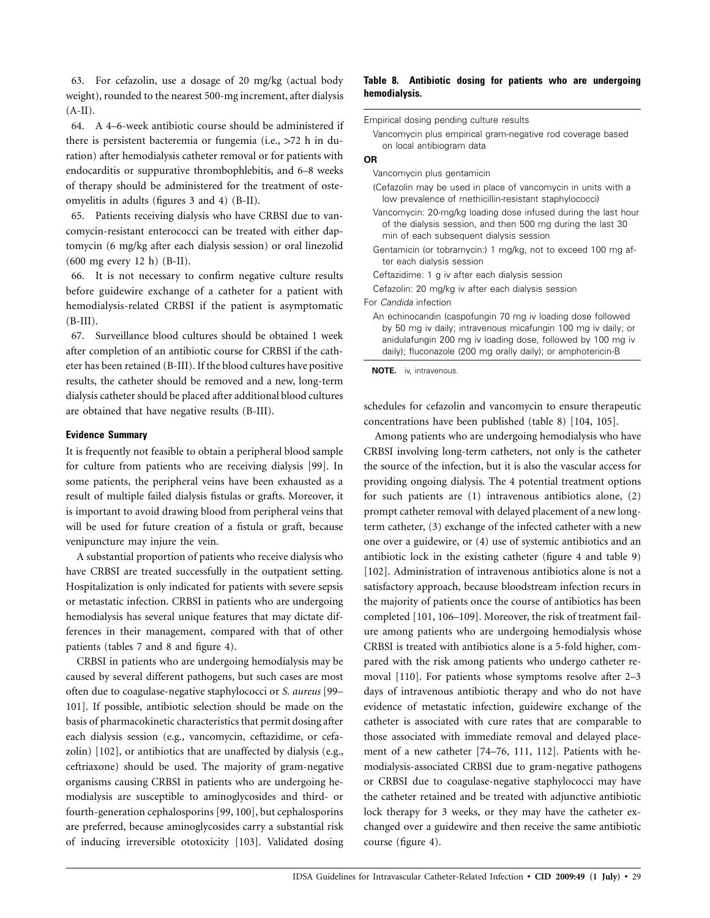63. For cefazolin, use a dosage of 20 mg/kg (actual body weight), rounded to the nearest 500-mg increment, after dialysis (A-II).

64. A 4–6-week antibiotic course should be administered if there is persistent bacteremia or fungemia (i.e., >72 h in duration) after hemodialysis catheter removal or for patients with endocarditis or suppurative thrombophlebitis, and 6–8 weeks of therapy should be administered for the treatment of osteomyelitis in adults (figures 3 and 4) (B-II).

65. Patients receiving dialysis who have CRBSI due to vancomycin-resistant enterococci can be treated with either daptomycin (6 mg/kg after each dialysis session) or oral linezolid (600 mg every 12 h) (B-II).

66. It is not necessary to confirm negative culture results before guidewire exchange of a catheter for a patient with hemodialysis-related CRBSI if the patient is asymptomatic (B-III).

67. Surveillance blood cultures should be obtained 1 week after completion of an antibiotic course for CRBSI if the catheter has been retained (B-III). If the blood cultures have positive results, the catheter should be removed and a new, long-term dialysis catheter should be placed after additional blood cultures are obtained that have negative results (B-III).

#### Evidence Summary

It is frequently not feasible to obtain a peripheral blood sample for culture from patients who are receiving dialysis [99]. In some patients, the peripheral veins have been exhausted as a result of multiple failed dialysis fistulas or grafts. Moreover, it is important to avoid drawing blood from peripheral veins that will be used for future creation of a fistula or graft, because venipuncture may injure the vein.

A substantial proportion of patients who receive dialysis who have CRBSI are treated successfully in the outpatient setting. Hospitalization is only indicated for patients with severe sepsis or metastatic infection. CRBSI in patients who are undergoing hemodialysis has several unique features that may dictate differences in their management, compared with that of other patients (tables 7 and 8 and figure 4).

CRBSI in patients who are undergoing hemodialysis may be caused by several different pathogens, but such cases are most often due to coagulase-negative staphylococci or *S. aureus* [99–101]. If possible, antibiotic selection should be made on the basis of pharmacokinetic characteristics that permit dosing after each dialysis session (e.g., vancomycin, ceftazidime, or cefazolin) [102], or antibiotics that are unaffected by dialysis (e.g., ceftriaxone) should be used. The majority of gram-negative organisms causing CRBSI in patients who are undergoing hemodialysis are susceptible to aminoglycosides and third- or fourth-generation cephalosporins [99, 100], but cephalosporins are preferred, because aminoglycosides carry a substantial risk of inducing irreversible ototoxicity [103]. Validated dosing schedules for cefazolin and vancomycin to ensure therapeutic concentrations have been published (table 8) [104, 105].

**Table 8. Antibiotic dosing for patients who are undergoing hemodialysis.**

| |
|---|
| Empirical dosing pending culture results |
| Vancomycin plus empirical gram-negative rod coverage based on local antibiogram data |
| **OR** |
| Vancomycin plus gentamicin |
| (Cefazolin may be used in place of vancomycin in units with a low prevalence of methicillin-resistant staphylococci) |
| Vancomycin: 20-mg/kg loading dose infused during the last hour of the dialysis session, and then 500 mg during the last 30 min of each subsequent dialysis session |
| Gentamicin (or tobramycin:) 1 mg/kg, not to exceed 100 mg after each dialysis session |
| Ceftazidime: 1 g iv after each dialysis session |
| Cefazolin: 20 mg/kg iv after each dialysis session |
| For *Candida* infection |
| An echinocandin (caspofungin 70 mg iv loading dose followed by 50 mg iv daily; intravenous micafungin 100 mg iv daily; or anidulafungin 200 mg iv loading dose, followed by 100 mg iv daily); fluconazole (200 mg orally daily); or amphotericin-B |

**NOTE.** iv, intravenous.

Among patients who are undergoing hemodialysis who have CRBSI involving long-term catheters, not only is the catheter the source of the infection, but it is also the vascular access for providing ongoing dialysis. The 4 potential treatment options for such patients are (1) intravenous antibiotics alone, (2) prompt catheter removal with delayed placement of a new long-term catheter, (3) exchange of the infected catheter with a new one over a guidewire, or (4) use of systemic antibiotics and an antibiotic lock in the existing catheter (figure 4 and table 9) [102]. Administration of intravenous antibiotics alone is not a satisfactory approach, because bloodstream infection recurs in the majority of patients once the course of antibiotics has been completed [101, 106–109]. Moreover, the risk of treatment failure among patients who are undergoing hemodialysis whose CRBSI is treated with antibiotics alone is a 5-fold higher, compared with the risk among patients who undergo catheter removal [110]. For patients whose symptoms resolve after 2–3 days of intravenous antibiotic therapy and who do not have evidence of metastatic infection, guidewire exchange of the catheter is associated with cure rates that are comparable to those associated with immediate removal and delayed placement of a new catheter [74–76, 111, 112]. Patients with hemodialysis-associated CRBSI due to gram-negative pathogens or CRBSI due to coagulase-negative staphylococci may have the catheter retained and be treated with adjunctive antibiotic lock therapy for 3 weeks, or they may have the catheter exchanged over a guidewire and then receive the same antibiotic course (figure 4).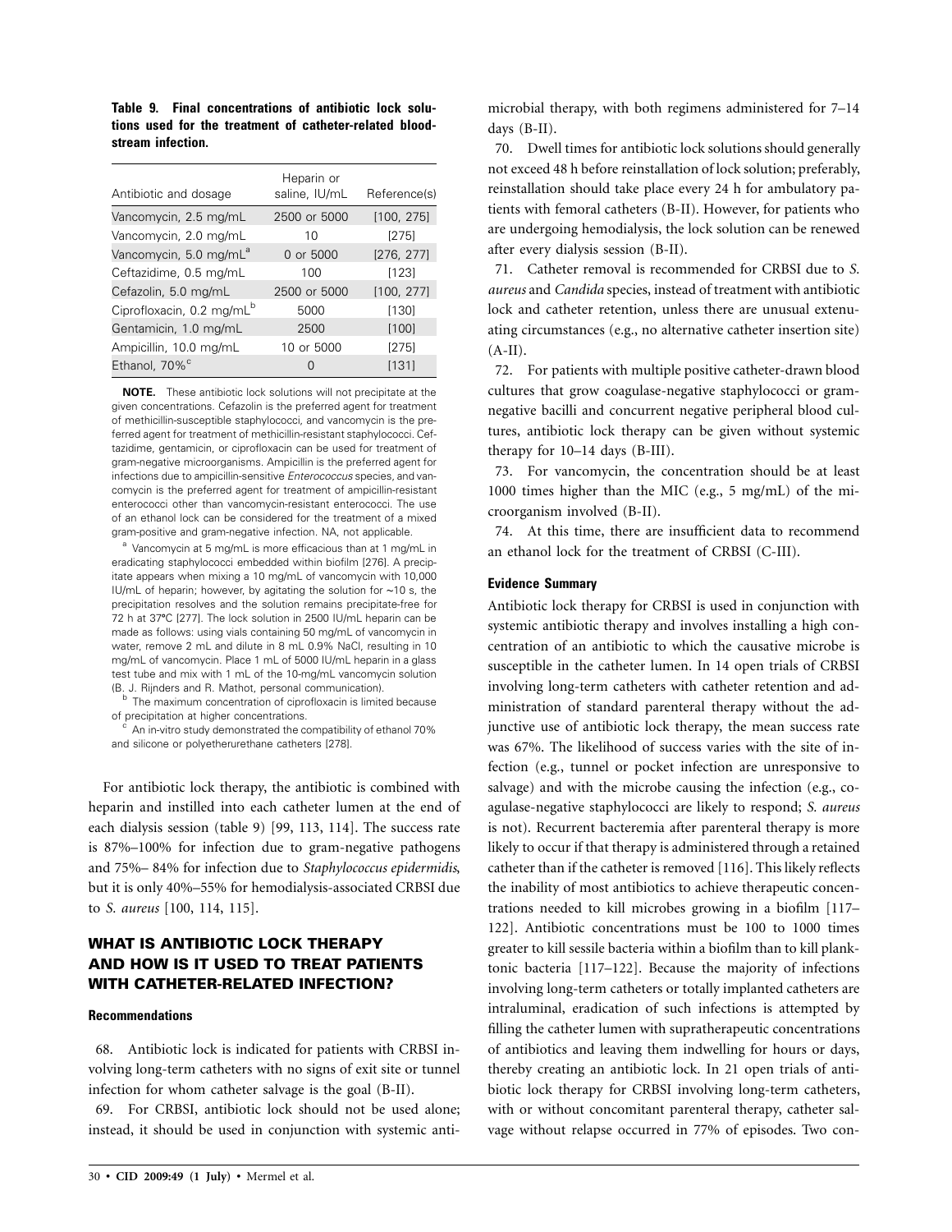**Table 9. Final concentrations of antibiotic lock solutions used for the treatment of catheter-related bloodstream infection.**

| Antibiotic and dosage | Heparin or saline, IU/mL | Reference(s) |
|---|---|---|
| Vancomycin, 2.5 mg/mL | 2500 or 5000 | [100, 275] |
| Vancomycin, 2.0 mg/mL | 10 | [275] |
| Vancomycin, 5.0 mg/mL[a] | 0 or 5000 | [276, 277] |
| Ceftazidime, 0.5 mg/mL | 100 | [123] |
| Cefazolin, 5.0 mg/mL | 2500 or 5000 | [100, 277] |
| Ciprofloxacin, 0.2 mg/mL[b] | 5000 | [130] |
| Gentamicin, 1.0 mg/mL | 2500 | [100] |
| Ampicillin, 10.0 mg/mL | 10 or 5000 | [275] |
| Ethanol, 70%[c] | 0 | [131] |

**NOTE.** These antibiotic lock solutions will not precipitate at the given concentrations. Cefazolin is the preferred agent for treatment of methicillin-susceptible staphylococci, and vancomycin is the preferred agent for treatment of methicillin-resistant staphylococci. Ceftazidime, gentamicin, or ciprofloxacin can be used for treatment of gram-negative microorganisms. Ampicillin is the preferred agent for infections due to ampicillin-sensitive *Enterococcus* species, and vancomycin is the preferred agent for treatment of ampicillin-resistant enterococci other than vancomycin-resistant enterococci. The use of an ethanol lock can be considered for the treatment of a mixed gram-positive and gram-negative infection. NA, not applicable.

[a] Vancomycin at 5 mg/mL is more efficacious than at 1 mg/mL in eradicating staphylococci embedded within biofilm [276]. A precipitate appears when mixing a 10 mg/mL of vancomycin with 10,000 IU/mL of heparin; however, by agitating the solution for ~10 s, the precipitation resolves and the solution remains precipitate-free for 72 h at 37°C [277]. The lock solution in 2500 IU/mL heparin can be made as follows: using vials containing 50 mg/mL of vancomycin in water, remove 2 mL and dilute in 8 mL 0.9% NaCl, resulting in 10 mg/mL of vancomycin. Place 1 mL of 5000 IU/mL heparin in a glass test tube and mix with 1 mL of the 10-mg/mL vancomycin solution (B. J. Rijnders and R. Mathot, personal communication).

[b] The maximum concentration of ciprofloxacin is limited because of precipitation at higher concentrations.

[c] An in-vitro study demonstrated the compatibility of ethanol 70% and silicone or polyetherurethane catheters [278].

For antibiotic lock therapy, the antibiotic is combined with heparin and instilled into each catheter lumen at the end of each dialysis session (table 9) [99, 113, 114]. The success rate is 87%–100% for infection due to gram-negative pathogens and 75%– 84% for infection due to *Staphylococcus epidermidis*, but it is only 40%–55% for hemodialysis-associated CRBSI due to *S. aureus* [100, 114, 115].

## WHAT IS ANTIBIOTIC LOCK THERAPY AND HOW IS IT USED TO TREAT PATIENTS WITH CATHETER-RELATED INFECTION?

### Recommendations

68. Antibiotic lock is indicated for patients with CRBSI involving long-term catheters with no signs of exit site or tunnel infection for whom catheter salvage is the goal (B-II).

69. For CRBSI, antibiotic lock should not be used alone; instead, it should be used in conjunction with systemic antimicrobial therapy, with both regimens administered for 7–14 days (B-II).

70. Dwell times for antibiotic lock solutions should generally not exceed 48 h before reinstallation of lock solution; preferably, reinstallation should take place every 24 h for ambulatory patients with femoral catheters (B-II). However, for patients who are undergoing hemodialysis, the lock solution can be renewed after every dialysis session (B-II).

71. Catheter removal is recommended for CRBSI due to *S. aureus* and *Candida* species, instead of treatment with antibiotic lock and catheter retention, unless there are unusual extenuating circumstances (e.g., no alternative catheter insertion site) (A-II).

72. For patients with multiple positive catheter-drawn blood cultures that grow coagulase-negative staphylococci or gram-negative bacilli and concurrent negative peripheral blood cultures, antibiotic lock therapy can be given without systemic therapy for 10–14 days (B-III).

73. For vancomycin, the concentration should be at least 1000 times higher than the MIC (e.g., 5 mg/mL) of the microorganism involved (B-II).

74. At this time, there are insufficient data to recommend an ethanol lock for the treatment of CRBSI (C-III).

### Evidence Summary

Antibiotic lock therapy for CRBSI is used in conjunction with systemic antibiotic therapy and involves installing a high concentration of an antibiotic to which the causative microbe is susceptible in the catheter lumen. In 14 open trials of CRBSI involving long-term catheters with catheter retention and administration of standard parenteral therapy without the adjunctive use of antibiotic lock therapy, the mean success rate was 67%. The likelihood of success varies with the site of infection (e.g., tunnel or pocket infection are unresponsive to salvage) and with the microbe causing the infection (e.g., coagulase-negative staphylococci are likely to respond; *S. aureus* is not). Recurrent bacteremia after parenteral therapy is more likely to occur if that therapy is administered through a retained catheter than if the catheter is removed [116]. This likely reflects the inability of most antibiotics to achieve therapeutic concentrations needed to kill microbes growing in a biofilm [117–122]. Antibiotic concentrations must be 100 to 1000 times greater to kill sessile bacteria within a biofilm than to kill planktonic bacteria [117–122]. Because the majority of infections involving long-term catheters or totally implanted catheters are intraluminal, eradication of such infections is attempted by filling the catheter lumen with supratherapeutic concentrations of antibiotics and leaving them indwelling for hours or days, thereby creating an antibiotic lock. In 21 open trials of antibiotic lock therapy for CRBSI involving long-term catheters, with or without concomitant parenteral therapy, catheter salvage without relapse occurred in 77% of episodes. Two con-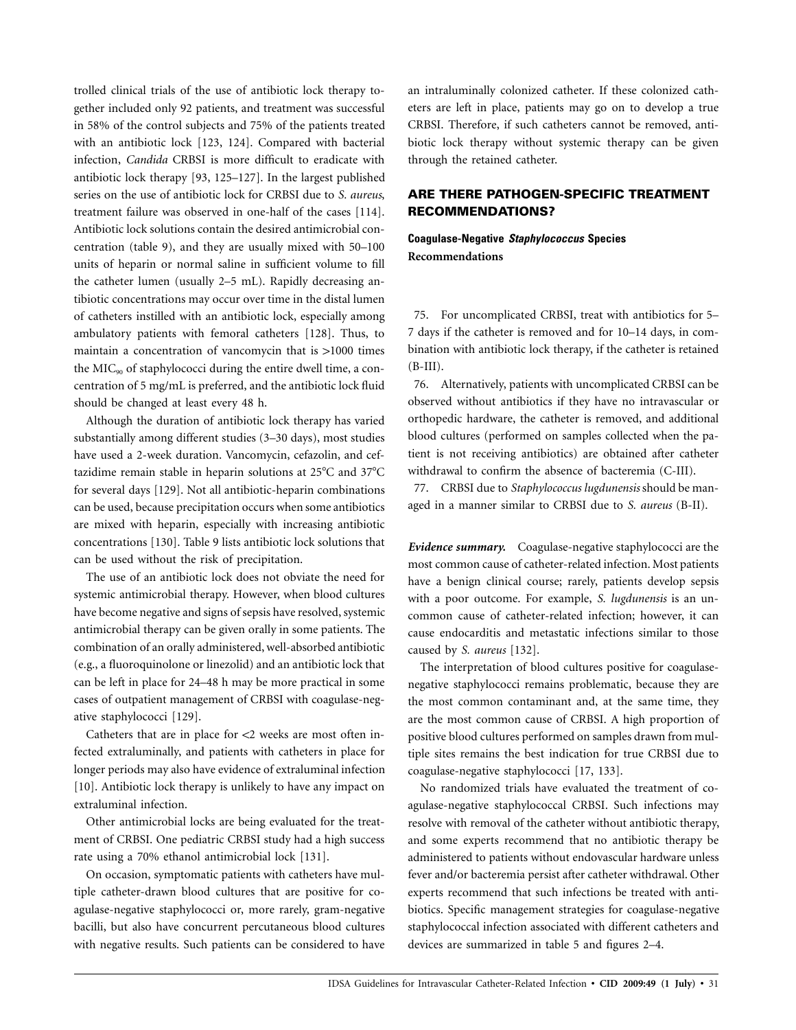trolled clinical trials of the use of antibiotic lock therapy together included only 92 patients, and treatment was successful in 58% of the control subjects and 75% of the patients treated with an antibiotic lock [123, 124]. Compared with bacterial infection, *Candida* CRBSI is more difficult to eradicate with antibiotic lock therapy [93, 125–127]. In the largest published series on the use of antibiotic lock for CRBSI due to *S. aureus*, treatment failure was observed in one-half of the cases [114]. Antibiotic lock solutions contain the desired antimicrobial concentration (table 9), and they are usually mixed with 50–100 units of heparin or normal saline in sufficient volume to fill the catheter lumen (usually 2–5 mL). Rapidly decreasing antibiotic concentrations may occur over time in the distal lumen of catheters instilled with an antibiotic lock, especially among ambulatory patients with femoral catheters [128]. Thus, to maintain a concentration of vancomycin that is >1000 times the $MIC_{90}$ of staphylococci during the entire dwell time, a concentration of 5 mg/mL is preferred, and the antibiotic lock fluid should be changed at least every 48 h.

Although the duration of antibiotic lock therapy has varied substantially among different studies (3–30 days), most studies have used a 2-week duration. Vancomycin, cefazolin, and ceftazidime remain stable in heparin solutions at 25°C and 37°C for several days [129]. Not all antibiotic-heparin combinations can be used, because precipitation occurs when some antibiotics are mixed with heparin, especially with increasing antibiotic concentrations [130]. Table 9 lists antibiotic lock solutions that can be used without the risk of precipitation.

The use of an antibiotic lock does not obviate the need for systemic antimicrobial therapy. However, when blood cultures have become negative and signs of sepsis have resolved, systemic antimicrobial therapy can be given orally in some patients. The combination of an orally administered, well-absorbed antibiotic (e.g., a fluoroquinolone or linezolid) and an antibiotic lock that can be left in place for 24–48 h may be more practical in some cases of outpatient management of CRBSI with coagulase-negative staphylococci [129].

Catheters that are in place for <2 weeks are most often infected extraluminally, and patients with catheters in place for longer periods may also have evidence of extraluminal infection [10]. Antibiotic lock therapy is unlikely to have any impact on extraluminal infection.

Other antimicrobial locks are being evaluated for the treatment of CRBSI. One pediatric CRBSI study had a high success rate using a 70% ethanol antimicrobial lock [131].

On occasion, symptomatic patients with catheters have multiple catheter-drawn blood cultures that are positive for coagulase-negative staphylococci or, more rarely, gram-negative bacilli, but also have concurrent percutaneous blood cultures with negative results. Such patients can be considered to have an intraluminally colonized catheter. If these colonized catheters are left in place, patients may go on to develop a true CRBSI. Therefore, if such catheters cannot be removed, antibiotic lock therapy without systemic therapy can be given through the retained catheter.

## ARE THERE PATHOGEN-SPECIFIC TREATMENT RECOMMENDATIONS?

### Coagulase-Negative *Staphylococcus* Species Recommendations

75. For uncomplicated CRBSI, treat with antibiotics for 5–7 days if the catheter is removed and for 10–14 days, in combination with antibiotic lock therapy, if the catheter is retained (B-III).

76. Alternatively, patients with uncomplicated CRBSI can be observed without antibiotics if they have no intravascular or orthopedic hardware, the catheter is removed, and additional blood cultures (performed on samples collected when the patient is not receiving antibiotics) are obtained after catheter withdrawal to confirm the absence of bacteremia (C-III).

77. CRBSI due to *Staphylococcus lugdunensis* should be managed in a manner similar to CRBSI due to *S. aureus* (B-II).

***Evidence summary.*** Coagulase-negative staphylococci are the most common cause of catheter-related infection. Most patients have a benign clinical course; rarely, patients develop sepsis with a poor outcome. For example, *S. lugdunensis* is an uncommon cause of catheter-related infection; however, it can cause endocarditis and metastatic infections similar to those caused by *S. aureus* [132].

The interpretation of blood cultures positive for coagulase-negative staphylococci remains problematic, because they are the most common contaminant and, at the same time, they are the most common cause of CRBSI. A high proportion of positive blood cultures performed on samples drawn from multiple sites remains the best indication for true CRBSI due to coagulase-negative staphylococci [17, 133].

No randomized trials have evaluated the treatment of coagulase-negative staphylococcal CRBSI. Such infections may resolve with removal of the catheter without antibiotic therapy, and some experts recommend that no antibiotic therapy be administered to patients without endovascular hardware unless fever and/or bacteremia persist after catheter withdrawal. Other experts recommend that such infections be treated with antibiotics. Specific management strategies for coagulase-negative staphylococcal infection associated with different catheters and devices are summarized in table 5 and figures 2–4.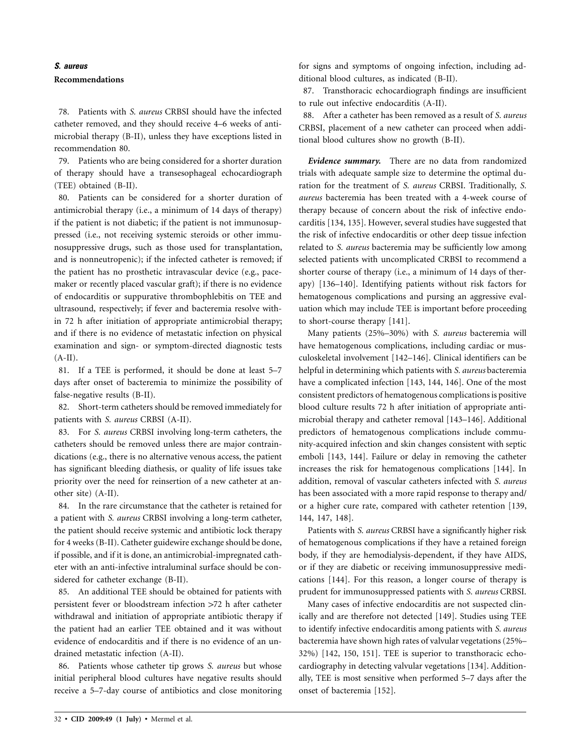### *S. aureus*

**Recommendations**

78. Patients with *S. aureus* CRBSI should have the infected catheter removed, and they should receive 4–6 weeks of antimicrobial therapy (B-II), unless they have exceptions listed in recommendation 80.

79. Patients who are being considered for a shorter duration of therapy should have a transesophageal echocardiograph (TEE) obtained (B-II).

80. Patients can be considered for a shorter duration of antimicrobial therapy (i.e., a minimum of 14 days of therapy) if the patient is not diabetic; if the patient is not immunosuppressed (i.e., not receiving systemic steroids or other immunosuppressive drugs, such as those used for transplantation, and is nonneutropenic); if the infected catheter is removed; if the patient has no prosthetic intravascular device (e.g., pacemaker or recently placed vascular graft); if there is no evidence of endocarditis or suppurative thrombophlebitis on TEE and ultrasound, respectively; if fever and bacteremia resolve within 72 h after initiation of appropriate antimicrobial therapy; and if there is no evidence of metastatic infection on physical examination and sign- or symptom-directed diagnostic tests (A-II).

81. If a TEE is performed, it should be done at least 5–7 days after onset of bacteremia to minimize the possibility of false-negative results (B-II).

82. Short-term catheters should be removed immediately for patients with *S. aureus* CRBSI (A-II).

83. For *S. aureus* CRBSI involving long-term catheters, the catheters should be removed unless there are major contraindications (e.g., there is no alternative venous access, the patient has significant bleeding diathesis, or quality of life issues take priority over the need for reinsertion of a new catheter at another site) (A-II).

84. In the rare circumstance that the catheter is retained for a patient with *S. aureus* CRBSI involving a long-term catheter, the patient should receive systemic and antibiotic lock therapy for 4 weeks (B-II). Catheter guidewire exchange should be done, if possible, and if it is done, an antimicrobial-impregnated catheter with an anti-infective intraluminal surface should be considered for catheter exchange (B-II).

85. An additional TEE should be obtained for patients with persistent fever or bloodstream infection >72 h after catheter withdrawal and initiation of appropriate antibiotic therapy if the patient had an earlier TEE obtained and it was without evidence of endocarditis and if there is no evidence of an undrained metastatic infection (A-II).

86. Patients whose catheter tip grows *S. aureus* but whose initial peripheral blood cultures have negative results should receive a 5–7-day course of antibiotics and close monitoring for signs and symptoms of ongoing infection, including additional blood cultures, as indicated (B-II).

87. Transthoracic echocardiograph findings are insufficient to rule out infective endocarditis (A-II).

88. After a catheter has been removed as a result of *S. aureus* CRBSI, placement of a new catheter can proceed when additional blood cultures show no growth (B-II).

***Evidence summary.*** There are no data from randomized trials with adequate sample size to determine the optimal duration for the treatment of *S. aureus* CRBSI. Traditionally, *S. aureus* bacteremia has been treated with a 4-week course of therapy because of concern about the risk of infective endocarditis [134, 135]. However, several studies have suggested that the risk of infective endocarditis or other deep tissue infection related to *S. aureus* bacteremia may be sufficiently low among selected patients with uncomplicated CRBSI to recommend a shorter course of therapy (i.e., a minimum of 14 days of therapy) [136–140]. Identifying patients without risk factors for hematogenous complications and pursing an aggressive evaluation which may include TEE is important before proceeding to short-course therapy [141].

Many patients (25%–30%) with *S. aureus* bacteremia will have hematogenous complications, including cardiac or musculoskeletal involvement [142–146]. Clinical identifiers can be helpful in determining which patients with *S. aureus* bacteremia have a complicated infection [143, 144, 146]. One of the most consistent predictors of hematogenous complications is positive blood culture results 72 h after initiation of appropriate antimicrobial therapy and catheter removal [143–146]. Additional predictors of hematogenous complications include community-acquired infection and skin changes consistent with septic emboli [143, 144]. Failure or delay in removing the catheter increases the risk for hematogenous complications [144]. In addition, removal of vascular catheters infected with *S. aureus* has been associated with a more rapid response to therapy and/or a higher cure rate, compared with catheter retention [139, 144, 147, 148].

Patients with *S. aureus* CRBSI have a significantly higher risk of hematogenous complications if they have a retained foreign body, if they are hemodialysis-dependent, if they have AIDS, or if they are diabetic or receiving immunosuppressive medications [144]. For this reason, a longer course of therapy is prudent for immunosuppressed patients with *S. aureus* CRBSI.

Many cases of infective endocarditis are not suspected clinically and are therefore not detected [149]. Studies using TEE to identify infective endocarditis among patients with *S. aureus* bacteremia have shown high rates of valvular vegetations (25%–32%) [142, 150, 151]. TEE is superior to transthoracic echocardiography in detecting valvular vegetations [134]. Additionally, TEE is most sensitive when performed 5–7 days after the onset of bacteremia [152].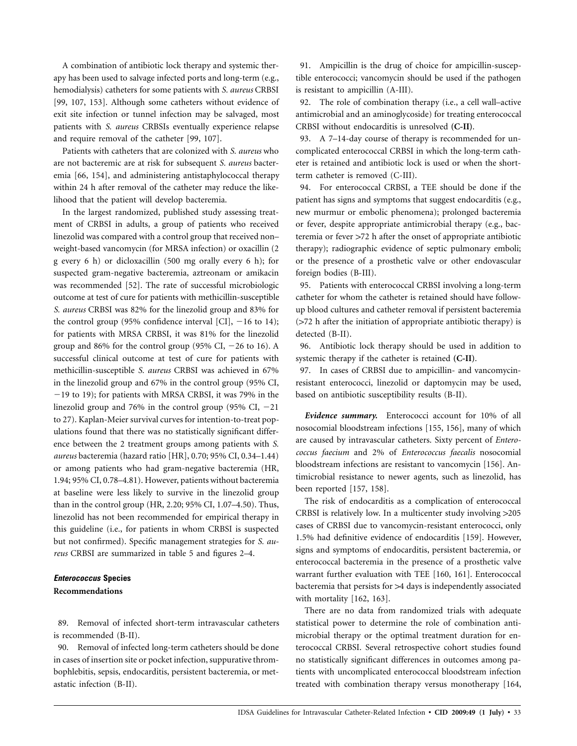A combination of antibiotic lock therapy and systemic therapy has been used to salvage infected ports and long-term (e.g., hemodialysis) catheters for some patients with *S. aureus* CRBSI [99, 107, 153]. Although some catheters without evidence of exit site infection or tunnel infection may be salvaged, most patients with *S. aureus* CRBSIs eventually experience relapse and require removal of the catheter [99, 107].

Patients with catheters that are colonized with *S. aureus* who are not bacteremic are at risk for subsequent *S. aureus* bacteremia [66, 154], and administering antistaphylococcal therapy within 24 h after removal of the catheter may reduce the likelihood that the patient will develop bacteremia.

In the largest randomized, published study assessing treatment of CRBSI in adults, a group of patients who received linezolid was compared with a control group that received non–weight-based vancomycin (for MRSA infection) or oxacillin (2 g every 6 h) or dicloxacillin (500 mg orally every 6 h); for suspected gram-negative bacteremia, aztreonam or amikacin was recommended [52]. The rate of successful microbiologic outcome at test of cure for patients with methicillin-susceptible *S. aureus* CRBSI was 82% for the linezolid group and 83% for the control group (95% confidence interval [CI], −16 to 14); for patients with MRSA CRBSI, it was 81% for the linezolid group and 86% for the control group (95% CI, −26 to 16). A successful clinical outcome at test of cure for patients with methicillin-susceptible *S. aureus* CRBSI was achieved in 67% in the linezolid group and 67% in the control group (95% CI, −19 to 19); for patients with MRSA CRBSI, it was 79% in the linezolid group and 76% in the control group (95% CI, −21 to 27). Kaplan-Meier survival curves for intention-to-treat populations found that there was no statistically significant difference between the 2 treatment groups among patients with *S. aureus* bacteremia (hazard ratio [HR], 0.70; 95% CI, 0.34–1.44) or among patients who had gram-negative bacteremia (HR, 1.94; 95% CI, 0.78–4.81). However, patients without bacteremia at baseline were less likely to survive in the linezolid group than in the control group (HR, 2.20; 95% CI, 1.07–4.50). Thus, linezolid has not been recommended for empirical therapy in this guideline (i.e., for patients in whom CRBSI is suspected but not confirmed). Specific management strategies for *S. aureus* CRBSI are summarized in table 5 and figures 2–4.

### *Enterococcus* Species

#### Recommendations

89. Removal of infected short-term intravascular catheters is recommended (B-II).

90. Removal of infected long-term catheters should be done in cases of insertion site or pocket infection, suppurative thrombophlebitis, sepsis, endocarditis, persistent bacteremia, or metastatic infection (B-II).

91. Ampicillin is the drug of choice for ampicillin-susceptible enterococci; vancomycin should be used if the pathogen is resistant to ampicillin (A-III).

92. The role of combination therapy (i.e., a cell wall–active antimicrobial and an aminoglycoside) for treating enterococcal CRBSI without endocarditis is unresolved **(C-II)**.

93. A 7–14-day course of therapy is recommended for uncomplicated enterococcal CRBSI in which the long-term catheter is retained and antibiotic lock is used or when the short-term catheter is removed (C-III).

94. For enterococcal CRBSI, a TEE should be done if the patient has signs and symptoms that suggest endocarditis (e.g., new murmur or embolic phenomena); prolonged bacteremia or fever, despite appropriate antimicrobial therapy (e.g., bacteremia or fever >72 h after the onset of appropriate antibiotic therapy); radiographic evidence of septic pulmonary emboli; or the presence of a prosthetic valve or other endovascular foreign bodies (B-III).

95. Patients with enterococcal CRBSI involving a long-term catheter for whom the catheter is retained should have follow-up blood cultures and catheter removal if persistent bacteremia (>72 h after the initiation of appropriate antibiotic therapy) is detected (B-II).

96. Antibiotic lock therapy should be used in addition to systemic therapy if the catheter is retained **(C-II)**.

97. In cases of CRBSI due to ampicillin- and vancomycin-resistant enterococci, linezolid or daptomycin may be used, based on antibiotic susceptibility results (B-II).

***Evidence summary.*** Enterococci account for 10% of all nosocomial bloodstream infections [155, 156], many of which are caused by intravascular catheters. Sixty percent of *Enterococcus faecium* and 2% of *Enterococcus faecalis* nosocomial bloodstream infections are resistant to vancomycin [156]. Antimicrobial resistance to newer agents, such as linezolid, has been reported [157, 158].

The risk of endocarditis as a complication of enterococcal CRBSI is relatively low. In a multicenter study involving >205 cases of CRBSI due to vancomycin-resistant enterococci, only 1.5% had definitive evidence of endocarditis [159]. However, signs and symptoms of endocarditis, persistent bacteremia, or enterococcal bacteremia in the presence of a prosthetic valve warrant further evaluation with TEE [160, 161]. Enterococcal bacteremia that persists for >4 days is independently associated with mortality [162, 163].

There are no data from randomized trials with adequate statistical power to determine the role of combination antimicrobial therapy or the optimal treatment duration for enterococcal CRBSI. Several retrospective cohort studies found no statistically significant differences in outcomes among patients with uncomplicated enterococcal bloodstream infection treated with combination therapy versus monotherapy [164,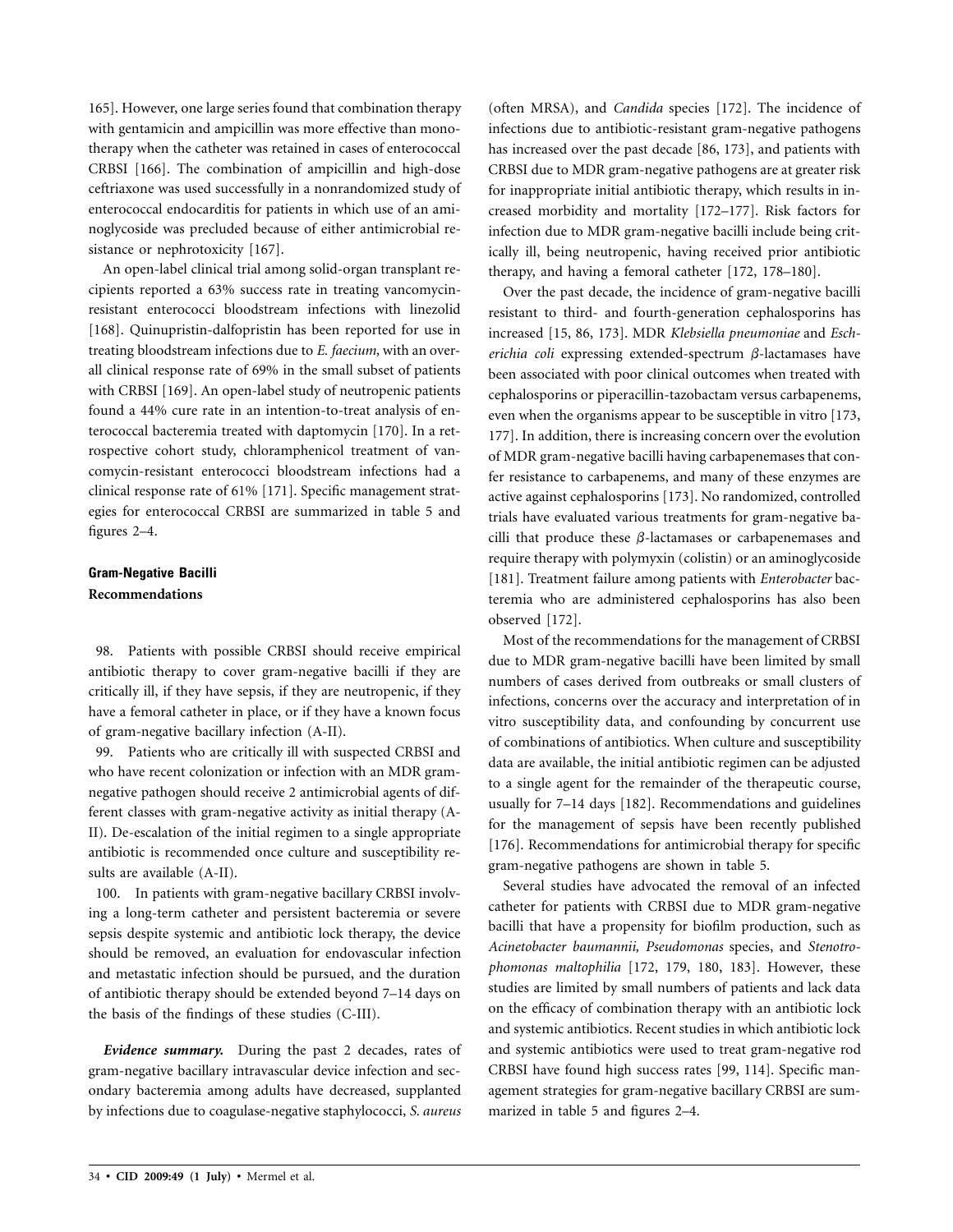165]. However, one large series found that combination therapy with gentamicin and ampicillin was more effective than monotherapy when the catheter was retained in cases of enterococcal CRBSI [166]. The combination of ampicillin and high-dose ceftriaxone was used successfully in a nonrandomized study of enterococcal endocarditis for patients in which use of an aminoglycoside was precluded because of either antimicrobial resistance or nephrotoxicity [167].

An open-label clinical trial among solid-organ transplant recipients reported a 63% success rate in treating vancomycin-resistant enterococci bloodstream infections with linezolid [168]. Quinupristin-dalfopristin has been reported for use in treating bloodstream infections due to *E. faecium,* with an overall clinical response rate of 69% in the small subset of patients with CRBSI [169]. An open-label study of neutropenic patients found a 44% cure rate in an intention-to-treat analysis of enterococcal bacteremia treated with daptomycin [170]. In a retrospective cohort study, chloramphenicol treatment of vancomycin-resistant enterococci bloodstream infections had a clinical response rate of 61% [171]. Specific management strategies for enterococcal CRBSI are summarized in table 5 and figures 2–4.

### Gram-Negative Bacilli

#### Recommendations

98. Patients with possible CRBSI should receive empirical antibiotic therapy to cover gram-negative bacilli if they are critically ill, if they have sepsis, if they are neutropenic, if they have a femoral catheter in place, or if they have a known focus of gram-negative bacillary infection (A-II).

99. Patients who are critically ill with suspected CRBSI and who have recent colonization or infection with an MDR gram-negative pathogen should receive 2 antimicrobial agents of different classes with gram-negative activity as initial therapy (A-II). De-escalation of the initial regimen to a single appropriate antibiotic is recommended once culture and susceptibility results are available (A-II).

100. In patients with gram-negative bacillary CRBSI involving a long-term catheter and persistent bacteremia or severe sepsis despite systemic and antibiotic lock therapy, the device should be removed, an evaluation for endovascular infection and metastatic infection should be pursued, and the duration of antibiotic therapy should be extended beyond 7–14 days on the basis of the findings of these studies (C-III).

***Evidence summary.*** During the past 2 decades, rates of gram-negative bacillary intravascular device infection and secondary bacteremia among adults have decreased, supplanted by infections due to coagulase-negative staphylococci, *S. aureus* (often MRSA), and *Candida* species [172]. The incidence of infections due to antibiotic-resistant gram-negative pathogens has increased over the past decade [86, 173], and patients with CRBSI due to MDR gram-negative pathogens are at greater risk for inappropriate initial antibiotic therapy, which results in increased morbidity and mortality [172–177]. Risk factors for infection due to MDR gram-negative bacilli include being critically ill, being neutropenic, having received prior antibiotic therapy, and having a femoral catheter [172, 178–180].

Over the past decade, the incidence of gram-negative bacilli resistant to third- and fourth-generation cephalosporins has increased [15, 86, 173]. MDR *Klebsiella pneumoniae* and *Escherichia coli* expressing extended-spectrum β-lactamases have been associated with poor clinical outcomes when treated with cephalosporins or piperacillin-tazobactam versus carbapenems, even when the organisms appear to be susceptible in vitro [173, 177]. In addition, there is increasing concern over the evolution of MDR gram-negative bacilli having carbapenemases that confer resistance to carbapenems, and many of these enzymes are active against cephalosporins [173]. No randomized, controlled trials have evaluated various treatments for gram-negative bacilli that produce these β-lactamases or carbapenemases and require therapy with polymyxin (colistin) or an aminoglycoside [181]. Treatment failure among patients with *Enterobacter* bacteremia who are administered cephalosporins has also been observed [172].

Most of the recommendations for the management of CRBSI due to MDR gram-negative bacilli have been limited by small numbers of cases derived from outbreaks or small clusters of infections, concerns over the accuracy and interpretation of in vitro susceptibility data, and confounding by concurrent use of combinations of antibiotics. When culture and susceptibility data are available, the initial antibiotic regimen can be adjusted to a single agent for the remainder of the therapeutic course, usually for 7–14 days [182]. Recommendations and guidelines for the management of sepsis have been recently published [176]. Recommendations for antimicrobial therapy for specific gram-negative pathogens are shown in table 5.

Several studies have advocated the removal of an infected catheter for patients with CRBSI due to MDR gram-negative bacilli that have a propensity for biofilm production, such as *Acinetobacter baumannii, Pseudomonas* species, and *Stenotrophomonas maltophilia* [172, 179, 180, 183]. However, these studies are limited by small numbers of patients and lack data on the efficacy of combination therapy with an antibiotic lock and systemic antibiotics. Recent studies in which antibiotic lock and systemic antibiotics were used to treat gram-negative rod CRBSI have found high success rates [99, 114]. Specific management strategies for gram-negative bacillary CRBSI are summarized in table 5 and figures 2–4.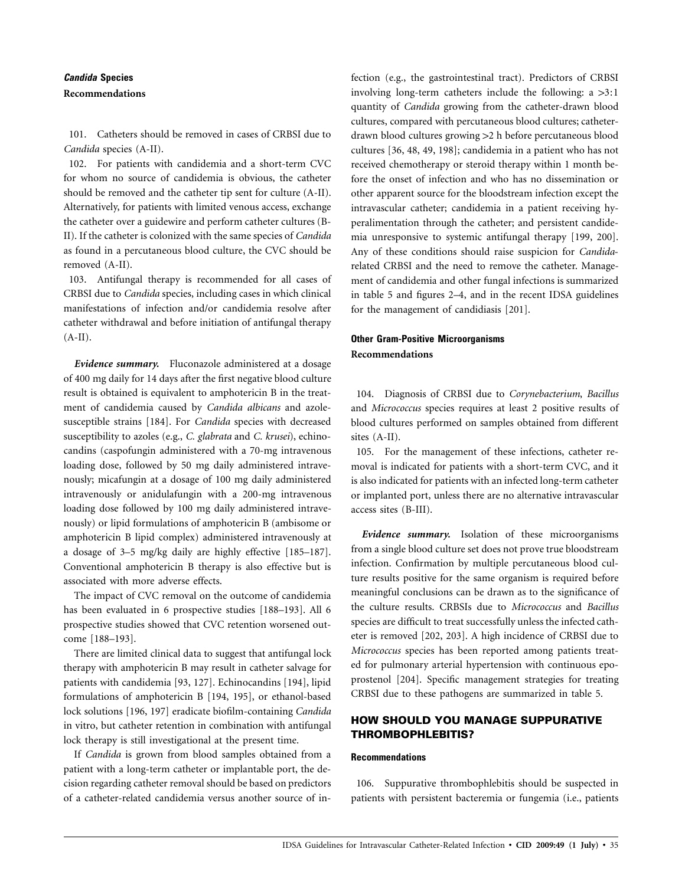### *Candida* Species

**Recommendations**

101. Catheters should be removed in cases of CRBSI due to *Candida* species (A-II).

102. For patients with candidemia and a short-term CVC for whom no source of candidemia is obvious, the catheter should be removed and the catheter tip sent for culture (A-II). Alternatively, for patients with limited venous access, exchange the catheter over a guidewire and perform catheter cultures (B-II). If the catheter is colonized with the same species of *Candida* as found in a percutaneous blood culture, the CVC should be removed (A-II).

103. Antifungal therapy is recommended for all cases of CRBSI due to *Candida* species, including cases in which clinical manifestations of infection and/or candidemia resolve after catheter withdrawal and before initiation of antifungal therapy (A-II).

***Evidence summary.*** Fluconazole administered at a dosage of 400 mg daily for 14 days after the first negative blood culture result is obtained is equivalent to amphotericin B in the treatment of candidemia caused by *Candida albicans* and azole-susceptible strains [184]. For *Candida* species with decreased susceptibility to azoles (e.g., *C. glabrata* and *C. krusei*), echinocandins (caspofungin administered with a 70-mg intravenous loading dose, followed by 50 mg daily administered intravenously; micafungin at a dosage of 100 mg daily administered intravenously or anidulafungin with a 200-mg intravenous loading dose followed by 100 mg daily administered intravenously) or lipid formulations of amphotericin B (ambisome or amphotericin B lipid complex) administered intravenously at a dosage of 3–5 mg/kg daily are highly effective [185–187]. Conventional amphotericin B therapy is also effective but is associated with more adverse effects.

The impact of CVC removal on the outcome of candidemia has been evaluated in 6 prospective studies [188–193]. All 6 prospective studies showed that CVC retention worsened outcome [188–193].

There are limited clinical data to suggest that antifungal lock therapy with amphotericin B may result in catheter salvage for patients with candidemia [93, 127]. Echinocandins [194], lipid formulations of amphotericin B [194, 195], or ethanol-based lock solutions [196, 197] eradicate biofilm-containing *Candida* in vitro, but catheter retention in combination with antifungal lock therapy is still investigational at the present time.

If *Candida* is grown from blood samples obtained from a patient with a long-term catheter or implantable port, the decision regarding catheter removal should be based on predictors of a catheter-related candidemia versus another source of infection (e.g., the gastrointestinal tract). Predictors of CRBSI involving long-term catheters include the following: a >3:1 quantity of *Candida* growing from the catheter-drawn blood cultures, compared with percutaneous blood cultures; catheter-drawn blood cultures growing >2 h before percutaneous blood cultures [36, 48, 49, 198]; candidemia in a patient who has not received chemotherapy or steroid therapy within 1 month before the onset of infection and who has no dissemination or other apparent source for the bloodstream infection except the intravascular catheter; candidemia in a patient receiving hyperalimentation through the catheter; and persistent candidemia unresponsive to systemic antifungal therapy [199, 200]. Any of these conditions should raise suspicion for *Candida*-related CRBSI and the need to remove the catheter. Management of candidemia and other fungal infections is summarized in table 5 and figures 2–4, and in the recent IDSA guidelines for the management of candidiasis [201].

### Other Gram-Positive Microorganisms

**Recommendations**

104. Diagnosis of CRBSI due to *Corynebacterium*, *Bacillus* and *Micrococcus* species requires at least 2 positive results of blood cultures performed on samples obtained from different sites (A-II).

105. For the management of these infections, catheter removal is indicated for patients with a short-term CVC, and it is also indicated for patients with an infected long-term catheter or implanted port, unless there are no alternative intravascular access sites (B-III).

***Evidence summary.*** Isolation of these microorganisms from a single blood culture set does not prove true bloodstream infection. Confirmation by multiple percutaneous blood culture results positive for the same organism is required before meaningful conclusions can be drawn as to the significance of the culture results. CRBSIs due to *Micrococcus* and *Bacillus* species are difficult to treat successfully unless the infected catheter is removed [202, 203]. A high incidence of CRBSI due to *Micrococcus* species has been reported among patients treated for pulmonary arterial hypertension with continuous epoprostenol [204]. Specific management strategies for treating CRBSI due to these pathogens are summarized in table 5.

## HOW SHOULD YOU MANAGE SUPPURATIVE THROMBOPHLEBITIS?

### Recommendations

106. Suppurative thrombophlebitis should be suspected in patients with persistent bacteremia or fungemia (i.e., patients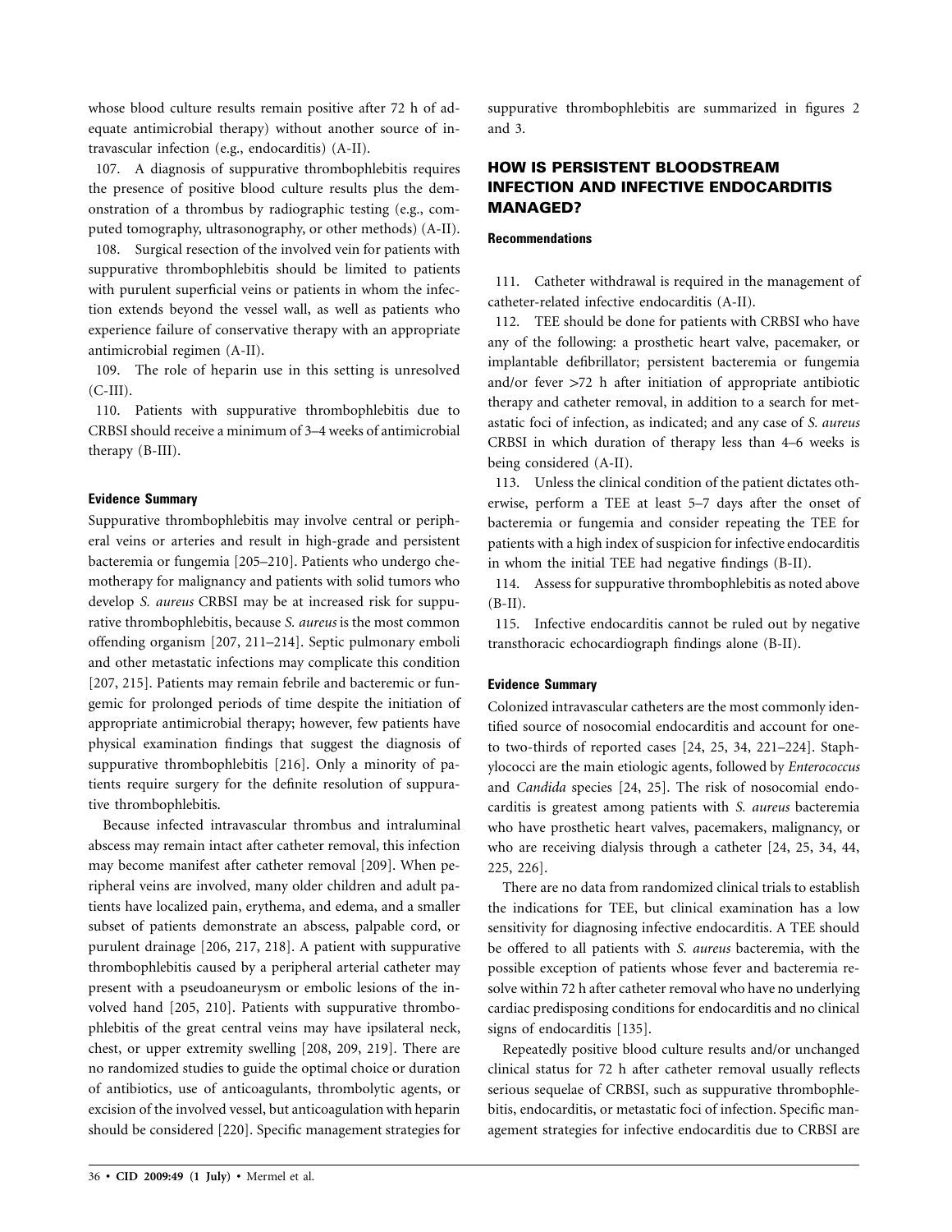whose blood culture results remain positive after 72 h of adequate antimicrobial therapy) without another source of intravascular infection (e.g., endocarditis) (A-II).

107. A diagnosis of suppurative thrombophlebitis requires the presence of positive blood culture results plus the demonstration of a thrombus by radiographic testing (e.g., computed tomography, ultrasonography, or other methods) (A-II).

108. Surgical resection of the involved vein for patients with suppurative thrombophlebitis should be limited to patients with purulent superficial veins or patients in whom the infection extends beyond the vessel wall, as well as patients who experience failure of conservative therapy with an appropriate antimicrobial regimen (A-II).

109. The role of heparin use in this setting is unresolved (C-III).

110. Patients with suppurative thrombophlebitis due to CRBSI should receive a minimum of 3–4 weeks of antimicrobial therapy (B-III).

#### Evidence Summary

Suppurative thrombophlebitis may involve central or peripheral veins or arteries and result in high-grade and persistent bacteremia or fungemia [205–210]. Patients who undergo chemotherapy for malignancy and patients with solid tumors who develop *S. aureus* CRBSI may be at increased risk for suppurative thrombophlebitis, because *S. aureus* is the most common offending organism [207, 211–214]. Septic pulmonary emboli and other metastatic infections may complicate this condition [207, 215]. Patients may remain febrile and bacteremic or fungemic for prolonged periods of time despite the initiation of appropriate antimicrobial therapy; however, few patients have physical examination findings that suggest the diagnosis of suppurative thrombophlebitis [216]. Only a minority of patients require surgery for the definite resolution of suppurative thrombophlebitis.

Because infected intravascular thrombus and intraluminal abscess may remain intact after catheter removal, this infection may become manifest after catheter removal [209]. When peripheral veins are involved, many older children and adult patients have localized pain, erythema, and edema, and a smaller subset of patients demonstrate an abscess, palpable cord, or purulent drainage [206, 217, 218]. A patient with suppurative thrombophlebitis caused by a peripheral arterial catheter may present with a pseudoaneurysm or embolic lesions of the involved hand [205, 210]. Patients with suppurative thrombophlebitis of the great central veins may have ipsilateral neck, chest, or upper extremity swelling [208, 209, 219]. There are no randomized studies to guide the optimal choice or duration of antibiotics, use of anticoagulants, thrombolytic agents, or excision of the involved vessel, but anticoagulation with heparin should be considered [220]. Specific management strategies for suppurative thrombophlebitis are summarized in figures 2 and 3.

## HOW IS PERSISTENT BLOODSTREAM INFECTION AND INFECTIVE ENDOCARDITIS MANAGED?

#### Recommendations

111. Catheter withdrawal is required in the management of catheter-related infective endocarditis (A-II).

112. TEE should be done for patients with CRBSI who have any of the following: a prosthetic heart valve, pacemaker, or implantable defibrillator; persistent bacteremia or fungemia and/or fever >72 h after initiation of appropriate antibiotic therapy and catheter removal, in addition to a search for metastatic foci of infection, as indicated; and any case of *S. aureus* CRBSI in which duration of therapy less than 4–6 weeks is being considered (A-II).

113. Unless the clinical condition of the patient dictates otherwise, perform a TEE at least 5–7 days after the onset of bacteremia or fungemia and consider repeating the TEE for patients with a high index of suspicion for infective endocarditis in whom the initial TEE had negative findings (B-II).

114. Assess for suppurative thrombophlebitis as noted above (B-II).

115. Infective endocarditis cannot be ruled out by negative transthoracic echocardiograph findings alone (B-II).

#### Evidence Summary

Colonized intravascular catheters are the most commonly identified source of nosocomial endocarditis and account for one- to two-thirds of reported cases [24, 25, 34, 221–224]. Staphylococci are the main etiologic agents, followed by *Enterococcus* and *Candida* species [24, 25]. The risk of nosocomial endocarditis is greatest among patients with *S. aureus* bacteremia who have prosthetic heart valves, pacemakers, malignancy, or who are receiving dialysis through a catheter [24, 25, 34, 44, 225, 226].

There are no data from randomized clinical trials to establish the indications for TEE, but clinical examination has a low sensitivity for diagnosing infective endocarditis. A TEE should be offered to all patients with *S. aureus* bacteremia, with the possible exception of patients whose fever and bacteremia resolve within 72 h after catheter removal who have no underlying cardiac predisposing conditions for endocarditis and no clinical signs of endocarditis [135].

Repeatedly positive blood culture results and/or unchanged clinical status for 72 h after catheter removal usually reflects serious sequelae of CRBSI, such as suppurative thrombophlebitis, endocarditis, or metastatic foci of infection. Specific management strategies for infective endocarditis due to CRBSI are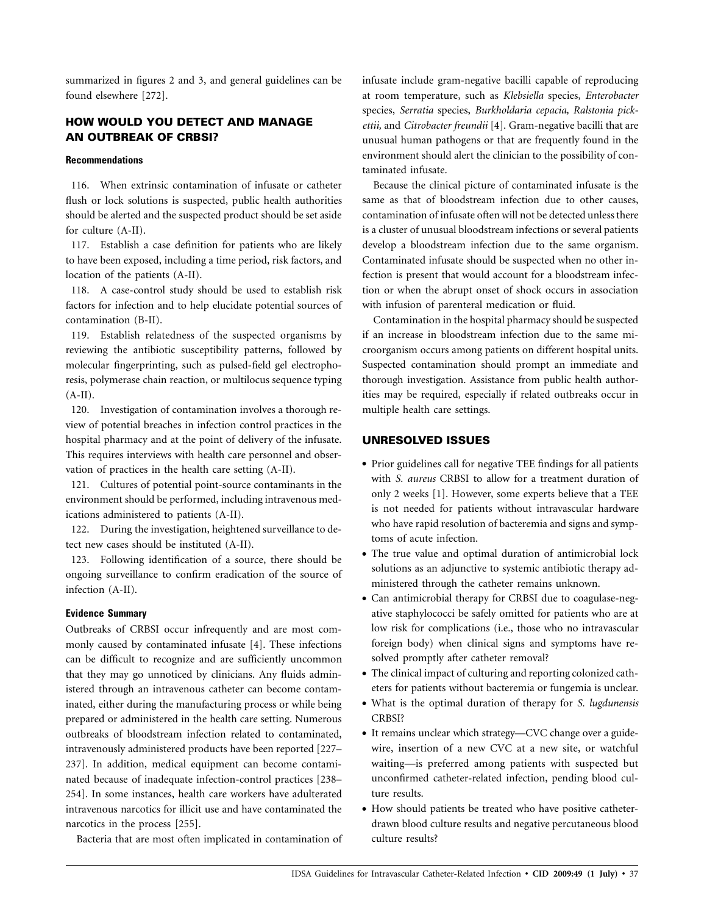summarized in figures 2 and 3, and general guidelines can be found elsewhere [272].

## HOW WOULD YOU DETECT AND MANAGE AN OUTBREAK OF CRBSI?

### Recommendations

116. When extrinsic contamination of infusate or catheter flush or lock solutions is suspected, public health authorities should be alerted and the suspected product should be set aside for culture (A-II).

117. Establish a case definition for patients who are likely to have been exposed, including a time period, risk factors, and location of the patients (A-II).

118. A case-control study should be used to establish risk factors for infection and to help elucidate potential sources of contamination (B-II).

119. Establish relatedness of the suspected organisms by reviewing the antibiotic susceptibility patterns, followed by molecular fingerprinting, such as pulsed-field gel electrophoresis, polymerase chain reaction, or multilocus sequence typing (A-II).

120. Investigation of contamination involves a thorough review of potential breaches in infection control practices in the hospital pharmacy and at the point of delivery of the infusate. This requires interviews with health care personnel and observation of practices in the health care setting (A-II).

121. Cultures of potential point-source contaminants in the environment should be performed, including intravenous medications administered to patients (A-II).

122. During the investigation, heightened surveillance to detect new cases should be instituted (A-II).

123. Following identification of a source, there should be ongoing surveillance to confirm eradication of the source of infection (A-II).

### Evidence Summary

Outbreaks of CRBSI occur infrequently and are most commonly caused by contaminated infusate [4]. These infections can be difficult to recognize and are sufficiently uncommon that they may go unnoticed by clinicians. Any fluids administered through an intravenous catheter can become contaminated, either during the manufacturing process or while being prepared or administered in the health care setting. Numerous outbreaks of bloodstream infection related to contaminated, intravenously administered products have been reported [227–237]. In addition, medical equipment can become contaminated because of inadequate infection-control practices [238–254]. In some instances, health care workers have adulterated intravenous narcotics for illicit use and have contaminated the narcotics in the process [255].

Bacteria that are most often implicated in contamination of infusate include gram-negative bacilli capable of reproducing at room temperature, such as *Klebsiella* species, *Enterobacter* species, *Serratia* species, *Burkholdaria cepacia, Ralstonia pickettii,* and *Citrobacter freundii* [4]. Gram-negative bacilli that are unusual human pathogens or that are frequently found in the environment should alert the clinician to the possibility of contaminated infusate.

Because the clinical picture of contaminated infusate is the same as that of bloodstream infection due to other causes, contamination of infusate often will not be detected unless there is a cluster of unusual bloodstream infections or several patients develop a bloodstream infection due to the same organism. Contaminated infusate should be suspected when no other infection is present that would account for a bloodstream infection or when the abrupt onset of shock occurs in association with infusion of parenteral medication or fluid.

Contamination in the hospital pharmacy should be suspected if an increase in bloodstream infection due to the same microorganism occurs among patients on different hospital units. Suspected contamination should prompt an immediate and thorough investigation. Assistance from public health authorities may be required, especially if related outbreaks occur in multiple health care settings.

## UNRESOLVED ISSUES

- Prior guidelines call for negative TEE findings for all patients with *S. aureus* CRBSI to allow for a treatment duration of only 2 weeks [1]. However, some experts believe that a TEE is not needed for patients without intravascular hardware who have rapid resolution of bacteremia and signs and symptoms of acute infection.
- The true value and optimal duration of antimicrobial lock solutions as an adjunctive to systemic antibiotic therapy administered through the catheter remains unknown.
- Can antimicrobial therapy for CRBSI due to coagulase-negative staphylococci be safely omitted for patients who are at low risk for complications (i.e., those who no intravascular foreign body) when clinical signs and symptoms have resolved promptly after catheter removal?
- The clinical impact of culturing and reporting colonized catheters for patients without bacteremia or fungemia is unclear.
- What is the optimal duration of therapy for *S. lugdunensis* CRBSI?
- It remains unclear which strategy—CVC change over a guidewire, insertion of a new CVC at a new site, or watchful waiting—is preferred among patients with suspected but unconfirmed catheter-related infection, pending blood culture results.
- How should patients be treated who have positive catheter-drawn blood culture results and negative percutaneous blood culture results?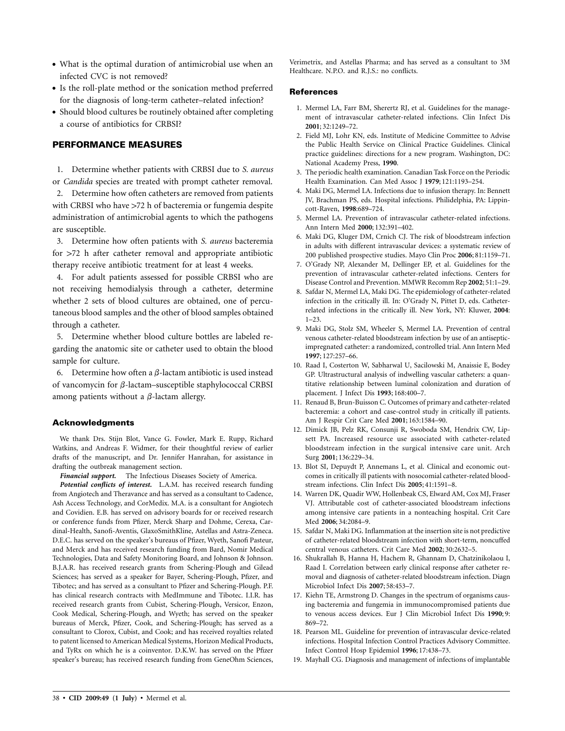- What is the optimal duration of antimicrobial use when an infected CVC is not removed?
- Is the roll-plate method or the sonication method preferred for the diagnosis of long-term catheter–related infection?
- Should blood cultures be routinely obtained after completing a course of antibiotics for CRBSI?

## PERFORMANCE MEASURES

1. Determine whether patients with CRBSI due to *S. aureus* or *Candida* species are treated with prompt catheter removal.
2. Determine how often catheters are removed from patients with CRBSI who have >72 h of bacteremia or fungemia despite administration of antimicrobial agents to which the pathogens are susceptible.
3. Determine how often patients with *S. aureus* bacteremia for >72 h after catheter removal and appropriate antibiotic therapy receive antibiotic treatment for at least 4 weeks.
4. For adult patients assessed for possible CRBSI who are not receiving hemodialysis through a catheter, determine whether 2 sets of blood cultures are obtained, one of percutaneous blood samples and the other of blood samples obtained through a catheter.
5. Determine whether blood culture bottles are labeled regarding the anatomic site or catheter used to obtain the blood sample for culture.
6. Determine how often a $\beta$-lactam antibiotic is used instead of vancomycin for $\beta$-lactam–susceptible staphylococcal CRBSI among patients without a $\beta$-lactam allergy.

### Acknowledgments

We thank Drs. Stijn Blot, Vance G. Fowler, Mark E. Rupp, Richard Watkins, and Andreas F. Widmer, for their thoughtful review of earlier drafts of the manuscript, and Dr. Jennifer Hanrahan, for assistance in drafting the outbreak management section.

***Financial support.*** The Infectious Diseases Society of America.

***Potential conflicts of interest.*** L.A.M. has received research funding from Angiotech and Theravance and has served as a consultant to Cadence, Ash Access Technology, and CorMedix. M.A. is a consultant for Angiotech and Covidien. E.B. has served on advisory boards for or received research or conference funds from Pfizer, Merck Sharp and Dohme, Cerexa, Cardinal-Health, Sanofi-Aventis, GlaxoSmithKline, Astellas and Astra-Zeneca. D.E.C. has served on the speaker's bureaus of Pfizer, Wyeth, Sanofi Pasteur, and Merck and has received research funding from Bard, Nomir Medical Technologies, Data and Safety Monitoring Board, and Johnson & Johnson. B.J.A.R. has received research grants from Schering-Plough and Gilead Sciences; has served as a speaker for Bayer, Schering-Plough, Pfizer, and Tibotec; and has served as a consultant to Pfizer and Schering-Plough. P.F. has clinical research contracts with MedImmune and Tibotec. I.I.R. has received research grants from Cubist, Schering-Plough, Versicor, Enzon, Cook Medical, Schering-Plough, and Wyeth; has served on the speaker bureaus of Merck, Pfizer, Cook, and Schering-Plough; has served as a consultant to Clorox, Cubist, and Cook; and has received royalties related to patent licensed to American Medical Systems, Horizon Medical Products, and TyRx on which he is a coinventor. D.K.W. has served on the Pfizer speaker's bureau; has received research funding from GeneOhm Sciences, Verimetrix, and Astellas Pharma; and has served as a consultant to 3M Healthcare. N.P.O. and R.J.S.: no conflicts.

## References

1. Mermel LA, Farr BM, Sherertz RJ, et al. Guidelines for the management of intravascular catheter-related infections. Clin Infect Dis **2001**; 32:1249–72.
2. Field MJ, Lohr KN, eds. Institute of Medicine Committee to Advise the Public Health Service on Clinical Practice Guidelines. Clinical practice guidelines: directions for a new program. Washington, DC: National Academy Press, **1990**.
3. The periodic health examination. Canadian Task Force on the Periodic Health Examination. Can Med Assoc J **1979**; 121:1193–254.
4. Maki DG, Mermel LA. Infections due to infusion therapy. In: Bennett JV, Brachman PS, eds. Hospital infections. Philidelphia, PA: Lippincott-Raven, **1998**:689–724.
5. Mermel LA. Prevention of intravascular catheter-related infections. Ann Intern Med **2000**; 132:391–402.
6. Maki DG, Kluger DM, Crnich CJ. The risk of bloodstream infection in adults with different intravascular devices: a systematic review of 200 published prospective studies. Mayo Clin Proc **2006**; 81:1159–71.
7. O'Grady NP, Alexander M, Dellinger EP, et al. Guidelines for the prevention of intravascular catheter-related infections. Centers for Disease Control and Prevention. MMWR Recomm Rep **2002**; 51:1–29.
8. Safdar N, Mermel LA, Maki DG. The epidemiology of catheter-related infection in the critically ill. In: O'Grady N, Pittet D, eds. Catheter-related infections in the critically ill. New York, NY: Kluwer, **2004**: 1–23.
9. Maki DG, Stolz SM, Wheeler S, Mermel LA. Prevention of central venous catheter-related bloodstream infection by use of an antiseptic-impregnated catheter: a randomized, controlled trial. Ann Intern Med **1997**; 127:257–66.
10. Raad I, Costerton W, Sabharwal U, Sacilowski M, Anaissie E, Bodey GP. Ultrastructural analysis of indwelling vascular catheters: a quantitative relationship between luminal colonization and duration of placement. J Infect Dis **1993**; 168:400–7.
11. Renaud B, Brun-Buisson C. Outcomes of primary and catheter-related bacteremia: a cohort and case-control study in critically ill patients. Am J Respir Crit Care Med **2001**; 163:1584–90.
12. Dimick JB, Pelz RK, Consunji R, Swoboda SM, Hendrix CW, Lipsett PA. Increased resource use associated with catheter-related bloodstream infection in the surgical intensive care unit. Arch Surg **2001**; 136:229–34.
13. Blot SI, Depuydt P, Annemans L, et al. Clinical and economic outcomes in critically ill patients with nosocomial catheter-related bloodstream infections. Clin Infect Dis **2005**; 41:1591–8.
14. Warren DK, Quadir WW, Hollenbeak CS, Elward AM, Cox MJ, Fraser VJ. Attributable cost of catheter-associated bloodstream infections among intensive care patients in a nonteaching hospital. Crit Care Med **2006**; 34:2084–9.
15. Safdar N, Maki DG. Inflammation at the insertion site is not predictive of catheter-related bloodstream infection with short-term, noncuffed central venous catheters. Crit Care Med **2002**; 30:2632–5.
16. Shukrallah B, Hanna H, Hachem R, Ghannam D, Chatzinikolaou I, Raad I. Correlation between early clinical response after catheter removal and diagnosis of catheter-related bloodstream infection. Diagn Microbiol Infect Dis **2007**; 58:453–7.
17. Kiehn TE, Armstrong D. Changes in the spectrum of organisms causing bacteremia and fungemia in immunocompromised patients due to venous access devices. Eur J Clin Microbiol Infect Dis **1990**; 9: 869–72.
18. Pearson ML. Guideline for prevention of intravascular device-related infections. Hospital Infection Control Practices Advisory Committee. Infect Control Hosp Epidemiol **1996**; 17:438–73.
19. Mayhall CG. Diagnosis and management of infections of implantable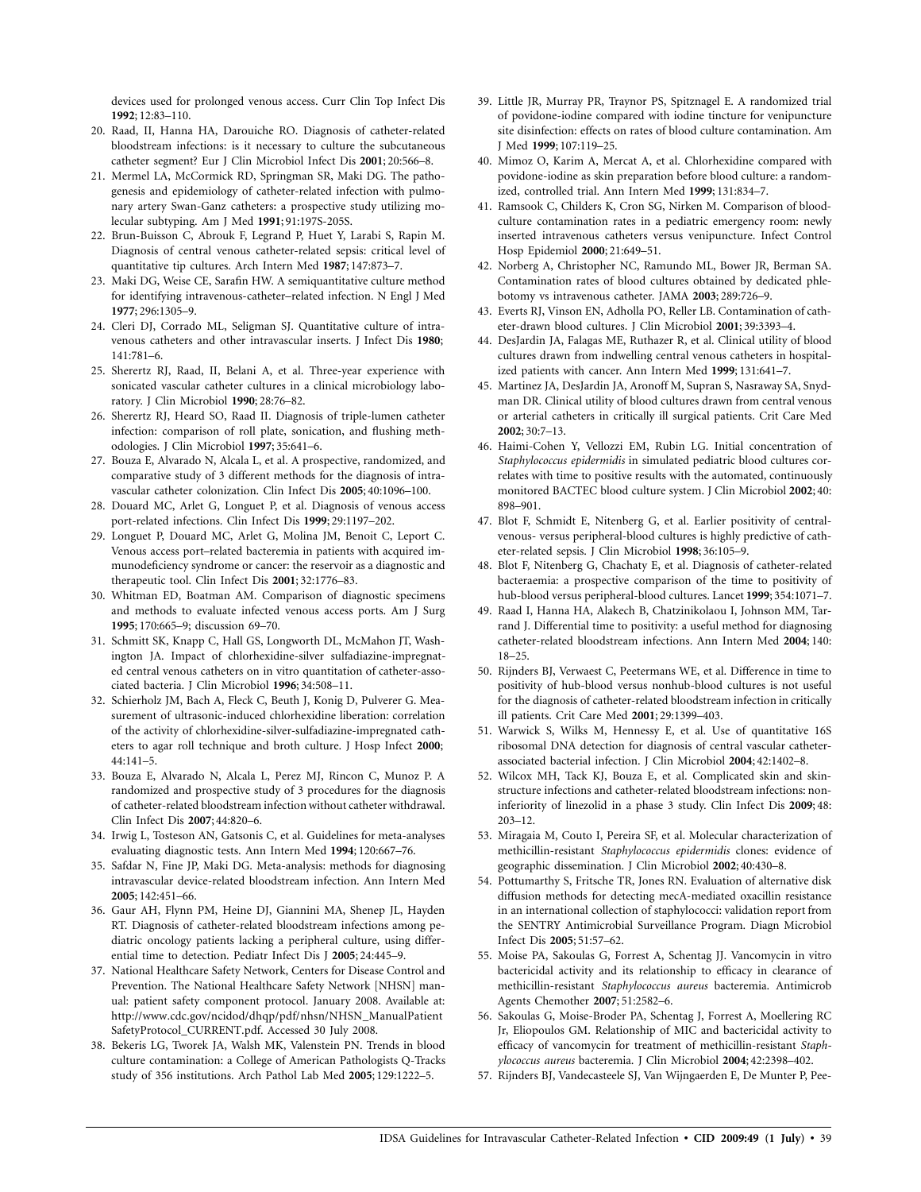devices used for prolonged venous access. Curr Clin Top Infect Dis **1992**; 12:83–110.

20. Raad, II, Hanna HA, Darouiche RO. Diagnosis of catheter-related bloodstream infections: is it necessary to culture the subcutaneous catheter segment? Eur J Clin Microbiol Infect Dis **2001**; 20:566–8.
21. Mermel LA, McCormick RD, Springman SR, Maki DG. The pathogenesis and epidemiology of catheter-related infection with pulmonary artery Swan-Ganz catheters: a prospective study utilizing molecular subtyping. Am J Med **1991**; 91:197S-205S.
22. Brun-Buisson C, Abrouk F, Legrand P, Huet Y, Larabi S, Rapin M. Diagnosis of central venous catheter-related sepsis: critical level of quantitative tip cultures. Arch Intern Med **1987**; 147:873–7.
23. Maki DG, Weise CE, Sarafin HW. A semiquantitative culture method for identifying intravenous-catheter–related infection. N Engl J Med **1977**; 296:1305–9.
24. Cleri DJ, Corrado ML, Seligman SJ. Quantitative culture of intravenous catheters and other intravascular inserts. J Infect Dis **1980**; 141:781–6.
25. Sherertz RJ, Raad, II, Belani A, et al. Three-year experience with sonicated vascular catheter cultures in a clinical microbiology laboratory. J Clin Microbiol **1990**; 28:76–82.
26. Sherertz RJ, Heard SO, Raad II. Diagnosis of triple-lumen catheter infection: comparison of roll plate, sonication, and flushing methodologies. J Clin Microbiol **1997**; 35:641–6.
27. Bouza E, Alvarado N, Alcala L, et al. A prospective, randomized, and comparative study of 3 different methods for the diagnosis of intravascular catheter colonization. Clin Infect Dis **2005**; 40:1096–100.
28. Douard MC, Arlet G, Longuet P, et al. Diagnosis of venous access port-related infections. Clin Infect Dis **1999**; 29:1197–202.
29. Longuet P, Douard MC, Arlet G, Molina JM, Benoit C, Leport C. Venous access port–related bacteremia in patients with acquired immunodeficiency syndrome or cancer: the reservoir as a diagnostic and therapeutic tool. Clin Infect Dis **2001**; 32:1776–83.
30. Whitman ED, Boatman AM. Comparison of diagnostic specimens and methods to evaluate infected venous access ports. Am J Surg **1995**; 170:665–9; discussion 69–70.
31. Schmitt SK, Knapp C, Hall GS, Longworth DL, McMahon JT, Washington JA. Impact of chlorhexidine-silver sulfadiazine-impregnated central venous catheters on in vitro quantitation of catheter-associated bacteria. J Clin Microbiol **1996**; 34:508–11.
32. Schierholz JM, Bach A, Fleck C, Beuth J, Konig D, Pulverer G. Measurement of ultrasonic-induced chlorhexidine liberation: correlation of the activity of chlorhexidine-silver-sulfadiazine-impregnated catheters to agar roll technique and broth culture. J Hosp Infect **2000**; 44:141–5.
33. Bouza E, Alvarado N, Alcala L, Perez MJ, Rincon C, Munoz P. A randomized and prospective study of 3 procedures for the diagnosis of catheter-related bloodstream infection without catheter withdrawal. Clin Infect Dis **2007**; 44:820–6.
34. Irwig L, Tosteson AN, Gatsonis C, et al. Guidelines for meta-analyses evaluating diagnostic tests. Ann Intern Med **1994**; 120:667–76.
35. Safdar N, Fine JP, Maki DG. Meta-analysis: methods for diagnosing intravascular device-related bloodstream infection. Ann Intern Med **2005**; 142:451–66.
36. Gaur AH, Flynn PM, Heine DJ, Giannini MA, Shenep JL, Hayden RT. Diagnosis of catheter-related bloodstream infections among pediatric oncology patients lacking a peripheral culture, using differential time to detection. Pediatr Infect Dis J **2005**; 24:445–9.
37. National Healthcare Safety Network, Centers for Disease Control and Prevention. The National Healthcare Safety Network [NHSN] manual: patient safety component protocol. January 2008. Available at: http://www.cdc.gov/ncidod/dhqp/pdf/nhsn/NHSN_ManualPatientSafetyProtocol_CURRENT.pdf. Accessed 30 July 2008.
38. Bekeris LG, Tworek JA, Walsh MK, Valenstein PN. Trends in blood culture contamination: a College of American Pathologists Q-Tracks study of 356 institutions. Arch Pathol Lab Med **2005**; 129:1222–5.
39. Little JR, Murray PR, Traynor PS, Spitznagel E. A randomized trial of povidone-iodine compared with iodine tincture for venipuncture site disinfection: effects on rates of blood culture contamination. Am J Med **1999**; 107:119–25.
40. Mimoz O, Karim A, Mercat A, et al. Chlorhexidine compared with povidone-iodine as skin preparation before blood culture: a randomized, controlled trial. Ann Intern Med **1999**; 131:834–7.
41. Ramsook C, Childers K, Cron SG, Nirken M. Comparison of blood-culture contamination rates in a pediatric emergency room: newly inserted intravenous catheters versus venipuncture. Infect Control Hosp Epidemiol **2000**; 21:649–51.
42. Norberg A, Christopher NC, Ramundo ML, Bower JR, Berman SA. Contamination rates of blood cultures obtained by dedicated phlebotomy vs intravenous catheter. JAMA **2003**; 289:726–9.
43. Everts RJ, Vinson EN, Adholla PO, Reller LB. Contamination of catheter-drawn blood cultures. J Clin Microbiol **2001**; 39:3393–4.
44. DesJardin JA, Falagas ME, Ruthazer R, et al. Clinical utility of blood cultures drawn from indwelling central venous catheters in hospitalized patients with cancer. Ann Intern Med **1999**; 131:641–7.
45. Martinez JA, DesJardin JA, Aronoff M, Supran S, Nasraway SA, Snydman DR. Clinical utility of blood cultures drawn from central venous or arterial catheters in critically ill surgical patients. Crit Care Med **2002**; 30:7–13.
46. Haimi-Cohen Y, Vellozzi EM, Rubin LG. Initial concentration of *Staphylococcus epidermidis* in simulated pediatric blood cultures correlates with time to positive results with the automated, continuously monitored BACTEC blood culture system. J Clin Microbiol **2002**; 40: 898–901.
47. Blot F, Schmidt E, Nitenberg G, et al. Earlier positivity of central-venous- versus peripheral-blood cultures is highly predictive of catheter-related sepsis. J Clin Microbiol **1998**; 36:105–9.
48. Blot F, Nitenberg G, Chachaty E, et al. Diagnosis of catheter-related bacteraemia: a prospective comparison of the time to positivity of hub-blood versus peripheral-blood cultures. Lancet **1999**; 354:1071–7.
49. Raad I, Hanna HA, Alakech B, Chatzinikolaou I, Johnson MM, Tarrand J. Differential time to positivity: a useful method for diagnosing catheter-related bloodstream infections. Ann Intern Med **2004**; 140: 18–25.
50. Rijnders BJ, Verwaest C, Peetermans WE, et al. Difference in time to positivity of hub-blood versus nonhub-blood cultures is not useful for the diagnosis of catheter-related bloodstream infection in critically ill patients. Crit Care Med **2001**; 29:1399–403.
51. Warwick S, Wilks M, Hennessy E, et al. Use of quantitative 16S ribosomal DNA detection for diagnosis of central vascular catheter-associated bacterial infection. J Clin Microbiol **2004**; 42:1402–8.
52. Wilcox MH, Tack KJ, Bouza E, et al. Complicated skin and skin-structure infections and catheter-related bloodstream infections: noninferiority of linezolid in a phase 3 study. Clin Infect Dis **2009**; 48: 203–12.
53. Miragaia M, Couto I, Pereira SF, et al. Molecular characterization of methicillin-resistant *Staphylococcus epidermidis* clones: evidence of geographic dissemination. J Clin Microbiol **2002**; 40:430–8.
54. Pottumarthy S, Fritsche TR, Jones RN. Evaluation of alternative disk diffusion methods for detecting mecA-mediated oxacillin resistance in an international collection of staphylococci: validation report from the SENTRY Antimicrobial Surveillance Program. Diagn Microbiol Infect Dis **2005**; 51:57–62.
55. Moise PA, Sakoulas G, Forrest A, Schentag JJ. Vancomycin in vitro bactericidal activity and its relationship to efficacy in clearance of methicillin-resistant *Staphylococcus aureus* bacteremia. Antimicrob Agents Chemother **2007**; 51:2582–6.
56. Sakoulas G, Moise-Broder PA, Schentag J, Forrest A, Moellering RC Jr, Eliopoulos GM. Relationship of MIC and bactericidal activity to efficacy of vancomycin for treatment of methicillin-resistant *Staphylococcus aureus* bacteremia. J Clin Microbiol **2004**; 42:2398–402.
57. Rijnders BJ, Vandecasteele SJ, Van Wijngaerden E, De Munter P, Pee-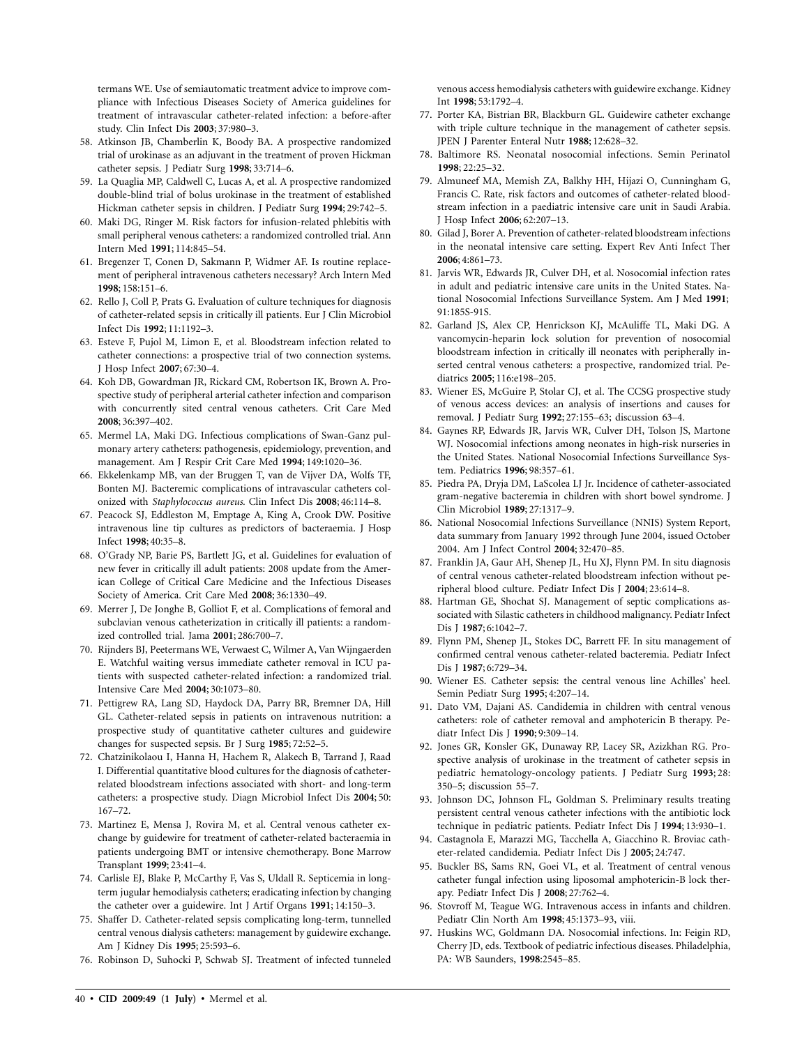termans WE. Use of semiautomatic treatment advice to improve compliance with Infectious Diseases Society of America guidelines for treatment of intravascular catheter-related infection: a before-after study. Clin Infect Dis **2003**; 37:980–3.

58. Atkinson JB, Chamberlin K, Boody BA. A prospective randomized trial of urokinase as an adjuvant in the treatment of proven Hickman catheter sepsis. J Pediatr Surg **1998**; 33:714–6.
59. La Quaglia MP, Caldwell C, Lucas A, et al. A prospective randomized double-blind trial of bolus urokinase in the treatment of established Hickman catheter sepsis in children. J Pediatr Surg **1994**; 29:742–5.
60. Maki DG, Ringer M. Risk factors for infusion-related phlebitis with small peripheral venous catheters: a randomized controlled trial. Ann Intern Med **1991**; 114:845–54.
61. Bregenzer T, Conen D, Sakmann P, Widmer AF. Is routine replacement of peripheral intravenous catheters necessary? Arch Intern Med **1998**; 158:151–6.
62. Rello J, Coll P, Prats G. Evaluation of culture techniques for diagnosis of catheter-related sepsis in critically ill patients. Eur J Clin Microbiol Infect Dis **1992**; 11:1192–3.
63. Esteve F, Pujol M, Limon E, et al. Bloodstream infection related to catheter connections: a prospective trial of two connection systems. J Hosp Infect **2007**; 67:30–4.
64. Koh DB, Gowardman JR, Rickard CM, Robertson IK, Brown A. Prospective study of peripheral arterial catheter infection and comparison with concurrently sited central venous catheters. Crit Care Med **2008**; 36:397–402.
65. Mermel LA, Maki DG. Infectious complications of Swan-Ganz pulmonary artery catheters: pathogenesis, epidemiology, prevention, and management. Am J Respir Crit Care Med **1994**; 149:1020–36.
66. Ekkelenkamp MB, van der Bruggen T, van de Vijver DA, Wolfs TF, Bonten MJ. Bacteremic complications of intravascular catheters colonized with *Staphylococcus aureus.* Clin Infect Dis **2008**; 46:114–8.
67. Peacock SJ, Eddleston M, Emptage A, King A, Crook DW. Positive intravenous line tip cultures as predictors of bacteraemia. J Hosp Infect **1998**; 40:35–8.
68. O'Grady NP, Barie PS, Bartlett JG, et al. Guidelines for evaluation of new fever in critically ill adult patients: 2008 update from the American College of Critical Care Medicine and the Infectious Diseases Society of America. Crit Care Med **2008**; 36:1330–49.
69. Merrer J, De Jonghe B, Golliot F, et al. Complications of femoral and subclavian venous catheterization in critically ill patients: a randomized controlled trial. Jama **2001**; 286:700–7.
70. Rijnders BJ, Peetermans WE, Verwaest C, Wilmer A, Van Wijngaerden E. Watchful waiting versus immediate catheter removal in ICU patients with suspected catheter-related infection: a randomized trial. Intensive Care Med **2004**; 30:1073–80.
71. Pettigrew RA, Lang SD, Haydock DA, Parry BR, Bremner DA, Hill GL. Catheter-related sepsis in patients on intravenous nutrition: a prospective study of quantitative catheter cultures and guidewire changes for suspected sepsis. Br J Surg **1985**; 72:52–5.
72. Chatzinikolaou I, Hanna H, Hachem R, Alakech B, Tarrand J, Raad I. Differential quantitative blood cultures for the diagnosis of catheter-related bloodstream infections associated with short- and long-term catheters: a prospective study. Diagn Microbiol Infect Dis **2004**; 50: 167–72.
73. Martinez E, Mensa J, Rovira M, et al. Central venous catheter exchange by guidewire for treatment of catheter-related bacteraemia in patients undergoing BMT or intensive chemotherapy. Bone Marrow Transplant **1999**; 23:41–4.
74. Carlisle EJ, Blake P, McCarthy F, Vas S, Uldall R. Septicemia in long-term jugular hemodialysis catheters; eradicating infection by changing the catheter over a guidewire. Int J Artif Organs **1991**; 14:150–3.
75. Shaffer D. Catheter-related sepsis complicating long-term, tunnelled central venous dialysis catheters: management by guidewire exchange. Am J Kidney Dis **1995**; 25:593–6.
76. Robinson D, Suhocki P, Schwab SJ. Treatment of infected tunneled venous access hemodialysis catheters with guidewire exchange. Kidney Int **1998**; 53:1792–4.
77. Porter KA, Bistrian BR, Blackburn GL. Guidewire catheter exchange with triple culture technique in the management of catheter sepsis. JPEN J Parenter Enteral Nutr **1988**; 12:628–32.
78. Baltimore RS. Neonatal nosocomial infections. Semin Perinatol **1998**; 22:25–32.
79. Almuneef MA, Memish ZA, Balkhy HH, Hijazi O, Cunningham G, Francis C. Rate, risk factors and outcomes of catheter-related bloodstream infection in a paediatric intensive care unit in Saudi Arabia. J Hosp Infect **2006**; 62:207–13.
80. Gilad J, Borer A. Prevention of catheter-related bloodstream infections in the neonatal intensive care setting. Expert Rev Anti Infect Ther **2006**; 4:861–73.
81. Jarvis WR, Edwards JR, Culver DH, et al. Nosocomial infection rates in adult and pediatric intensive care units in the United States. National Nosocomial Infections Surveillance System. Am J Med **1991**; 91:185S-91S.
82. Garland JS, Alex CP, Henrickson KJ, McAuliffe TL, Maki DG. A vancomycin-heparin lock solution for prevention of nosocomial bloodstream infection in critically ill neonates with peripherally inserted central venous catheters: a prospective, randomized trial. Pediatrics **2005**; 116:e198–205.
83. Wiener ES, McGuire P, Stolar CJ, et al. The CCSG prospective study of venous access devices: an analysis of insertions and causes for removal. J Pediatr Surg **1992**; 27:155–63; discussion 63–4.
84. Gaynes RP, Edwards JR, Jarvis WR, Culver DH, Tolson JS, Martone WJ. Nosocomial infections among neonates in high-risk nurseries in the United States. National Nosocomial Infections Surveillance System. Pediatrics **1996**; 98:357–61.
85. Piedra PA, Dryja DM, LaScolea LJ Jr. Incidence of catheter-associated gram-negative bacteremia in children with short bowel syndrome. J Clin Microbiol **1989**; 27:1317–9.
86. National Nosocomial Infections Surveillance (NNIS) System Report, data summary from January 1992 through June 2004, issued October 2004. Am J Infect Control **2004**; 32:470–85.
87. Franklin JA, Gaur AH, Shenep JL, Hu XJ, Flynn PM. In situ diagnosis of central venous catheter-related bloodstream infection without peripheral blood culture. Pediatr Infect Dis J **2004**; 23:614–8.
88. Hartman GE, Shochat SJ. Management of septic complications associated with Silastic catheters in childhood malignancy. Pediatr Infect Dis J **1987**; 6:1042–7.
89. Flynn PM, Shenep JL, Stokes DC, Barrett FF. In situ management of confirmed central venous catheter-related bacteremia. Pediatr Infect Dis J **1987**; 6:729–34.
90. Wiener ES. Catheter sepsis: the central venous line Achilles' heel. Semin Pediatr Surg **1995**; 4:207–14.
91. Dato VM, Dajani AS. Candidemia in children with central venous catheters: role of catheter removal and amphotericin B therapy. Pediatr Infect Dis J **1990**; 9:309–14.
92. Jones GR, Konsler GK, Dunaway RP, Lacey SR, Azizkhan RG. Prospective analysis of urokinase in the treatment of catheter sepsis in pediatric hematology-oncology patients. J Pediatr Surg **1993**; 28: 350–5; discussion 55–7.
93. Johnson DC, Johnson FL, Goldman S. Preliminary results treating persistent central venous catheter infections with the antibiotic lock technique in pediatric patients. Pediatr Infect Dis J **1994**; 13:930–1.
94. Castagnola E, Marazzi MG, Tacchella A, Giacchino R. Broviac catheter-related candidemia. Pediatr Infect Dis J **2005**; 24:747.
95. Buckler BS, Sams RN, Goei VL, et al. Treatment of central venous catheter fungal infection using liposomal amphotericin-B lock therapy. Pediatr Infect Dis J **2008**; 27:762–4.
96. Stovroff M, Teague WG. Intravenous access in infants and children. Pediatr Clin North Am **1998**; 45:1373–93, viii.
97. Huskins WC, Goldmann DA. Nosocomial infections. In: Feigin RD, Cherry JD, eds. Textbook of pediatric infectious diseases. Philadelphia, PA: WB Saunders, **1998**:2545–85.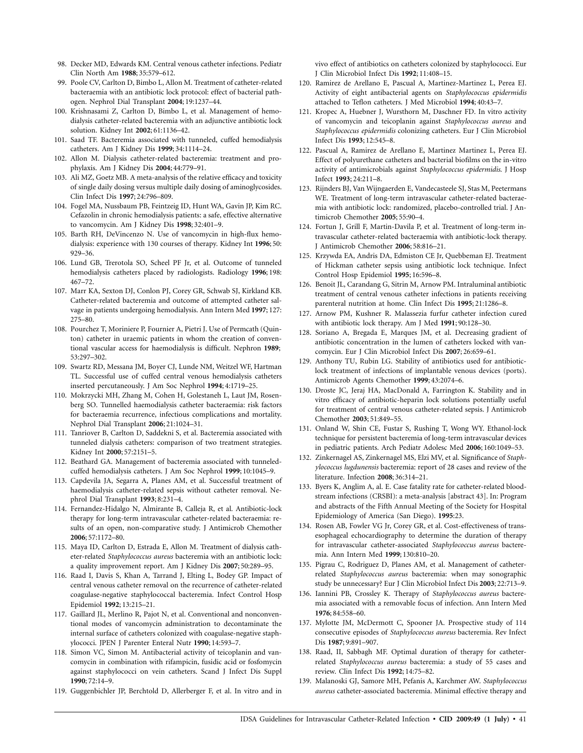98. Decker MD, Edwards KM. Central venous catheter infections. Pediatr Clin North Am **1988**; 35:579–612.
99. Poole CV, Carlton D, Bimbo L, Allon M. Treatment of catheter-related bacteraemia with an antibiotic lock protocol: effect of bacterial pathogen. Nephrol Dial Transplant **2004**; 19:1237–44.
100. Krishnasami Z, Carlton D, Bimbo L, et al. Management of hemodialysis catheter-related bacteremia with an adjunctive antibiotic lock solution. Kidney Int **2002**; 61:1136–42.
101. Saad TF. Bacteremia associated with tunneled, cuffed hemodialysis catheters. Am J Kidney Dis **1999**; 34:1114–24.
102. Allon M. Dialysis catheter-related bacteremia: treatment and prophylaxis. Am J Kidney Dis **2004**; 44:779–91.
103. Ali MZ, Goetz MB. A meta-analysis of the relative efficacy and toxicity of single daily dosing versus multiple daily dosing of aminoglycosides. Clin Infect Dis **1997**; 24:796–809.
104. Fogel MA, Nussbaum PB, Feintzeig ID, Hunt WA, Gavin JP, Kim RC. Cefazolin in chronic hemodialysis patients: a safe, effective alternative to vancomycin. Am J Kidney Dis **1998**; 32:401–9.
105. Barth RH, DeVincenzo N. Use of vancomycin in high-flux hemodialysis: experience with 130 courses of therapy. Kidney Int **1996**; 50: 929–36.
106. Lund GB, Trerotola SO, Scheel PF Jr, et al. Outcome of tunneled hemodialysis catheters placed by radiologists. Radiology **1996**; 198: 467–72.
107. Marr KA, Sexton DJ, Conlon PJ, Corey GR, Schwab SJ, Kirkland KB. Catheter-related bacteremia and outcome of attempted catheter salvage in patients undergoing hemodialysis. Ann Intern Med **1997**; 127: 275–80.
108. Pourchez T, Moriniere P, Fournier A, Pietri J. Use of Permcath (Quinton) catheter in uraemic patients in whom the creation of conventional vascular access for haemodialysis is difficult. Nephron **1989**; 53:297–302.
109. Swartz RD, Messana JM, Boyer CJ, Lunde NM, Weitzel WF, Hartman TL. Successful use of cuffed central venous hemodialysis catheters inserted percutaneously. J Am Soc Nephrol **1994**; 4:1719–25.
110. Mokrzycki MH, Zhang M, Cohen H, Golestaneh L, Laut JM, Rosenberg SO. Tunnelled haemodialysis catheter bacteraemia: risk factors for bacteraemia recurrence, infectious complications and mortality. Nephrol Dial Transplant **2006**; 21:1024–31.
111. Tanriover B, Carlton D, Saddekni S, et al. Bacteremia associated with tunneled dialysis catheters: comparison of two treatment strategies. Kidney Int **2000**; 57:2151–5.
112. Beathard GA. Management of bacteremia associated with tunneled-cuffed hemodialysis catheters. J Am Soc Nephrol **1999**; 10:1045–9.
113. Capdevila JA, Segarra A, Planes AM, et al. Successful treatment of haemodialysis catheter-related sepsis without catheter removal. Nephrol Dial Transplant **1993**; 8:231–4.
114. Fernandez-Hidalgo N, Almirante B, Calleja R, et al. Antibiotic-lock therapy for long-term intravascular catheter-related bacteraemia: results of an open, non-comparative study. J Antimicrob Chemother **2006**; 57:1172–80.
115. Maya ID, Carlton D, Estrada E, Allon M. Treatment of dialysis catheter-related *Staphylococcus aureus* bacteremia with an antibiotic lock: a quality improvement report. Am J Kidney Dis **2007**; 50:289–95.
116. Raad I, Davis S, Khan A, Tarrand J, Elting L, Bodey GP. Impact of central venous catheter removal on the recurrence of catheter-related coagulase-negative staphylococcal bacteremia. Infect Control Hosp Epidemiol **1992**; 13:215–21.
117. Gaillard JL, Merlino R, Pajot N, et al. Conventional and nonconventional modes of vancomycin administration to decontaminate the internal surface of catheters colonized with coagulase-negative staphylococci. JPEN J Parenter Enteral Nutr **1990**; 14:593–7.
118. Simon VC, Simon M. Antibacterial activity of teicoplanin and vancomycin in combination with rifampicin, fusidic acid or fosfomycin against staphylococci on vein catheters. Scand J Infect Dis Suppl **1990**; 72:14–9.
119. Guggenbichler JP, Berchtold D, Allerberger F, et al. In vitro and in vivo effect of antibiotics on catheters colonized by staphylococci. Eur J Clin Microbiol Infect Dis **1992**; 11:408–15.
120. Ramirez de Arellano E, Pascual A, Martinez-Martinez L, Perea EJ. Activity of eight antibacterial agents on *Staphylococcus epidermidis* attached to Teflon catheters. J Med Microbiol **1994**; 40:43–7.
121. Kropec A, Huebner J, Wursthorn M, Daschner FD. In vitro activity of vancomycin and teicoplanin against *Staphylococcus aureus* and *Staphylococcus epidermidis* colonizing catheters. Eur J Clin Microbiol Infect Dis **1993**; 12:545–8.
122. Pascual A, Ramirez de Arellano E, Martinez Martinez L, Perea EJ. Effect of polyurethane catheters and bacterial biofilms on the in-vitro activity of antimicrobials against *Staphylococcus epidermidis*. J Hosp Infect **1993**; 24:211–8.
123. Rijnders BJ, Van Wijngaerden E, Vandecasteele SJ, Stas M, Peetermans WE. Treatment of long-term intravascular catheter-related bacteraemia with antibiotic lock: randomized, placebo-controlled trial. J Antimicrob Chemother **2005**; 55:90–4.
124. Fortun J, Grill F, Martin-Davila P, et al. Treatment of long-term intravascular catheter-related bacteraemia with antibiotic-lock therapy. J Antimicrob Chemother **2006**; 58:816–21.
125. Krzywda EA, Andris DA, Edmiston CE Jr, Quebbeman EJ. Treatment of Hickman catheter sepsis using antibiotic lock technique. Infect Control Hosp Epidemiol **1995**; 16:596–8.
126. Benoit JL, Carandang G, Sitrin M, Arnow PM. Intraluminal antibiotic treatment of central venous catheter infections in patients receiving parenteral nutrition at home. Clin Infect Dis **1995**; 21:1286–8.
127. Arnow PM, Kushner R. Malassezia furfur catheter infection cured with antibiotic lock therapy. Am J Med **1991**; 90:128–30.
128. Soriano A, Bregada E, Marques JM, et al. Decreasing gradient of antibiotic concentration in the lumen of catheters locked with vancomycin. Eur J Clin Microbiol Infect Dis **2007**; 26:659–61.
129. Anthony TU, Rubin LG. Stability of antibiotics used for antibiotic-lock treatment of infections of implantable venous devices (ports). Antimicrob Agents Chemother **1999**; 43:2074–6.
130. Droste JC, Jeraj HA, MacDonald A, Farrington K. Stability and in vitro efficacy of antibiotic-heparin lock solutions potentially useful for treatment of central venous catheter-related sepsis. J Antimicrob Chemother **2003**; 51:849–55.
131. Onland W, Shin CE, Fustar S, Rushing T, Wong WY. Ethanol-lock technique for persistent bacteremia of long-term intravascular devices in pediatric patients. Arch Pediatr Adolesc Med **2006**; 160:1049–53.
132. Zinkernagel AS, Zinkernagel MS, Elzi MV, et al. Significance of *Staphylococcus lugdunensis* bacteremia: report of 28 cases and review of the literature. Infection **2008**; 36:314–21.
133. Byers K, Anglim A, al. E. Case fatality rate for catheter-related bloodstream infections (CRSBI): a meta-analysis [abstract 43]. In: Program and abstracts of the Fifth Annual Meeting of the Society for Hospital Epidemiology of America (San Diego). **1995**:23.
134. Rosen AB, Fowler VG Jr, Corey GR, et al. Cost-effectiveness of transesophageal echocardiography to determine the duration of therapy for intravascular catheter-associated *Staphylococcus aureus* bacteremia. Ann Intern Med **1999**; 130:810–20.
135. Pigrau C, Rodriguez D, Planes AM, et al. Management of catheter-related *Staphylococcus aureus* bacteremia: when may sonographic study be unnecessary? Eur J Clin Microbiol Infect Dis **2003**; 22:713–9.
136. Iannini PB, Crossley K. Therapy of *Staphylococcus aureus* bacteremia associated with a removable focus of infection. Ann Intern Med **1976**; 84:558–60.
137. Mylotte JM, McDermott C, Spooner JA. Prospective study of 114 consecutive episodes of *Staphylococcus aureus* bacteremia. Rev Infect Dis **1987**; 9:891–907.
138. Raad, II, Sabbagh MF. Optimal duration of therapy for catheter-related *Staphylococcus aureus* bacteremia: a study of 55 cases and review. Clin Infect Dis **1992**; 14:75–82.
139. Malanoski GJ, Samore MH, Pefanis A, Karchmer AW. *Staphylococcus aureus* catheter-associated bacteremia. Minimal effective therapy and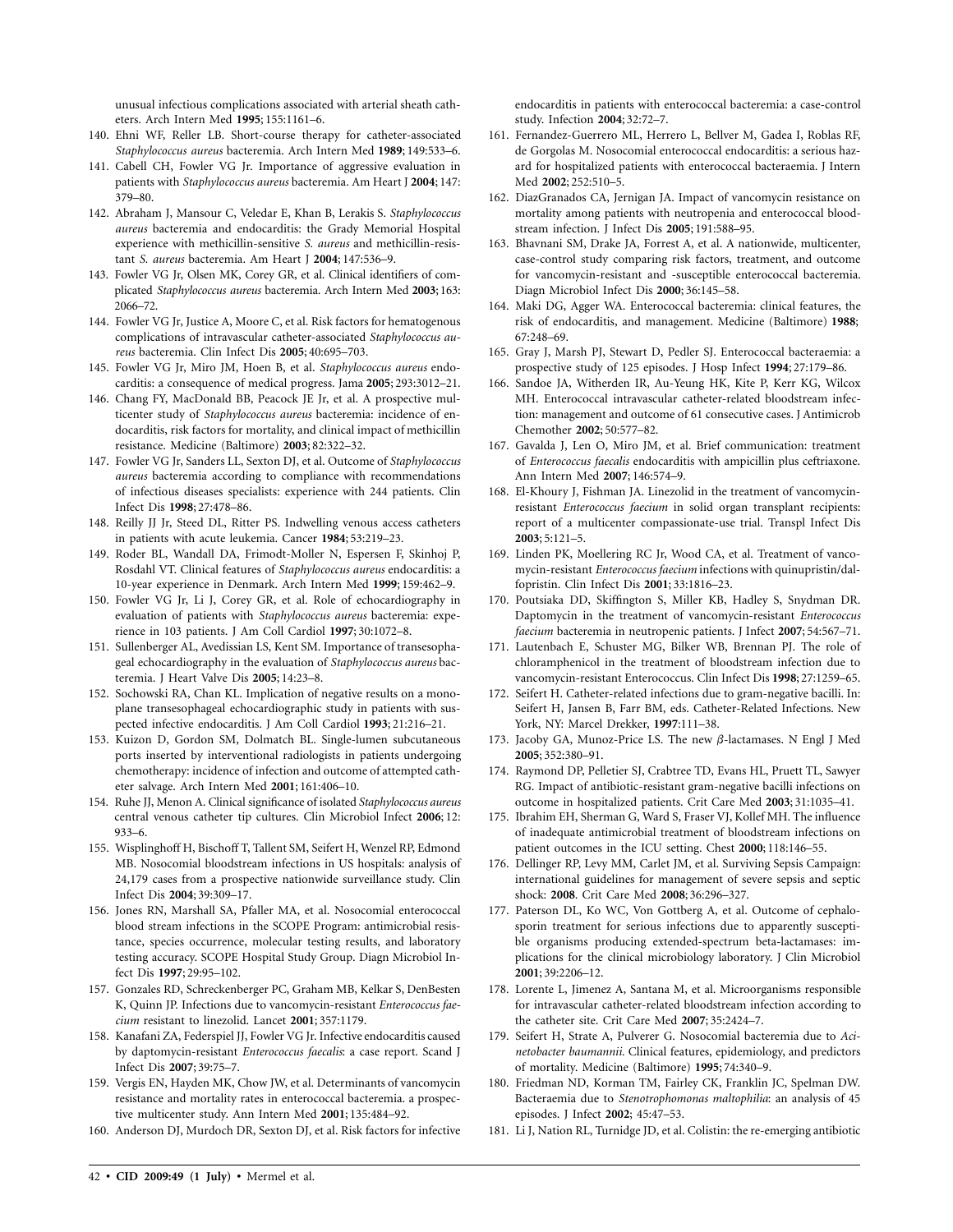unusual infectious complications associated with arterial sheath catheters. Arch Intern Med **1995**; 155:1161–6.

140. Ehni WF, Reller LB. Short-course therapy for catheter-associated *Staphylococcus aureus* bacteremia. Arch Intern Med **1989**; 149:533–6.
141. Cabell CH, Fowler VG Jr. Importance of aggressive evaluation in patients with *Staphylococcus aureus* bacteremia. Am Heart J **2004**; 147: 379–80.
142. Abraham J, Mansour C, Veledar E, Khan B, Lerakis S. *Staphylococcus aureus* bacteremia and endocarditis: the Grady Memorial Hospital experience with methicillin-sensitive *S. aureus* and methicillin-resistant *S. aureus* bacteremia. Am Heart J **2004**; 147:536–9.
143. Fowler VG Jr, Olsen MK, Corey GR, et al. Clinical identifiers of complicated *Staphylococcus aureus* bacteremia. Arch Intern Med **2003**; 163: 2066–72.
144. Fowler VG Jr, Justice A, Moore C, et al. Risk factors for hematogenous complications of intravascular catheter-associated *Staphylococcus aureus* bacteremia. Clin Infect Dis **2005**; 40:695–703.
145. Fowler VG Jr, Miro JM, Hoen B, et al. *Staphylococcus aureus* endocarditis: a consequence of medical progress. Jama **2005**; 293:3012–21.
146. Chang FY, MacDonald BB, Peacock JE Jr, et al. A prospective multicenter study of *Staphylococcus aureus* bacteremia: incidence of endocarditis, risk factors for mortality, and clinical impact of methicillin resistance. Medicine (Baltimore) **2003**; 82:322–32.
147. Fowler VG Jr, Sanders LL, Sexton DJ, et al. Outcome of *Staphylococcus aureus* bacteremia according to compliance with recommendations of infectious diseases specialists: experience with 244 patients. Clin Infect Dis **1998**; 27:478–86.
148. Reilly JJ Jr, Steed DL, Ritter PS. Indwelling venous access catheters in patients with acute leukemia. Cancer **1984**; 53:219–23.
149. Roder BL, Wandall DA, Frimodt-Moller N, Espersen F, Skinhoj P, Rosdahl VT. Clinical features of *Staphylococcus aureus* endocarditis: a 10-year experience in Denmark. Arch Intern Med **1999**; 159:462–9.
150. Fowler VG Jr, Li J, Corey GR, et al. Role of echocardiography in evaluation of patients with *Staphylococcus aureus* bacteremia: experience in 103 patients. J Am Coll Cardiol **1997**; 30:1072–8.
151. Sullenberger AL, Avedissian LS, Kent SM. Importance of transesophageal echocardiography in the evaluation of *Staphylococcus aureus* bacteremia. J Heart Valve Dis **2005**; 14:23–8.
152. Sochowski RA, Chan KL. Implication of negative results on a monoplane transesophageal echocardiographic study in patients with suspected infective endocarditis. J Am Coll Cardiol **1993**; 21:216–21.
153. Kuizon D, Gordon SM, Dolmatch BL. Single-lumen subcutaneous ports inserted by interventional radiologists in patients undergoing chemotherapy: incidence of infection and outcome of attempted catheter salvage. Arch Intern Med **2001**; 161:406–10.
154. Ruhe JJ, Menon A. Clinical significance of isolated *Staphylococcus aureus* central venous catheter tip cultures. Clin Microbiol Infect **2006**; 12: 933–6.
155. Wisplinghoff H, Bischoff T, Tallent SM, Seifert H, Wenzel RP, Edmond MB. Nosocomial bloodstream infections in US hospitals: analysis of 24,179 cases from a prospective nationwide surveillance study. Clin Infect Dis **2004**; 39:309–17.
156. Jones RN, Marshall SA, Pfaller MA, et al. Nosocomial enterococcal blood stream infections in the SCOPE Program: antimicrobial resistance, species occurrence, molecular testing results, and laboratory testing accuracy. SCOPE Hospital Study Group. Diagn Microbiol Infect Dis **1997**; 29:95–102.
157. Gonzales RD, Schreckenberger PC, Graham MB, Kelkar S, DenBesten K, Quinn JP. Infections due to vancomycin-resistant *Enterococcus faecium* resistant to linezolid. Lancet **2001**; 357:1179.
158. Kanafani ZA, Federspiel JJ, Fowler VG Jr. Infective endocarditis caused by daptomycin-resistant *Enterococcus faecalis*: a case report. Scand J Infect Dis **2007**; 39:75–7.
159. Vergis EN, Hayden MK, Chow JW, et al. Determinants of vancomycin resistance and mortality rates in enterococcal bacteremia. a prospective multicenter study. Ann Intern Med **2001**; 135:484–92.
160. Anderson DJ, Murdoch DR, Sexton DJ, et al. Risk factors for infective endocarditis in patients with enterococcal bacteremia: a case-control study. Infection **2004**; 32:72–7.
161. Fernandez-Guerrero ML, Herrero L, Bellver M, Gadea I, Roblas RF, de Gorgolas M. Nosocomial enterococcal endocarditis: a serious hazard for hospitalized patients with enterococcal bacteraemia. J Intern Med **2002**; 252:510–5.
162. DiazGranados CA, Jernigan JA. Impact of vancomycin resistance on mortality among patients with neutropenia and enterococcal bloodstream infection. J Infect Dis **2005**; 191:588–95.
163. Bhavnani SM, Drake JA, Forrest A, et al. A nationwide, multicenter, case-control study comparing risk factors, treatment, and outcome for vancomycin-resistant and -susceptible enterococcal bacteremia. Diagn Microbiol Infect Dis **2000**; 36:145–58.
164. Maki DG, Agger WA. Enterococcal bacteremia: clinical features, the risk of endocarditis, and management. Medicine (Baltimore) **1988**; 67:248–69.
165. Gray J, Marsh PJ, Stewart D, Pedler SJ. Enterococcal bacteraemia: a prospective study of 125 episodes. J Hosp Infect **1994**; 27:179–86.
166. Sandoe JA, Witherden IR, Au-Yeung HK, Kite P, Kerr KG, Wilcox MH. Enterococcal intravascular catheter-related bloodstream infection: management and outcome of 61 consecutive cases. J Antimicrob Chemother **2002**; 50:577–82.
167. Gavalda J, Len O, Miro JM, et al. Brief communication: treatment of *Enterococcus faecalis* endocarditis with ampicillin plus ceftriaxone. Ann Intern Med **2007**; 146:574–9.
168. El-Khoury J, Fishman JA. Linezolid in the treatment of vancomycin-resistant *Enterococcus faecium* in solid organ transplant recipients: report of a multicenter compassionate-use trial. Transpl Infect Dis **2003**; 5:121–5.
169. Linden PK, Moellering RC Jr, Wood CA, et al. Treatment of vancomycin-resistant *Enterococcus faecium* infections with quinupristin/dalfopristin. Clin Infect Dis **2001**; 33:1816–23.
170. Poutsiaka DD, Skiffington S, Miller KB, Hadley S, Snydman DR. Daptomycin in the treatment of vancomycin-resistant *Enterococcus faecium* bacteremia in neutropenic patients. J Infect **2007**; 54:567–71.
171. Lautenbach E, Schuster MG, Bilker WB, Brennan PJ. The role of chloramphenicol in the treatment of bloodstream infection due to vancomycin-resistant Enterococcus. Clin Infect Dis **1998**; 27:1259–65.
172. Seifert H. Catheter-related infections due to gram-negative bacilli. In: Seifert H, Jansen B, Farr BM, eds. Catheter-Related Infections. New York, NY: Marcel Drekker, **1997**:111–38.
173. Jacoby GA, Munoz-Price LS. The new $\beta$-lactamases. N Engl J Med **2005**; 352:380–91.
174. Raymond DP, Pelletier SJ, Crabtree TD, Evans HL, Pruett TL, Sawyer RG. Impact of antibiotic-resistant gram-negative bacilli infections on outcome in hospitalized patients. Crit Care Med **2003**; 31:1035–41.
175. Ibrahim EH, Sherman G, Ward S, Fraser VJ, Kollef MH. The influence of inadequate antimicrobial treatment of bloodstream infections on patient outcomes in the ICU setting. Chest **2000**; 118:146–55.
176. Dellinger RP, Levy MM, Carlet JM, et al. Surviving Sepsis Campaign: international guidelines for management of severe sepsis and septic shock: **2008**. Crit Care Med **2008**; 36:296–327.
177. Paterson DL, Ko WC, Von Gottberg A, et al. Outcome of cephalosporin treatment for serious infections due to apparently susceptible organisms producing extended-spectrum beta-lactamases: implications for the clinical microbiology laboratory. J Clin Microbiol **2001**; 39:2206–12.
178. Lorente L, Jimenez A, Santana M, et al. Microorganisms responsible for intravascular catheter-related bloodstream infection according to the catheter site. Crit Care Med **2007**; 35:2424–7.
179. Seifert H, Strate A, Pulverer G. Nosocomial bacteremia due to *Acinetobacter baumannii*. Clinical features, epidemiology, and predictors of mortality. Medicine (Baltimore) **1995**; 74:340–9.
180. Friedman ND, Korman TM, Fairley CK, Franklin JC, Spelman DW. Bacteraemia due to *Stenotrophomonas maltophilia*: an analysis of 45 episodes. J Infect **2002**; 45:47–53.
181. Li J, Nation RL, Turnidge JD, et al. Colistin: the re-emerging antibiotic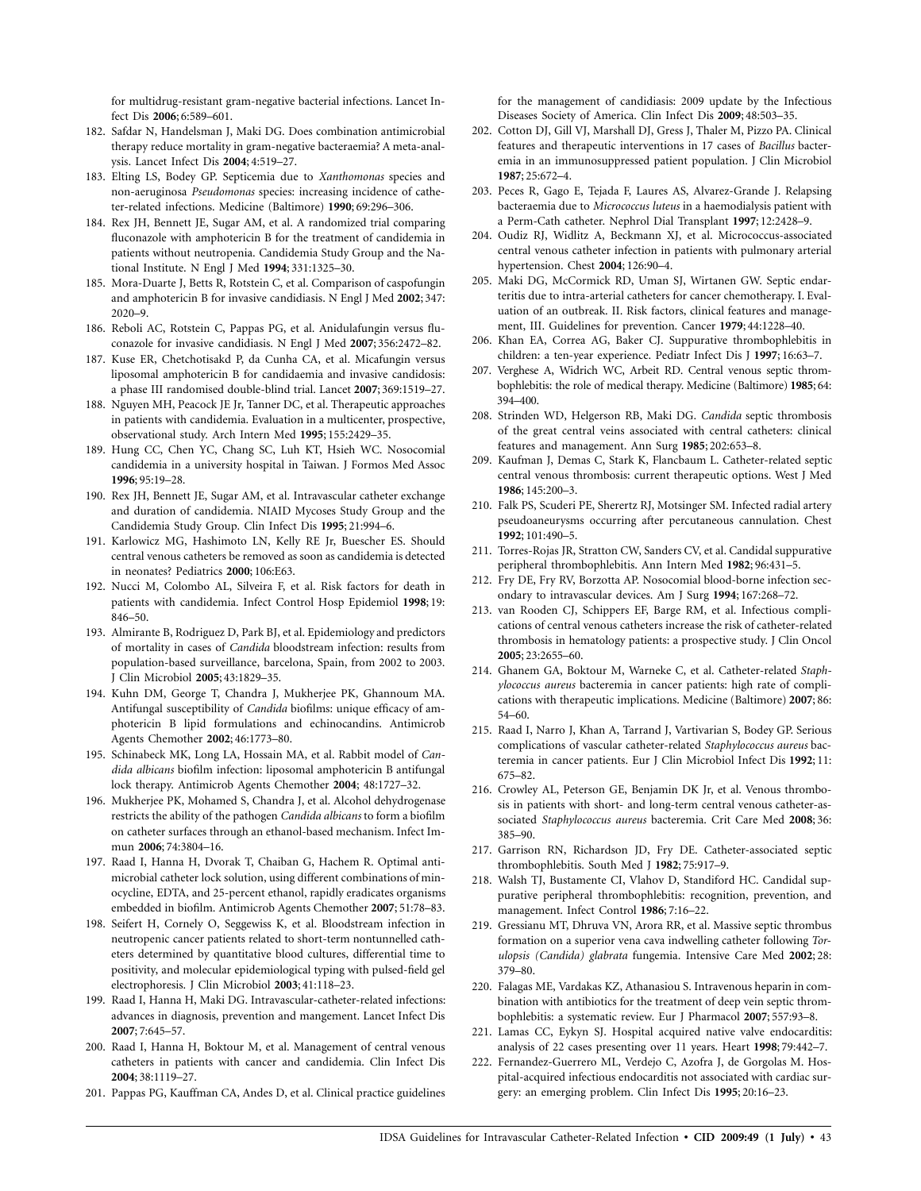for multidrug-resistant gram-negative bacterial infections. Lancet Infect Dis **2006**; 6:589–601.

182. Safdar N, Handelsman J, Maki DG. Does combination antimicrobial therapy reduce mortality in gram-negative bacteraemia? A meta-analysis. Lancet Infect Dis **2004**; 4:519–27.
183. Elting LS, Bodey GP. Septicemia due to *Xanthomonas* species and non-aeruginosa *Pseudomonas* species: increasing incidence of catheter-related infections. Medicine (Baltimore) **1990**; 69:296–306.
184. Rex JH, Bennett JE, Sugar AM, et al. A randomized trial comparing fluconazole with amphotericin B for the treatment of candidemia in patients without neutropenia. Candidemia Study Group and the National Institute. N Engl J Med **1994**; 331:1325–30.
185. Mora-Duarte J, Betts R, Rotstein C, et al. Comparison of caspofungin and amphotericin B for invasive candidiasis. N Engl J Med **2002**; 347: 2020–9.
186. Reboli AC, Rotstein C, Pappas PG, et al. Anidulafungin versus fluconazole for invasive candidiasis. N Engl J Med **2007**; 356:2472–82.
187. Kuse ER, Chetchotisakd P, da Cunha CA, et al. Micafungin versus liposomal amphotericin B for candidaemia and invasive candidosis: a phase III randomised double-blind trial. Lancet **2007**; 369:1519–27.
188. Nguyen MH, Peacock JE Jr, Tanner DC, et al. Therapeutic approaches in patients with candidemia. Evaluation in a multicenter, prospective, observational study. Arch Intern Med **1995**; 155:2429–35.
189. Hung CC, Chen YC, Chang SC, Luh KT, Hsieh WC. Nosocomial candidemia in a university hospital in Taiwan. J Formos Med Assoc **1996**; 95:19–28.
190. Rex JH, Bennett JE, Sugar AM, et al. Intravascular catheter exchange and duration of candidemia. NIAID Mycoses Study Group and the Candidemia Study Group. Clin Infect Dis **1995**; 21:994–6.
191. Karlowicz MG, Hashimoto LN, Kelly RE Jr, Buescher ES. Should central venous catheters be removed as soon as candidemia is detected in neonates? Pediatrics **2000**; 106:E63.
192. Nucci M, Colombo AL, Silveira F, et al. Risk factors for death in patients with candidemia. Infect Control Hosp Epidemiol **1998**; 19: 846–50.
193. Almirante B, Rodriguez D, Park BJ, et al. Epidemiology and predictors of mortality in cases of *Candida* bloodstream infection: results from population-based surveillance, barcelona, Spain, from 2002 to 2003. J Clin Microbiol **2005**; 43:1829–35.
194. Kuhn DM, George T, Chandra J, Mukherjee PK, Ghannoum MA. Antifungal susceptibility of *Candida* biofilms: unique efficacy of amphotericin B lipid formulations and echinocandins. Antimicrob Agents Chemother **2002**; 46:1773–80.
195. Schinabeck MK, Long LA, Hossain MA, et al. Rabbit model of *Candida albicans* biofilm infection: liposomal amphotericin B antifungal lock therapy. Antimicrob Agents Chemother **2004**; 48:1727–32.
196. Mukherjee PK, Mohamed S, Chandra J, et al. Alcohol dehydrogenase restricts the ability of the pathogen *Candida albicans* to form a biofilm on catheter surfaces through an ethanol-based mechanism. Infect Immun **2006**; 74:3804–16.
197. Raad I, Hanna H, Dvorak T, Chaiban G, Hachem R. Optimal antimicrobial catheter lock solution, using different combinations of minocycline, EDTA, and 25-percent ethanol, rapidly eradicates organisms embedded in biofilm. Antimicrob Agents Chemother **2007**; 51:78–83.
198. Seifert H, Cornely O, Seggewiss K, et al. Bloodstream infection in neutropenic cancer patients related to short-term nontunnelled catheters determined by quantitative blood cultures, differential time to positivity, and molecular epidemiological typing with pulsed-field gel electrophoresis. J Clin Microbiol **2003**; 41:118–23.
199. Raad I, Hanna H, Maki DG. Intravascular-catheter-related infections: advances in diagnosis, prevention and mangement. Lancet Infect Dis **2007**; 7:645–57.
200. Raad I, Hanna H, Boktour M, et al. Management of central venous catheters in patients with cancer and candidemia. Clin Infect Dis **2004**; 38:1119–27.
201. Pappas PG, Kauffman CA, Andes D, et al. Clinical practice guidelines for the management of candidiasis: 2009 update by the Infectious Diseases Society of America. Clin Infect Dis **2009**; 48:503–35.
202. Cotton DJ, Gill VJ, Marshall DJ, Gress J, Thaler M, Pizzo PA. Clinical features and therapeutic interventions in 17 cases of *Bacillus* bacteremia in an immunosuppressed patient population. J Clin Microbiol **1987**; 25:672–4.
203. Peces R, Gago E, Tejada F, Laures AS, Alvarez-Grande J. Relapsing bacteraemia due to *Micrococcus luteus* in a haemodialysis patient with a Perm-Cath catheter. Nephrol Dial Transplant **1997**; 12:2428–9.
204. Oudiz RJ, Widlitz A, Beckmann XJ, et al. Micrococcus-associated central venous catheter infection in patients with pulmonary arterial hypertension. Chest **2004**; 126:90–4.
205. Maki DG, McCormick RD, Uman SJ, Wirtanen GW. Septic endarteritis due to intra-arterial catheters for cancer chemotherapy. I. Evaluation of an outbreak. II. Risk factors, clinical features and management, III. Guidelines for prevention. Cancer **1979**; 44:1228–40.
206. Khan EA, Correa AG, Baker CJ. Suppurative thrombophlebitis in children: a ten-year experience. Pediatr Infect Dis J **1997**; 16:63–7.
207. Verghese A, Widrich WC, Arbeit RD. Central venous septic thrombophlebitis: the role of medical therapy. Medicine (Baltimore) **1985**; 64: 394–400.
208. Strinden WD, Helgerson RB, Maki DG. *Candida* septic thrombosis of the great central veins associated with central catheters: clinical features and management. Ann Surg **1985**; 202:653–8.
209. Kaufman J, Demas C, Stark K, Flancbaum L. Catheter-related septic central venous thrombosis: current therapeutic options. West J Med **1986**; 145:200–3.
210. Falk PS, Scuderi PE, Sherertz RJ, Motsinger SM. Infected radial artery pseudoaneurysms occurring after percutaneous cannulation. Chest **1992**; 101:490–5.
211. Torres-Rojas JR, Stratton CW, Sanders CV, et al. Candidal suppurative peripheral thrombophlebitis. Ann Intern Med **1982**; 96:431–5.
212. Fry DE, Fry RV, Borzotta AP. Nosocomial blood-borne infection secondary to intravascular devices. Am J Surg **1994**; 167:268–72.
213. van Rooden CJ, Schippers EF, Barge RM, et al. Infectious complications of central venous catheters increase the risk of catheter-related thrombosis in hematology patients: a prospective study. J Clin Oncol **2005**; 23:2655–60.
214. Ghanem GA, Boktour M, Warneke C, et al. Catheter-related *Staphylococcus aureus* bacteremia in cancer patients: high rate of complications with therapeutic implications. Medicine (Baltimore) **2007**; 86: 54–60.
215. Raad I, Narro J, Khan A, Tarrand J, Vartivarian S, Bodey GP. Serious complications of vascular catheter-related *Staphylococcus aureus* bacteremia in cancer patients. Eur J Clin Microbiol Infect Dis **1992**; 11: 675–82.
216. Crowley AL, Peterson GE, Benjamin DK Jr, et al. Venous thrombosis in patients with short- and long-term central venous catheter-associated *Staphylococcus aureus* bacteremia. Crit Care Med **2008**; 36: 385–90.
217. Garrison RN, Richardson JD, Fry DE. Catheter-associated septic thrombophlebitis. South Med J **1982**; 75:917–9.
218. Walsh TJ, Bustamente CI, Vlahov D, Standiford HC. Candidal suppurative peripheral thrombophlebitis: recognition, prevention, and management. Infect Control **1986**; 7:16–22.
219. Gressianu MT, Dhruva VN, Arora RR, et al. Massive septic thrombus formation on a superior vena cava indwelling catheter following *Torulopsis (Candida) glabrata* fungemia. Intensive Care Med **2002**; 28: 379–80.
220. Falagas ME, Vardakas KZ, Athanasiou S. Intravenous heparin in combination with antibiotics for the treatment of deep vein septic thrombophlebitis: a systematic review. Eur J Pharmacol **2007**; 557:93–8.
221. Lamas CC, Eykyn SJ. Hospital acquired native valve endocarditis: analysis of 22 cases presenting over 11 years. Heart **1998**; 79:442–7.
222. Fernandez-Guerrero ML, Verdejo C, Azofra J, de Gorgolas M. Hospital-acquired infectious endocarditis not associated with cardiac surgery: an emerging problem. Clin Infect Dis **1995**; 20:16–23.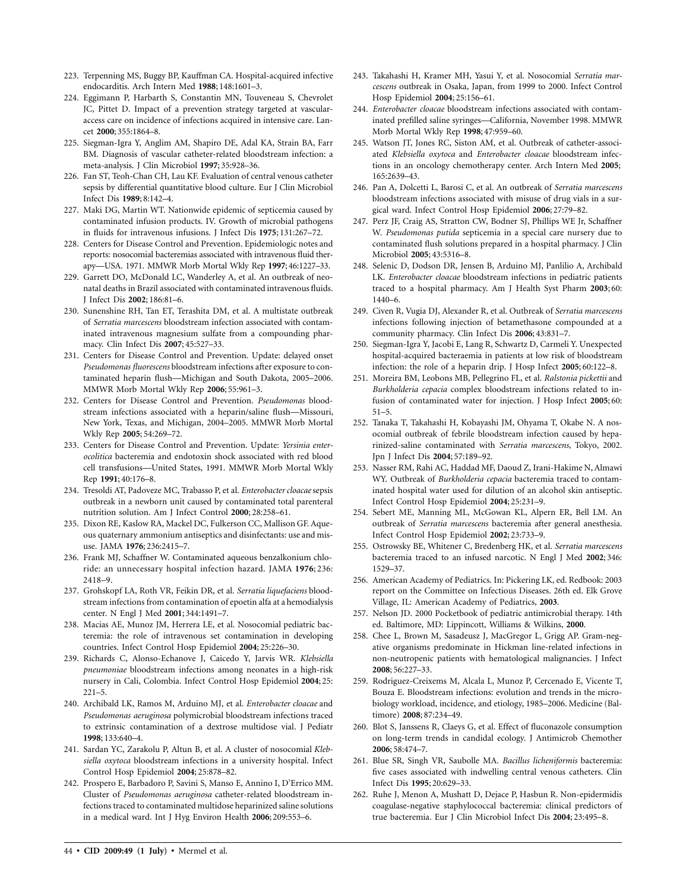223. Terpenning MS, Buggy BP, Kauffman CA. Hospital-acquired infective endocarditis. Arch Intern Med **1988**; 148:1601–3.

224. Eggimann P, Harbarth S, Constantin MN, Touveneau S, Chevrolet JC, Pittet D. Impact of a prevention strategy targeted at vascular-access care on incidence of infections acquired in intensive care. Lancet **2000**; 355:1864–8.

225. Siegman-Igra Y, Anglim AM, Shapiro DE, Adal KA, Strain BA, Farr BM. Diagnosis of vascular catheter-related bloodstream infection: a meta-analysis. J Clin Microbiol **1997**; 35:928–36.

226. Fan ST, Teoh-Chan CH, Lau KF. Evaluation of central venous catheter sepsis by differential quantitative blood culture. Eur J Clin Microbiol Infect Dis **1989**; 8:142–4.

227. Maki DG, Martin WT. Nationwide epidemic of septicemia caused by contaminated infusion products. IV. Growth of microbial pathogens in fluids for intravenous infusions. J Infect Dis **1975**; 131:267–72.

228. Centers for Disease Control and Prevention. Epidemiologic notes and reports: nosocomial bacteremias associated with intravenous fluid therapy—USA. 1971. MMWR Morb Mortal Wkly Rep **1997**; 46:1227–33.

229. Garrett DO, McDonald LC, Wanderley A, et al. An outbreak of neonatal deaths in Brazil associated with contaminated intravenous fluids. J Infect Dis **2002**; 186:81–6.

230. Sunenshine RH, Tan ET, Terashita DM, et al. A multistate outbreak of *Serratia marcescens* bloodstream infection associated with contaminated intravenous magnesium sulfate from a compounding pharmacy. Clin Infect Dis **2007**; 45:527–33.

231. Centers for Disease Control and Prevention. Update: delayed onset *Pseudomonas fluorescens* bloodstream infections after exposure to contaminated heparin flush—Michigan and South Dakota, 2005–2006. MMWR Morb Mortal Wkly Rep **2006**; 55:961–3.

232. Centers for Disease Control and Prevention. *Pseudomonas* bloodstream infections associated with a heparin/saline flush—Missouri, New York, Texas, and Michigan, 2004–2005. MMWR Morb Mortal Wkly Rep **2005**; 54:269–72.

233. Centers for Disease Control and Prevention. Update: *Yersinia enterocolitica* bacteremia and endotoxin shock associated with red blood cell transfusions—United States, 1991. MMWR Morb Mortal Wkly Rep **1991**; 40:176–8.

234. Tresoldi AT, Padoveze MC, Trabasso P, et al. *Enterobacter cloacae* sepsis outbreak in a newborn unit caused by contaminated total parenteral nutrition solution. Am J Infect Control **2000**; 28:258–61.

235. Dixon RE, Kaslow RA, Mackel DC, Fulkerson CC, Mallison GF. Aqueous quaternary ammonium antiseptics and disinfectants: use and misuse. JAMA **1976**; 236:2415–7.

236. Frank MJ, Schaffner W. Contaminated aqueous benzalkonium chloride: an unnecessary hospital infection hazard. JAMA **1976**; 236: 2418–9.

237. Grohskopf LA, Roth VR, Feikin DR, et al. *Serratia liquefaciens* bloodstream infections from contamination of epoetin alfa at a hemodialysis center. N Engl J Med **2001**; 344:1491–7.

238. Macias AE, Munoz JM, Herrera LE, et al. Nosocomial pediatric bacteremia: the role of intravenous set contamination in developing countries. Infect Control Hosp Epidemiol **2004**; 25:226–30.

239. Richards C, Alonso-Echanove J, Caicedo Y, Jarvis WR. *Klebsiella pneumoniae* bloodstream infections among neonates in a high-risk nursery in Cali, Colombia. Infect Control Hosp Epidemiol **2004**; 25: 221–5.

240. Archibald LK, Ramos M, Arduino MJ, et al. *Enterobacter cloacae* and *Pseudomonas aeruginosa* polymicrobial bloodstream infections traced to extrinsic contamination of a dextrose multidose vial. J Pediatr **1998**; 133:640–4.

241. Sardan YC, Zarakolu P, Altun B, et al. A cluster of nosocomial *Klebsiella oxytoca* bloodstream infections in a university hospital. Infect Control Hosp Epidemiol **2004**; 25:878–82.

242. Prospero E, Barbadoro P, Savini S, Manso E, Annino I, D'Errico MM. Cluster of *Pseudomonas aeruginosa* catheter-related bloodstream infections traced to contaminated multidose heparinized saline solutions in a medical ward. Int J Hyg Environ Health **2006**; 209:553–6.

243. Takahashi H, Kramer MH, Yasui Y, et al. Nosocomial *Serratia marcescens* outbreak in Osaka, Japan, from 1999 to 2000. Infect Control Hosp Epidemiol **2004**; 25:156–61.

244. *Enterobacter cloacae* bloodstream infections associated with contaminated prefilled saline syringes—California, November 1998. MMWR Morb Mortal Wkly Rep **1998**; 47:959–60.

245. Watson JT, Jones RC, Siston AM, et al. Outbreak of catheter-associated *Klebsiella oxytoca* and *Enterobacter cloacae* bloodstream infections in an oncology chemotherapy center. Arch Intern Med **2005**; 165:2639–43.

246. Pan A, Dolcetti L, Barosi C, et al. An outbreak of *Serratia marcescens* bloodstream infections associated with misuse of drug vials in a surgical ward. Infect Control Hosp Epidemiol **2006**; 27:79–82.

247. Perz JF, Craig AS, Stratton CW, Bodner SJ, Phillips WE Jr, Schaffner W. *Pseudomonas putida* septicemia in a special care nursery due to contaminated flush solutions prepared in a hospital pharmacy. J Clin Microbiol **2005**; 43:5316–8.

248. Selenic D, Dodson DR, Jensen B, Arduino MJ, Panlilio A, Archibald LK. *Enterobacter cloacae* bloodstream infections in pediatric patients traced to a hospital pharmacy. Am J Health Syst Pharm **2003**; 60: 1440–6.

249. Civen R, Vugia DJ, Alexander R, et al. Outbreak of *Serratia marcescens* infections following injection of betamethasone compounded at a community pharmacy. Clin Infect Dis **2006**; 43:831–7.

250. Siegman-Igra Y, Jacobi E, Lang R, Schwartz D, Carmeli Y. Unexpected hospital-acquired bacteraemia in patients at low risk of bloodstream infection: the role of a heparin drip. J Hosp Infect **2005**; 60:122–8.

251. Moreira BM, Leobons MB, Pellegrino FL, et al. *Ralstonia pickettii* and *Burkholderia cepacia* complex bloodstream infections related to infusion of contaminated water for injection. J Hosp Infect **2005**; 60: 51–5.

252. Tanaka T, Takahashi H, Kobayashi JM, Ohyama T, Okabe N. A nosocomial outbreak of febrile bloodstream infection caused by heparinized-saline contaminated with *Serratia marcescens*, Tokyo, 2002. Jpn J Infect Dis **2004**; 57:189–92.

253. Nasser RM, Rahi AC, Haddad MF, Daoud Z, Irani-Hakime N, Almawi WY. Outbreak of *Burkholderia cepacia* bacteremia traced to contaminated hospital water used for dilution of an alcohol skin antiseptic. Infect Control Hosp Epidemiol **2004**; 25:231–9.

254. Sebert ME, Manning ML, McGowan KL, Alpern ER, Bell LM. An outbreak of *Serratia marcescens* bacteremia after general anesthesia. Infect Control Hosp Epidemiol **2002**; 23:733–9.

255. Ostrowsky BE, Whitener C, Bredenberg HK, et al. *Serratia marcescens* bacteremia traced to an infused narcotic. N Engl J Med **2002**; 346: 1529–37.

256. American Academy of Pediatrics. In: Pickering LK, ed. Redbook: 2003 report on the Committee on Infectious Diseases. 26th ed. Elk Grove Village, IL: American Academy of Pediatrics, **2003**.

257. Nelson JD. 2000 Pocketbook of pediatric antimicrobial therapy. 14th ed. Baltimore, MD: Lippincott, Williams & Wilkins, **2000**.

258. Chee L, Brown M, Sasadeusz J, MacGregor L, Grigg AP. Gram-negative organisms predominate in Hickman line-related infections in non-neutropenic patients with hematological malignancies. J Infect **2008**; 56:227–33.

259. Rodriguez-Creixems M, Alcala L, Munoz P, Cercenado E, Vicente T, Bouza E. Bloodstream infections: evolution and trends in the microbiology workload, incidence, and etiology, 1985–2006. Medicine (Baltimore) **2008**; 87:234–49.

260. Blot S, Janssens R, Claeys G, et al. Effect of fluconazole consumption on long-term trends in candidal ecology. J Antimicrob Chemother **2006**; 58:474–7.

261. Blue SR, Singh VR, Saubolle MA. *Bacillus licheniformis* bacteremia: five cases associated with indwelling central venous catheters. Clin Infect Dis **1995**; 20:629–33.

262. Ruhe J, Menon A, Mushatt D, Dejace P, Hasbun R. Non-epidermidis coagulase-negative staphylococcal bacteremia: clinical predictors of true bacteremia. Eur J Clin Microbiol Infect Dis **2004**; 23:495–8.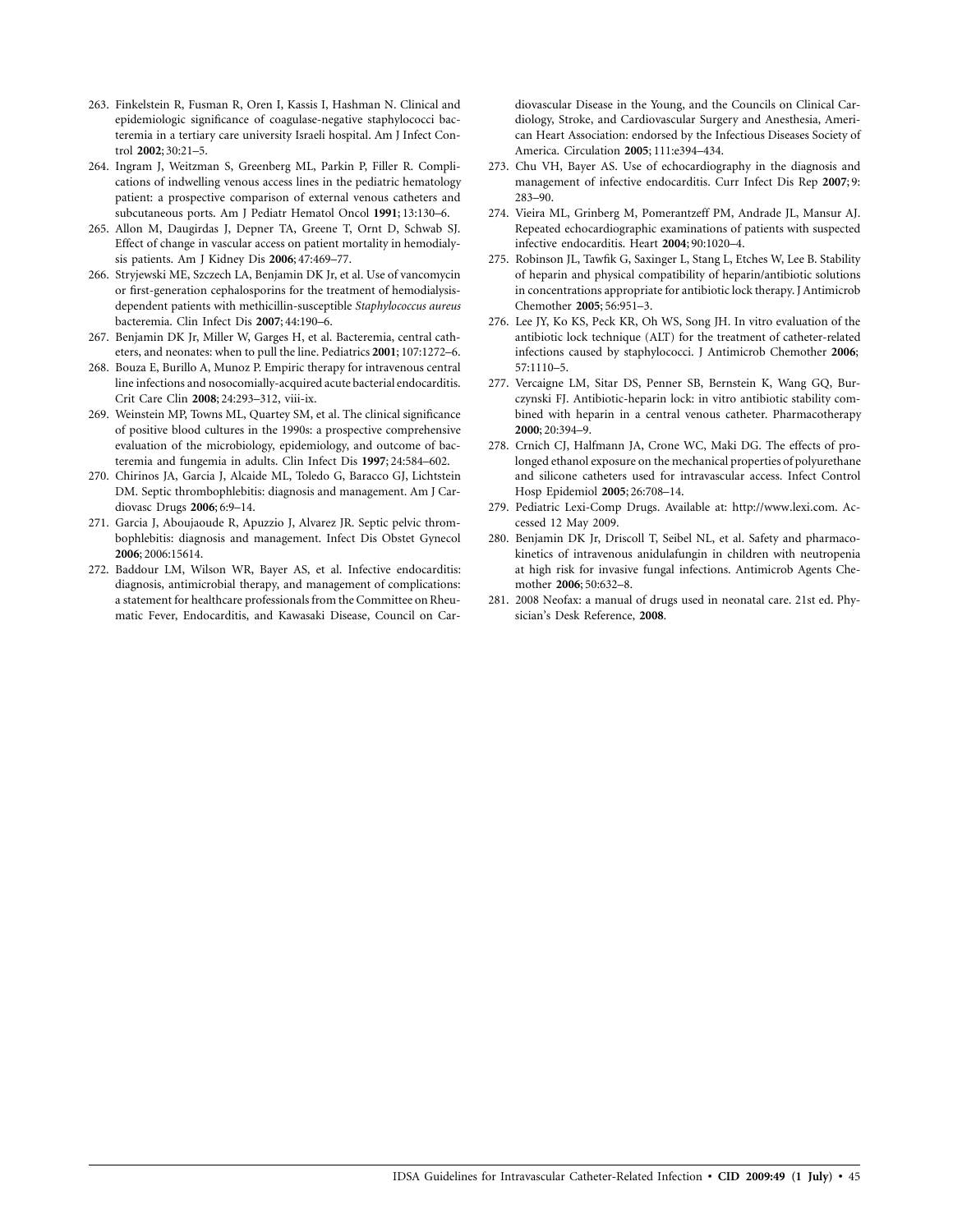263. Finkelstein R, Fusman R, Oren I, Kassis I, Hashman N. Clinical and epidemiologic significance of coagulase-negative staphylococci bacteremia in a tertiary care university Israeli hospital. Am J Infect Control **2002**; 30:21–5.
264. Ingram J, Weitzman S, Greenberg ML, Parkin P, Filler R. Complications of indwelling venous access lines in the pediatric hematology patient: a prospective comparison of external venous catheters and subcutaneous ports. Am J Pediatr Hematol Oncol **1991**; 13:130–6.
265. Allon M, Daugirdas J, Depner TA, Greene T, Ornt D, Schwab SJ. Effect of change in vascular access on patient mortality in hemodialysis patients. Am J Kidney Dis **2006**; 47:469–77.
266. Stryjewski ME, Szczech LA, Benjamin DK Jr, et al. Use of vancomycin or first-generation cephalosporins for the treatment of hemodialysis-dependent patients with methicillin-susceptible *Staphylococcus aureus* bacteremia. Clin Infect Dis **2007**; 44:190–6.
267. Benjamin DK Jr, Miller W, Garges H, et al. Bacteremia, central catheters, and neonates: when to pull the line. Pediatrics **2001**; 107:1272–6.
268. Bouza E, Burillo A, Munoz P. Empiric therapy for intravenous central line infections and nosocomially-acquired acute bacterial endocarditis. Crit Care Clin **2008**; 24:293–312, viii-ix.
269. Weinstein MP, Towns ML, Quartey SM, et al. The clinical significance of positive blood cultures in the 1990s: a prospective comprehensive evaluation of the microbiology, epidemiology, and outcome of bacteremia and fungemia in adults. Clin Infect Dis **1997**; 24:584–602.
270. Chirinos JA, Garcia J, Alcaide ML, Toledo G, Baracco GJ, Lichtstein DM. Septic thrombophlebitis: diagnosis and management. Am J Cardiovasc Drugs **2006**; 6:9–14.
271. Garcia J, Aboujaoude R, Apuzzio J, Alvarez JR. Septic pelvic thrombophlebitis: diagnosis and management. Infect Dis Obstet Gynecol **2006**; 2006:15614.
272. Baddour LM, Wilson WR, Bayer AS, et al. Infective endocarditis: diagnosis, antimicrobial therapy, and management of complications: a statement for healthcare professionals from the Committee on Rheumatic Fever, Endocarditis, and Kawasaki Disease, Council on Cardiovascular Disease in the Young, and the Councils on Clinical Cardiology, Stroke, and Cardiovascular Surgery and Anesthesia, American Heart Association: endorsed by the Infectious Diseases Society of America. Circulation **2005**; 111:e394–434.
273. Chu VH, Bayer AS. Use of echocardiography in the diagnosis and management of infective endocarditis. Curr Infect Dis Rep **2007**; 9: 283–90.
274. Vieira ML, Grinberg M, Pomerantzeff PM, Andrade JL, Mansur AJ. Repeated echocardiographic examinations of patients with suspected infective endocarditis. Heart **2004**; 90:1020–4.
275. Robinson JL, Tawfik G, Saxinger L, Stang L, Etches W, Lee B. Stability of heparin and physical compatibility of heparin/antibiotic solutions in concentrations appropriate for antibiotic lock therapy. J Antimicrob Chemother **2005**; 56:951–3.
276. Lee JY, Ko KS, Peck KR, Oh WS, Song JH. In vitro evaluation of the antibiotic lock technique (ALT) for the treatment of catheter-related infections caused by staphylococci. J Antimicrob Chemother **2006**; 57:1110–5.
277. Vercaigne LM, Sitar DS, Penner SB, Bernstein K, Wang GQ, Burczynski FJ. Antibiotic-heparin lock: in vitro antibiotic stability combined with heparin in a central venous catheter. Pharmacotherapy **2000**; 20:394–9.
278. Crnich CJ, Halfmann JA, Crone WC, Maki DG. The effects of prolonged ethanol exposure on the mechanical properties of polyurethane and silicone catheters used for intravascular access. Infect Control Hosp Epidemiol **2005**; 26:708–14.
279. Pediatric Lexi-Comp Drugs. Available at: http://www.lexi.com. Accessed 12 May 2009.
280. Benjamin DK Jr, Driscoll T, Seibel NL, et al. Safety and pharmacokinetics of intravenous anidulafungin in children with neutropenia at high risk for invasive fungal infections. Antimicrob Agents Chemother **2006**; 50:632–8.
281. 2008 Neofax: a manual of drugs used in neonatal care. 21st ed. Physician's Desk Reference, **2008**.